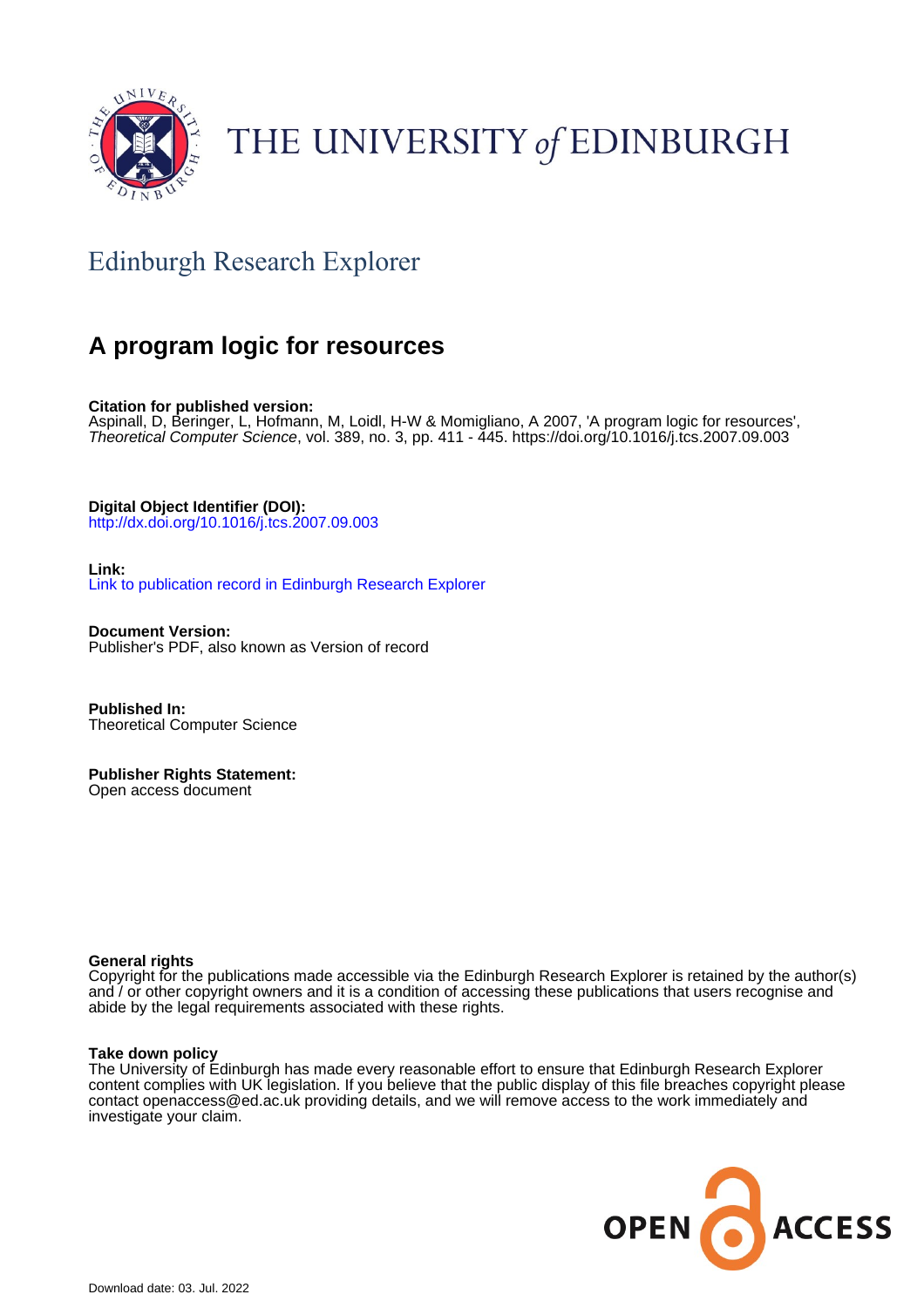THE UNIVERSITY of EDINBURGH

## Edinburgh Research Explorer

# A program logic for resources

**Citation for published version:**
Aspinall, D, Beringer, L, Hofmann, M, Loidl, H-W & Momigliano, A 2007, 'A program logic for resources', *Theoretical Computer Science*, vol. 389, no. 3, pp. 411 - 445. https://doi.org/10.1016/j.tcs.2007.09.003

**Digital Object Identifier (DOI):**
http://dx.doi.org/10.1016/j.tcs.2007.09.003

**Link:**
Link to publication record in Edinburgh Research Explorer

**Document Version:**
Publisher's PDF, also known as Version of record

**Published In:**
Theoretical Computer Science

**Publisher Rights Statement:**
Open access document

**General rights**
Copyright for the publications made accessible via the Edinburgh Research Explorer is retained by the author(s) and / or other copyright owners and it is a condition of accessing these publications that users recognise and abide by the legal requirements associated with these rights.

**Take down policy**
The University of Edinburgh has made every reasonable effort to ensure that Edinburgh Research Explorer content complies with UK legislation. If you believe that the public display of this file breaches copyright please contact openaccess@ed.ac.uk providing details, and we will remove access to the work immediately and investigate your claim.

Download date: 03. Jul. 2022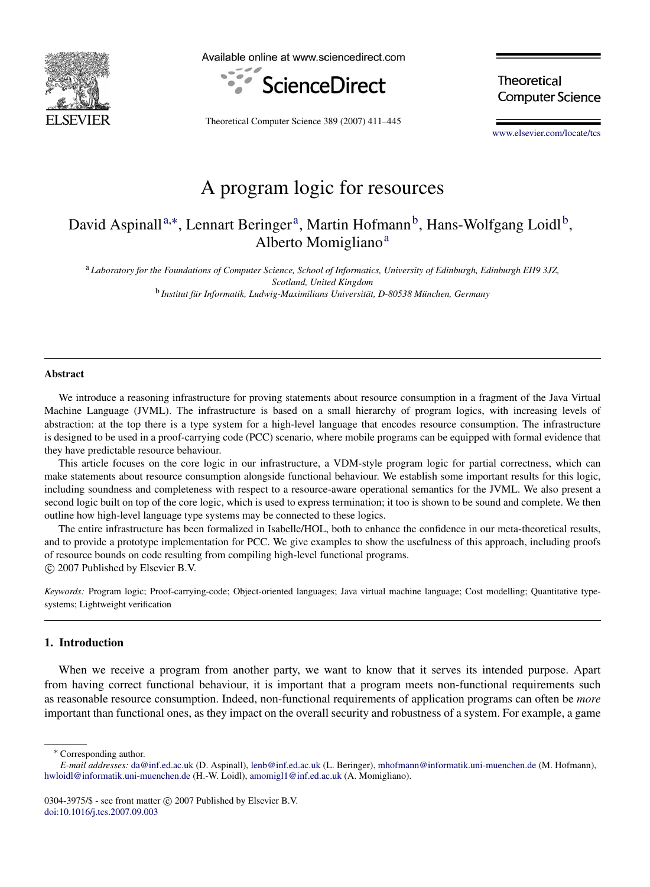# A program logic for resources

David Aspinall[a,*], Lennart Beringer[a], Martin Hofmann[b], Hans-Wolfgang Loidl[b], Alberto Momigliano[a]

[a] *Laboratory for the Foundations of Computer Science, School of Informatics, University of Edinburgh, Edinburgh EH9 3JZ, Scotland, United Kingdom*

[b] *Institut für Informatik, Ludwig-Maximilians Universität, D-80538 München, Germany*

## Abstract

We introduce a reasoning infrastructure for proving statements about resource consumption in a fragment of the Java Virtual Machine Language (JVML). The infrastructure is based on a small hierarchy of program logics, with increasing levels of abstraction: at the top there is a type system for a high-level language that encodes resource consumption. The infrastructure is designed to be used in a proof-carrying code (PCC) scenario, where mobile programs can be equipped with formal evidence that they have predictable resource behaviour.

This article focuses on the core logic in our infrastructure, a VDM-style program logic for partial correctness, which can make statements about resource consumption alongside functional behaviour. We establish some important results for this logic, including soundness and completeness with respect to a resource-aware operational semantics for the JVML. We also present a second logic built on top of the core logic, which is used to express termination; it too is shown to be sound and complete. We then outline how high-level language type systems may be connected to these logics.

The entire infrastructure has been formalized in Isabelle/HOL, both to enhance the confidence in our meta-theoretical results, and to provide a prototype implementation for PCC. We give examples to show the usefulness of this approach, including proofs of resource bounds on code resulting from compiling high-level functional programs.

© 2007 Published by Elsevier B.V.

*Keywords:* Program logic; Proof-carrying-code; Object-oriented languages; Java virtual machine language; Cost modelling; Quantitative type-systems; Lightweight verification

## 1. Introduction

When we receive a program from another party, we want to know that it serves its intended purpose. Apart from having correct functional behaviour, it is important that a program meets non-functional requirements such as reasonable resource consumption. Indeed, non-functional requirements of application programs can often be *more* important than functional ones, as they impact on the overall security and robustness of a system. For example, a game

---

* Corresponding author.

*E-mail addresses:* da@inf.ed.ac.uk (D. Aspinall), lenb@inf.ed.ac.uk (L. Beringer), mhofmann@informatik.uni-muenchen.de (M. Hofmann), hwloidl@informatik.uni-muenchen.de (H.-W. Loidl), amomigl1@inf.ed.ac.uk (A. Momigliano).

0304-3975/$ - see front matter © 2007 Published by Elsevier B.V.
doi:10.1016/j.tcs.2007.09.003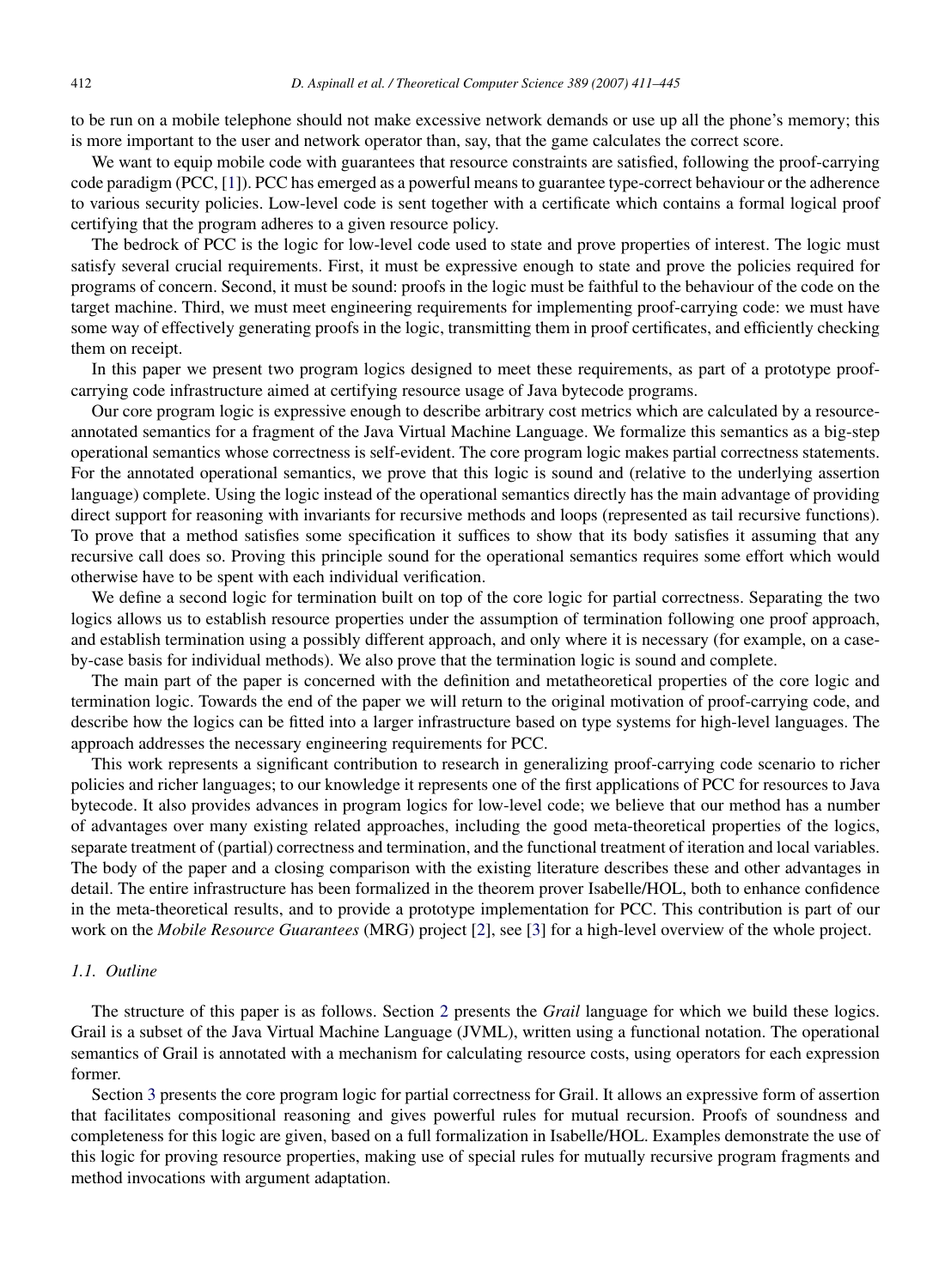to be run on a mobile telephone should not make excessive network demands or use up all the phone's memory; this is more important to the user and network operator than, say, that the game calculates the correct score.

We want to equip mobile code with guarantees that resource constraints are satisfied, following the proof-carrying code paradigm (PCC, [1]). PCC has emerged as a powerful means to guarantee type-correct behaviour or the adherence to various security policies. Low-level code is sent together with a certificate which contains a formal logical proof certifying that the program adheres to a given resource policy.

The bedrock of PCC is the logic for low-level code used to state and prove properties of interest. The logic must satisfy several crucial requirements. First, it must be expressive enough to state and prove the policies required for programs of concern. Second, it must be sound: proofs in the logic must be faithful to the behaviour of the code on the target machine. Third, we must meet engineering requirements for implementing proof-carrying code: we must have some way of effectively generating proofs in the logic, transmitting them in proof certificates, and efficiently checking them on receipt.

In this paper we present two program logics designed to meet these requirements, as part of a prototype proof-carrying code infrastructure aimed at certifying resource usage of Java bytecode programs.

Our core program logic is expressive enough to describe arbitrary cost metrics which are calculated by a resource-annotated semantics for a fragment of the Java Virtual Machine Language. We formalize this semantics as a big-step operational semantics whose correctness is self-evident. The core program logic makes partial correctness statements. For the annotated operational semantics, we prove that this logic is sound and (relative to the underlying assertion language) complete. Using the logic instead of the operational semantics directly has the main advantage of providing direct support for reasoning with invariants for recursive methods and loops (represented as tail recursive functions). To prove that a method satisfies some specification it suffices to show that its body satisfies it assuming that any recursive call does so. Proving this principle sound for the operational semantics requires some effort which would otherwise have to be spent with each individual verification.

We define a second logic for termination built on top of the core logic for partial correctness. Separating the two logics allows us to establish resource properties under the assumption of termination following one proof approach, and establish termination using a possibly different approach, and only where it is necessary (for example, on a case-by-case basis for individual methods). We also prove that the termination logic is sound and complete.

The main part of the paper is concerned with the definition and metatheoretical properties of the core logic and termination logic. Towards the end of the paper we will return to the original motivation of proof-carrying code, and describe how the logics can be fitted into a larger infrastructure based on type systems for high-level languages. The approach addresses the necessary engineering requirements for PCC.

This work represents a significant contribution to research in generalizing proof-carrying code scenario to richer policies and richer languages; to our knowledge it represents one of the first applications of PCC for resources to Java bytecode. It also provides advances in program logics for low-level code; we believe that our method has a number of advantages over many existing related approaches, including the good meta-theoretical properties of the logics, separate treatment of (partial) correctness and termination, and the functional treatment of iteration and local variables. The body of the paper and a closing comparison with the existing literature describes these and other advantages in detail. The entire infrastructure has been formalized in the theorem prover Isabelle/HOL, both to enhance confidence in the meta-theoretical results, and to provide a prototype implementation for PCC. This contribution is part of our work on the *Mobile Resource Guarantees* (MRG) project [2], see [3] for a high-level overview of the whole project.

### *1.1. Outline*

The structure of this paper is as follows. Section 2 presents the *Grail* language for which we build these logics. Grail is a subset of the Java Virtual Machine Language (JVML), written using a functional notation. The operational semantics of Grail is annotated with a mechanism for calculating resource costs, using operators for each expression former.

Section 3 presents the core program logic for partial correctness for Grail. It allows an expressive form of assertion that facilitates compositional reasoning and gives powerful rules for mutual recursion. Proofs of soundness and completeness for this logic are given, based on a full formalization in Isabelle/HOL. Examples demonstrate the use of this logic for proving resource properties, making use of special rules for mutually recursive program fragments and method invocations with argument adaptation.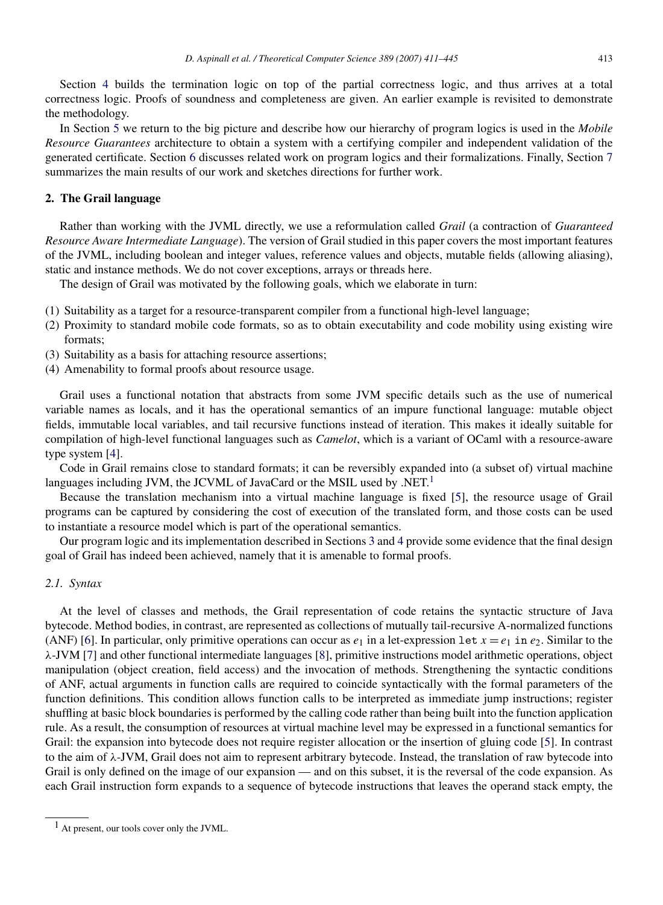Section 4 builds the termination logic on top of the partial correctness logic, and thus arrives at a total correctness logic. Proofs of soundness and completeness are given. An earlier example is revisited to demonstrate the methodology.

In Section 5 we return to the big picture and describe how our hierarchy of program logics is used in the *Mobile Resource Guarantees* architecture to obtain a system with a certifying compiler and independent validation of the generated certificate. Section 6 discusses related work on program logics and their formalizations. Finally, Section 7 summarizes the main results of our work and sketches directions for further work.

## 2. The Grail language

Rather than working with the JVML directly, we use a reformulation called *Grail* (a contraction of *Guaranteed Resource Aware Intermediate Language*). The version of Grail studied in this paper covers the most important features of the JVML, including boolean and integer values, reference values and objects, mutable fields (allowing aliasing), static and instance methods. We do not cover exceptions, arrays or threads here.

The design of Grail was motivated by the following goals, which we elaborate in turn:

(1) Suitability as a target for a resource-transparent compiler from a functional high-level language;
(2) Proximity to standard mobile code formats, so as to obtain executability and code mobility using existing wire formats;
(3) Suitability as a basis for attaching resource assertions;
(4) Amenability to formal proofs about resource usage.

Grail uses a functional notation that abstracts from some JVM specific details such as the use of numerical variable names as locals, and it has the operational semantics of an impure functional language: mutable object fields, immutable local variables, and tail recursive functions instead of iteration. This makes it ideally suitable for compilation of high-level functional languages such as *Camelot*, which is a variant of OCaml with a resource-aware type system [4].

Code in Grail remains close to standard formats; it can be reversibly expanded into (a subset of) virtual machine languages including JVM, the JCVML of JavaCard or the MSIL used by .NET.[1]

Because the translation mechanism into a virtual machine language is fixed [5], the resource usage of Grail programs can be captured by considering the cost of execution of the translated form, and those costs can be used to instantiate a resource model which is part of the operational semantics.

Our program logic and its implementation described in Sections 3 and 4 provide some evidence that the final design goal of Grail has indeed been achieved, namely that it is amenable to formal proofs.

### 2.1. Syntax

At the level of classes and methods, the Grail representation of code retains the syntactic structure of Java bytecode. Method bodies, in contrast, are represented as collections of mutually tail-recursive A-normalized functions (ANF) [6]. In particular, only primitive operations can occur as $e_1$ in a let-expression `let` $x = e_1$ `in` $e_2$. Similar to the λ-JVM [7] and other functional intermediate languages [8], primitive instructions model arithmetic operations, object manipulation (object creation, field access) and the invocation of methods. Strengthening the syntactic conditions of ANF, actual arguments in function calls are required to coincide syntactically with the formal parameters of the function definitions. This condition allows function calls to be interpreted as immediate jump instructions; register shuffling at basic block boundaries is performed by the calling code rather than being built into the function application rule. As a result, the consumption of resources at virtual machine level may be expressed in a functional semantics for Grail: the expansion into bytecode does not require register allocation or the insertion of gluing code [5]. In contrast to the aim of λ-JVM, Grail does not aim to represent arbitrary bytecode. Instead, the translation of raw bytecode into Grail is only defined on the image of our expansion — and on this subset, it is the reversal of the code expansion. As each Grail instruction form expands to a sequence of bytecode instructions that leaves the operand stack empty, the

[1] At present, our tools cover only the JVML.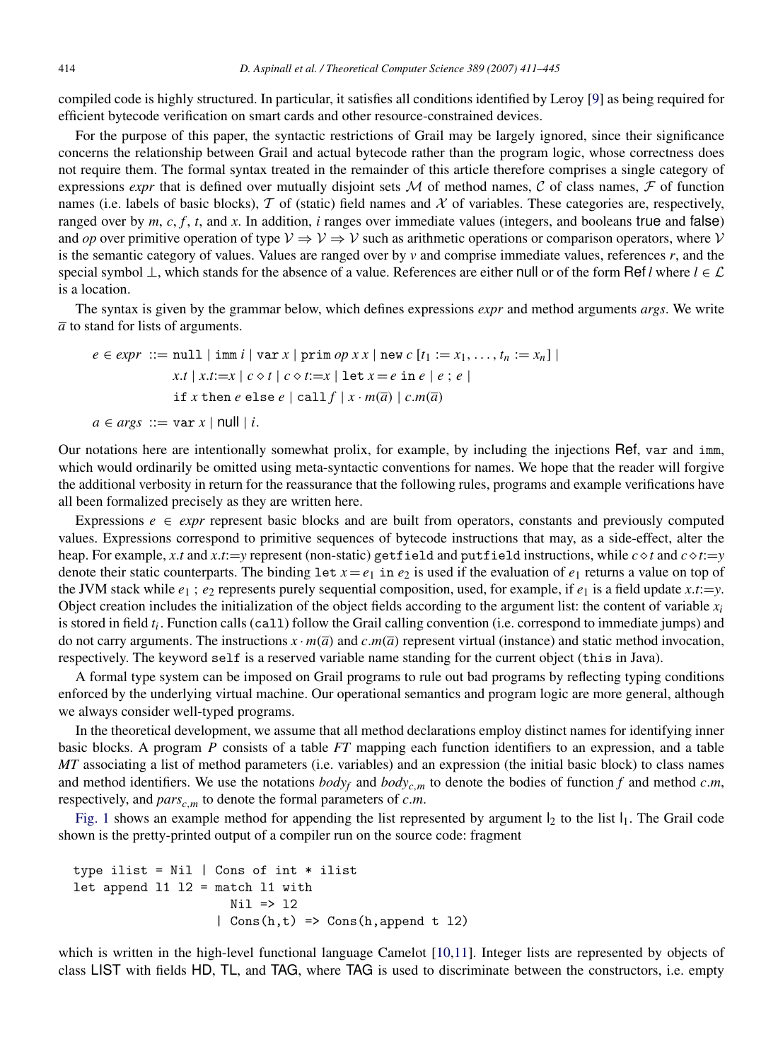compiled code is highly structured. In particular, it satisfies all conditions identified by Leroy [9] as being required for efficient bytecode verification on smart cards and other resource-constrained devices.

For the purpose of this paper, the syntactic restrictions of Grail may be largely ignored, since their significance concerns the relationship between Grail and actual bytecode rather than the program logic, whose correctness does not require them. The formal syntax treated in the remainder of this article therefore comprises a single category of expressions *expr* that is defined over mutually disjoint sets $\mathcal{M}$ of method names, $\mathcal{C}$ of class names, $\mathcal{F}$ of function names (i.e. labels of basic blocks), $\mathcal{T}$ of (static) field names and $\mathcal{X}$ of variables. These categories are, respectively, ranged over by $m$, $c$, $f$, $t$, and $x$. In addition, $i$ ranges over immediate values (integers, and booleans true and false) and *op* over primitive operation of type $\mathcal{V} \Rightarrow \mathcal{V} \Rightarrow \mathcal{V}$ such as arithmetic operations or comparison operators, where $\mathcal{V}$ is the semantic category of values. Values are ranged over by $v$ and comprise immediate values, references $r$, and the special symbol $\bot$, which stands for the absence of a value. References are either null or of the form Ref $l$ where $l \in \mathcal{L}$ is a location.

The syntax is given by the grammar below, which defines expressions *expr* and method arguments *args*. We write $\overline{a}$ to stand for lists of arguments.

$$
\begin{aligned}
e \in expr \ ::= \ & \texttt{null} \mid \texttt{imm}\ i \mid \texttt{var}\ x \mid \texttt{prim}\ op\ x\ x \mid \texttt{new}\ c\ [t_1 := x_1, \ldots, t_n := x_n] \mid \\
& x.t \mid x.t{:=}x \mid c \diamond t \mid c \diamond t{:=}x \mid \texttt{let}\ x = e\ \texttt{in}\ e \mid e\ ;\ e \mid \\
& \texttt{if}\ x\ \texttt{then}\ e\ \texttt{else}\ e \mid \texttt{call}\ f \mid x \cdot m(\overline{a}) \mid c.m(\overline{a}) \\
a \in args \ ::= \ & \texttt{var}\ x \mid \mathsf{null} \mid i.
\end{aligned}
$$

Our notations here are intentionally somewhat prolix, for example, by including the injections Ref, `var` and `imm`, which would ordinarily be omitted using meta-syntactic conventions for names. We hope that the reader will forgive the additional verbosity in return for the reassurance that the following rules, programs and example verifications have all been formalized precisely as they are written here.

Expressions $e \in expr$ represent basic blocks and are built from operators, constants and previously computed values. Expressions correspond to primitive sequences of bytecode instructions that may, as a side-effect, alter the heap. For example, $x.t$ and $x.t{:=}y$ represent (non-static) `getfield` and `putfield` instructions, while $c \diamond t$ and $c \diamond t{:=}y$ denote their static counterparts. The binding `let` $x = e_1$ `in` $e_2$ is used if the evaluation of $e_1$ returns a value on top of the JVM stack while $e_1$ ; $e_2$ represents purely sequential composition, used, for example, if $e_1$ is a field update $x.t{:=}y$. Object creation includes the initialization of the object fields according to the argument list: the content of variable $x_i$ is stored in field $t_i$. Function calls (`call`) follow the Grail calling convention (i.e. correspond to immediate jumps) and do not carry arguments. The instructions $x \cdot m(\overline{a})$ and $c.m(\overline{a})$ represent virtual (instance) and static method invocation, respectively. The keyword `self` is a reserved variable name standing for the current object (`this` in Java).

A formal type system can be imposed on Grail programs to rule out bad programs by reflecting typing conditions enforced by the underlying virtual machine. Our operational semantics and program logic are more general, although we always consider well-typed programs.

In the theoretical development, we assume that all method declarations employ distinct names for identifying inner basic blocks. A program $P$ consists of a table $FT$ mapping each function identifiers to an expression, and a table $MT$ associating a list of method parameters (i.e. variables) and an expression (the initial basic block) to class names and method identifiers. We use the notations $body_f$ and $body_{c,m}$ to denote the bodies of function $f$ and method $c.m$, respectively, and $pars_{c,m}$ to denote the formal parameters of $c.m$.

Fig. 1 shows an example method for appending the list represented by argument $l_2$ to the list $l_1$. The Grail code shown is the pretty-printed output of a compiler run on the source code: fragment

```
type ilist = Nil | Cons of int * ilist
let append l1 l2 = match l1 with
                     Nil => l2
                   | Cons(h,t) => Cons(h,append t l2)
```

which is written in the high-level functional language Camelot [10,11]. Integer lists are represented by objects of class LIST with fields HD, TL, and TAG, where TAG is used to discriminate between the constructors, i.e. empty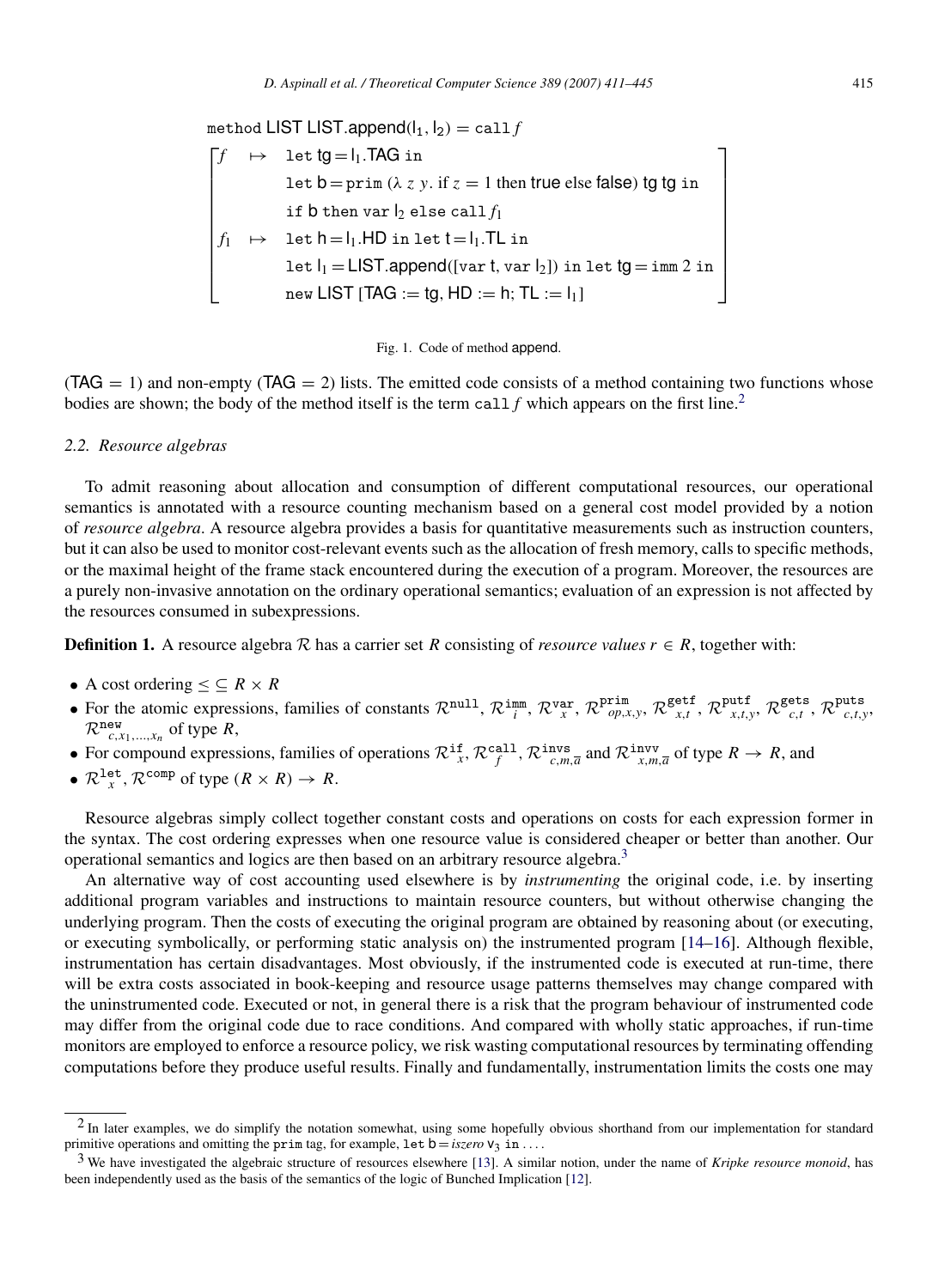$$
\begin{array}{l}
\texttt{method}\ \mathsf{LIST}\ \mathsf{LIST.append}(\mathsf{l}_1, \mathsf{l}_2) = \texttt{call}\, f \\
\left[\begin{array}{lll}
f & \mapsto & \texttt{let}\ \mathsf{tg} = \mathsf{l}_1.\mathsf{TAG}\ \texttt{in} \\
 & & \texttt{let}\ \mathsf{b} = \texttt{prim}\ (\lambda\, z\, y.\ \text{if } z = 1 \text{ then } \mathsf{true} \text{ else } \mathsf{false})\ \mathsf{tg}\ \mathsf{tg}\ \texttt{in} \\
 & & \texttt{if}\ \mathsf{b}\ \texttt{then}\ \texttt{var}\ \mathsf{l}_2\ \texttt{else}\ \texttt{call}\, f_1 \\
f_1 & \mapsto & \texttt{let}\ \mathsf{h} = \mathsf{l}_1.\mathsf{HD}\ \texttt{in}\ \texttt{let}\ \mathsf{t} = \mathsf{l}_1.\mathsf{TL}\ \texttt{in} \\
 & & \texttt{let}\ \mathsf{l}_1 = \mathsf{LIST.append}([\texttt{var}\ \mathsf{t}, \texttt{var}\ \mathsf{l}_2])\ \texttt{in}\ \texttt{let}\ \mathsf{tg} = \texttt{imm}\ 2\ \texttt{in} \\
 & & \texttt{new}\ \mathsf{LIST}\ [\mathsf{TAG} := \mathsf{tg}, \mathsf{HD} := \mathsf{h}; \mathsf{TL} := \mathsf{l}_1]
\end{array}\right]
\end{array}
$$

Fig. 1. Code of method append.

($\mathsf{TAG} = 1$) and non-empty ($\mathsf{TAG} = 2$) lists. The emitted code consists of a method containing two functions whose bodies are shown; the body of the method itself is the term $\texttt{call}\, f$ which appears on the first line.[2]

### 2.2. Resource algebras

To admit reasoning about allocation and consumption of different computational resources, our operational semantics is annotated with a resource counting mechanism based on a general cost model provided by a notion of *resource algebra*. A resource algebra provides a basis for quantitative measurements such as instruction counters, but it can also be used to monitor cost-relevant events such as the allocation of fresh memory, calls to specific methods, or the maximal height of the frame stack encountered during the execution of a program. Moreover, the resources are a purely non-invasive annotation on the ordinary operational semantics; evaluation of an expression is not affected by the resources consumed in subexpressions.

**Definition 1.** A resource algebra $\mathcal{R}$ has a carrier set $R$ consisting of *resource values* $r \in R$, together with:

- A cost ordering $\leq \subseteq R \times R$
- For the atomic expressions, families of constants $\mathcal{R}^{\texttt{null}}$, $\mathcal{R}^{\texttt{imm}}_i$, $\mathcal{R}^{\texttt{var}}_x$, $\mathcal{R}^{\texttt{prim}}_{op,x,y}$, $\mathcal{R}^{\texttt{getf}}_{x,t}$, $\mathcal{R}^{\texttt{putf}}_{x,t,y}$, $\mathcal{R}^{\texttt{gets}}_{c,t}$, $\mathcal{R}^{\texttt{puts}}_{c,t,y}$, $\mathcal{R}^{\texttt{new}}_{c,x_1,\ldots,x_n}$ of type $R$,
- For compound expressions, families of operations $\mathcal{R}^{\texttt{if}}_x$, $\mathcal{R}^{\texttt{call}}_f$, $\mathcal{R}^{\texttt{invs}}_{c,m,\overline{a}}$ and $\mathcal{R}^{\texttt{invv}}_{x,m,\overline{a}}$ of type $R \to R$, and
- $\mathcal{R}^{\texttt{let}}_x$, $\mathcal{R}^{\texttt{comp}}$ of type $(R \times R) \to R$.

Resource algebras simply collect together constant costs and operations on costs for each expression former in the syntax. The cost ordering expresses when one resource value is considered cheaper or better than another. Our operational semantics and logics are then based on an arbitrary resource algebra.[3]

An alternative way of cost accounting used elsewhere is by *instrumenting* the original code, i.e. by inserting additional program variables and instructions to maintain resource counters, but without otherwise changing the underlying program. Then the costs of executing the original program are obtained by reasoning about (or executing, or executing symbolically, or performing static analysis on) the instrumented program [14–16]. Although flexible, instrumentation has certain disadvantages. Most obviously, if the instrumented code is executed at run-time, there will be extra costs associated in book-keeping and resource usage patterns themselves may change compared with the uninstrumented code. Executed or not, in general there is a risk that the program behaviour of instrumented code may differ from the original code due to race conditions. And compared with wholly static approaches, if run-time monitors are employed to enforce a resource policy, we risk wasting computational resources by terminating offending computations before they produce useful results. Finally and fundamentally, instrumentation limits the costs one may

---

[2] In later examples, we do simplify the notation somewhat, using some hopefully obvious shorthand from our implementation for standard primitive operations and omitting the prim tag, for example, $\texttt{let}\ \mathsf{b} = \textit{iszero}\ \mathsf{v}_3\ \texttt{in} \ldots$.

[3] We have investigated the algebraic structure of resources elsewhere [13]. A similar notion, under the name of *Kripke resource monoid*, has been independently used as the basis of the semantics of the logic of Bunched Implication [12].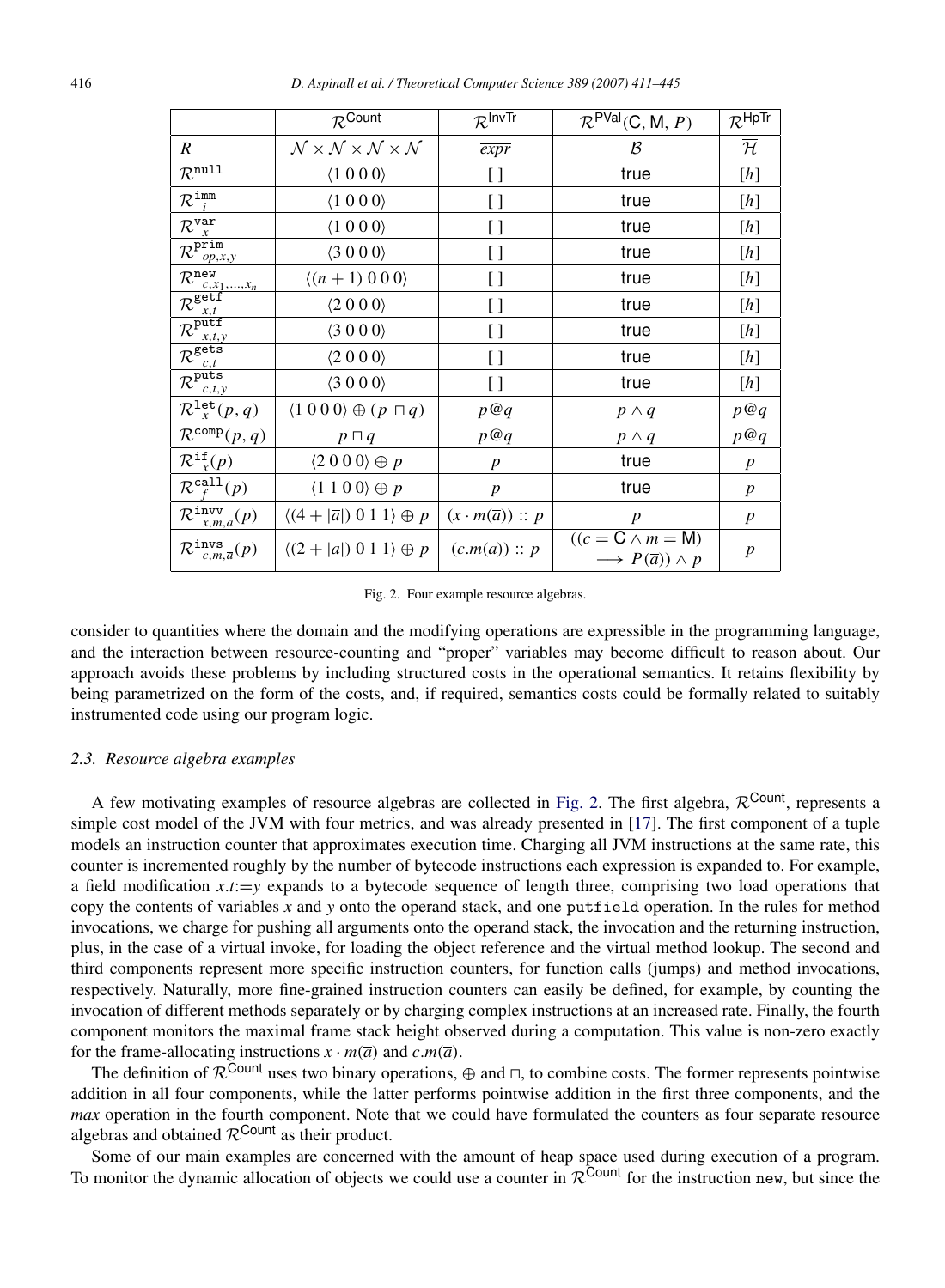|  | $\mathcal{R}^{\mathsf{Count}}$ | $\mathcal{R}^{\mathsf{InvTr}}$ | $\mathcal{R}^{\mathsf{PVal}}(\mathsf{C}, \mathsf{M}, P)$ | $\mathcal{R}^{\mathsf{HpTr}}$ |
|---|---|---|---|---|
| $R$ | $\mathcal{N} \times \mathcal{N} \times \mathcal{N} \times \mathcal{N}$ | $\overline{expr}$ | $\mathcal{B}$ | $\overline{\mathcal{H}}$ |
| $\mathcal{R}^{\mathtt{null}}$ | $\langle 1\ 0\ 0\ 0 \rangle$ | $[\,]$ | true | $[h]$ |
| $\mathcal{R}^{\mathtt{imm}}_{i}$ | $\langle 1\ 0\ 0\ 0 \rangle$ | $[\,]$ | true | $[h]$ |
| $\mathcal{R}^{\mathtt{var}}_{x}$ | $\langle 1\ 0\ 0\ 0 \rangle$ | $[\,]$ | true | $[h]$ |
| $\mathcal{R}^{\mathtt{prim}}_{op,x,y}$ | $\langle 3\ 0\ 0\ 0 \rangle$ | $[\,]$ | true | $[h]$ |
| $\mathcal{R}^{\mathtt{new}}_{c,x_1,\ldots,x_n}$ | $\langle (n+1)\ 0\ 0\ 0 \rangle$ | $[\,]$ | true | $[h]$ |
| $\mathcal{R}^{\mathtt{getf}}_{x,t}$ | $\langle 2\ 0\ 0\ 0 \rangle$ | $[\,]$ | true | $[h]$ |
| $\mathcal{R}^{\mathtt{putf}}_{x,t,y}$ | $\langle 3\ 0\ 0\ 0 \rangle$ | $[\,]$ | true | $[h]$ |
| $\mathcal{R}^{\mathtt{gets}}_{c,t}$ | $\langle 2\ 0\ 0\ 0 \rangle$ | $[\,]$ | true | $[h]$ |
| $\mathcal{R}^{\mathtt{puts}}_{c,t,y}$ | $\langle 3\ 0\ 0\ 0 \rangle$ | $[\,]$ | true | $[h]$ |
| $\mathcal{R}^{\mathtt{let}}_{x}(p, q)$ | $\langle 1\ 0\ 0\ 0 \rangle \oplus (p \sqcap q)$ | $p@q$ | $p \wedge q$ | $p@q$ |
| $\mathcal{R}^{\mathtt{comp}}(p, q)$ | $p \sqcap q$ | $p@q$ | $p \wedge q$ | $p@q$ |
| $\mathcal{R}^{\mathtt{if}}_{x}(p)$ | $\langle 2\ 0\ 0\ 0 \rangle \oplus p$ | $p$ | true | $p$ |
| $\mathcal{R}^{\mathtt{call}}_{f}(p)$ | $\langle 1\ 1\ 0\ 0 \rangle \oplus p$ | $p$ | true | $p$ |
| $\mathcal{R}^{\mathtt{invv}}_{x,m,\overline{a}}(p)$ | $\langle (4+\lvert\overline{a}\rvert)\ 0\ 1\ 1 \rangle \oplus p$ | $(x \cdot m(\overline{a})) :: p$ | $p$ | $p$ |
| $\mathcal{R}^{\mathtt{invs}}_{c,m,\overline{a}}(p)$ | $\langle (2+\lvert\overline{a}\rvert)\ 0\ 1\ 1 \rangle \oplus p$ | $(c.m(\overline{a})) :: p$ | $((c = \mathsf{C} \wedge m = \mathsf{M}) \longrightarrow P(\overline{a})) \wedge p$ | $p$ |

Fig. 2. Four example resource algebras.

consider to quantities where the domain and the modifying operations are expressible in the programming language, and the interaction between resource-counting and "proper" variables may become difficult to reason about. Our approach avoids these problems by including structured costs in the operational semantics. It retains flexibility by being parametrized on the form of the costs, and, if required, semantics costs could be formally related to suitably instrumented code using our program logic.

### 2.3. Resource algebra examples

A few motivating examples of resource algebras are collected in Fig. 2. The first algebra, $\mathcal{R}^{\mathsf{Count}}$, represents a simple cost model of the JVM with four metrics, and was already presented in [17]. The first component of a tuple models an instruction counter that approximates execution time. Charging all JVM instructions at the same rate, this counter is incremented roughly by the number of bytecode instructions each expression is expanded to. For example, a field modification $x.t{:=}y$ expands to a bytecode sequence of length three, comprising two load operations that copy the contents of variables $x$ and $y$ onto the operand stack, and one putfield operation. In the rules for method invocations, we charge for pushing all arguments onto the operand stack, the invocation and the returning instruction, plus, in the case of a virtual invoke, for loading the object reference and the virtual method lookup. The second and third components represent more specific instruction counters, for function calls (jumps) and method invocations, respectively. Naturally, more fine-grained instruction counters can easily be defined, for example, by counting the invocation of different methods separately or by charging complex instructions at an increased rate. Finally, the fourth component monitors the maximal frame stack height observed during a computation. This value is non-zero exactly for the frame-allocating instructions $x \cdot m(\overline{a})$ and $c.m(\overline{a})$.

The definition of $\mathcal{R}^{\mathsf{Count}}$ uses two binary operations, $\oplus$ and $\sqcap$, to combine costs. The former represents pointwise addition in all four components, while the latter performs pointwise addition in the first three components, and the *max* operation in the fourth component. Note that we could have formulated the counters as four separate resource algebras and obtained $\mathcal{R}^{\mathsf{Count}}$ as their product.

Some of our main examples are concerned with the amount of heap space used during execution of a program. To monitor the dynamic allocation of objects we could use a counter in $\mathcal{R}^{\mathsf{Count}}$ for the instruction new, but since the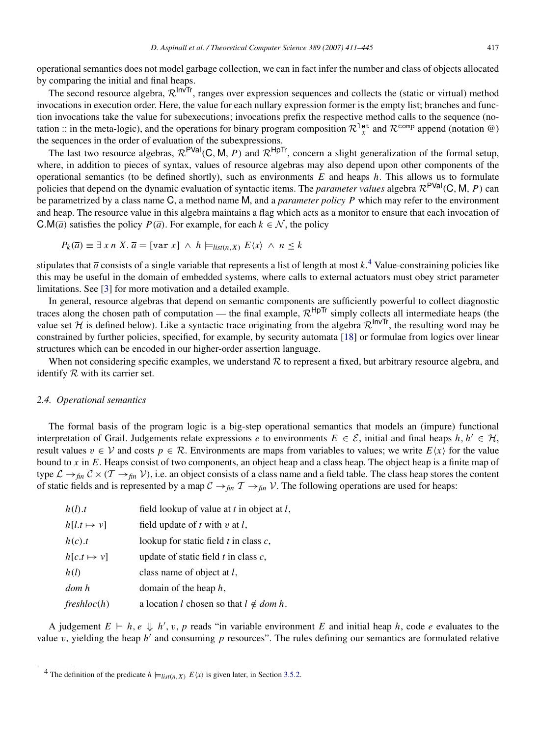operational semantics does not model garbage collection, we can in fact infer the number and class of objects allocated by comparing the initial and final heaps.

The second resource algebra, $\mathcal{R}^{\mathsf{InvTr}}$, ranges over expression sequences and collects the (static or virtual) method invocations in execution order. Here, the value for each nullary expression former is the empty list; branches and function invocations take the value for subexecutions; invocations prefix the respective method calls to the sequence (notation :: in the meta-logic), and the operations for binary program composition $\mathcal{R}^{\mathtt{let}}_{x}$ and $\mathcal{R}^{\mathtt{comp}}$ append (notation @) the sequences in the order of evaluation of the subexpressions.

The last two resource algebras, $\mathcal{R}^{\mathsf{PVal}}(\mathsf{C}, \mathsf{M}, P)$ and $\mathcal{R}^{\mathsf{HpTr}}$, concern a slight generalization of the formal setup, where, in addition to pieces of syntax, values of resource algebras may also depend upon other components of the operational semantics (to be defined shortly), such as environments $E$ and heaps $h$. This allows us to formulate policies that depend on the dynamic evaluation of syntactic items. The *parameter values* algebra $\mathcal{R}^{\mathsf{PVal}}(\mathsf{C}, \mathsf{M}, P)$ can be parametrized by a class name $\mathsf{C}$, a method name $\mathsf{M}$, and a *parameter policy* $P$ which may refer to the environment and heap. The resource value in this algebra maintains a flag which acts as a monitor to ensure that each invocation of $\mathsf{C.M}(\overline{a})$ satisfies the policy $P(\overline{a})$. For example, for each $k \in \mathcal{N}$, the policy

$$P_k(\overline{a}) \equiv \exists\, x\, n\, X.\, \overline{a} = [\mathtt{var}\ x] \ \wedge\ h \models_{list(n,X)} E\langle x\rangle \ \wedge\ n \leq k$$

stipulates that $\overline{a}$ consists of a single variable that represents a list of length at most $k$.[4] Value-constraining policies like this may be useful in the domain of embedded systems, where calls to external actuators must obey strict parameter limitations. See [3] for more motivation and a detailed example.

In general, resource algebras that depend on semantic components are sufficiently powerful to collect diagnostic traces along the chosen path of computation — the final example, $\mathcal{R}^{\mathsf{HpTr}}$ simply collects all intermediate heaps (the value set $\mathcal{H}$ is defined below). Like a syntactic trace originating from the algebra $\mathcal{R}^{\mathsf{InvTr}}$, the resulting word may be constrained by further policies, specified, for example, by security automata [18] or formulae from logics over linear structures which can be encoded in our higher-order assertion language.

When not considering specific examples, we understand $\mathcal{R}$ to represent a fixed, but arbitrary resource algebra, and identify $\mathcal{R}$ with its carrier set.

### *2.4. Operational semantics*

The formal basis of the program logic is a big-step operational semantics that models an (impure) functional interpretation of Grail. Judgements relate expressions $e$ to environments $E \in \mathcal{E}$, initial and final heaps $h, h' \in \mathcal{H}$, result values $v \in \mathcal{V}$ and costs $p \in \mathcal{R}$. Environments are maps from variables to values; we write $E\langle x\rangle$ for the value bound to $x$ in $E$. Heaps consist of two components, an object heap and a class heap. The object heap is a finite map of type $\mathcal{L} \rightarrow_{fin} \mathcal{C} \times (\mathcal{T} \rightarrow_{fin} \mathcal{V})$, i.e. an object consists of a class name and a field table. The class heap stores the content of static fields and is represented by a map $\mathcal{C} \rightarrow_{fin} \mathcal{T} \rightarrow_{fin} \mathcal{V}$. The following operations are used for heaps:

| | |
|---|---|
| $h(l).t$ | field lookup of value at $t$ in object at $l$, |
| $h[l.t \mapsto v]$ | field update of $t$ with $v$ at $l$, |
| $h(c).t$ | lookup for static field $t$ in class $c$, |
| $h[c.t \mapsto v]$ | update of static field $t$ in class $c$, |
| $h(l)$ | class name of object at $l$, |
| $dom\ h$ | domain of the heap $h$, |
| $freshloc(h)$ | a location $l$ chosen so that $l \notin dom\ h$. |

A judgement $E \vdash h, e \Downarrow h', v, p$ reads "in variable environment $E$ and initial heap $h$, code $e$ evaluates to the value $v$, yielding the heap $h'$ and consuming $p$ resources". The rules defining our semantics are formulated relative

[4] The definition of the predicate $h \models_{list(n,X)} E\langle x\rangle$ is given later, in Section 3.5.2.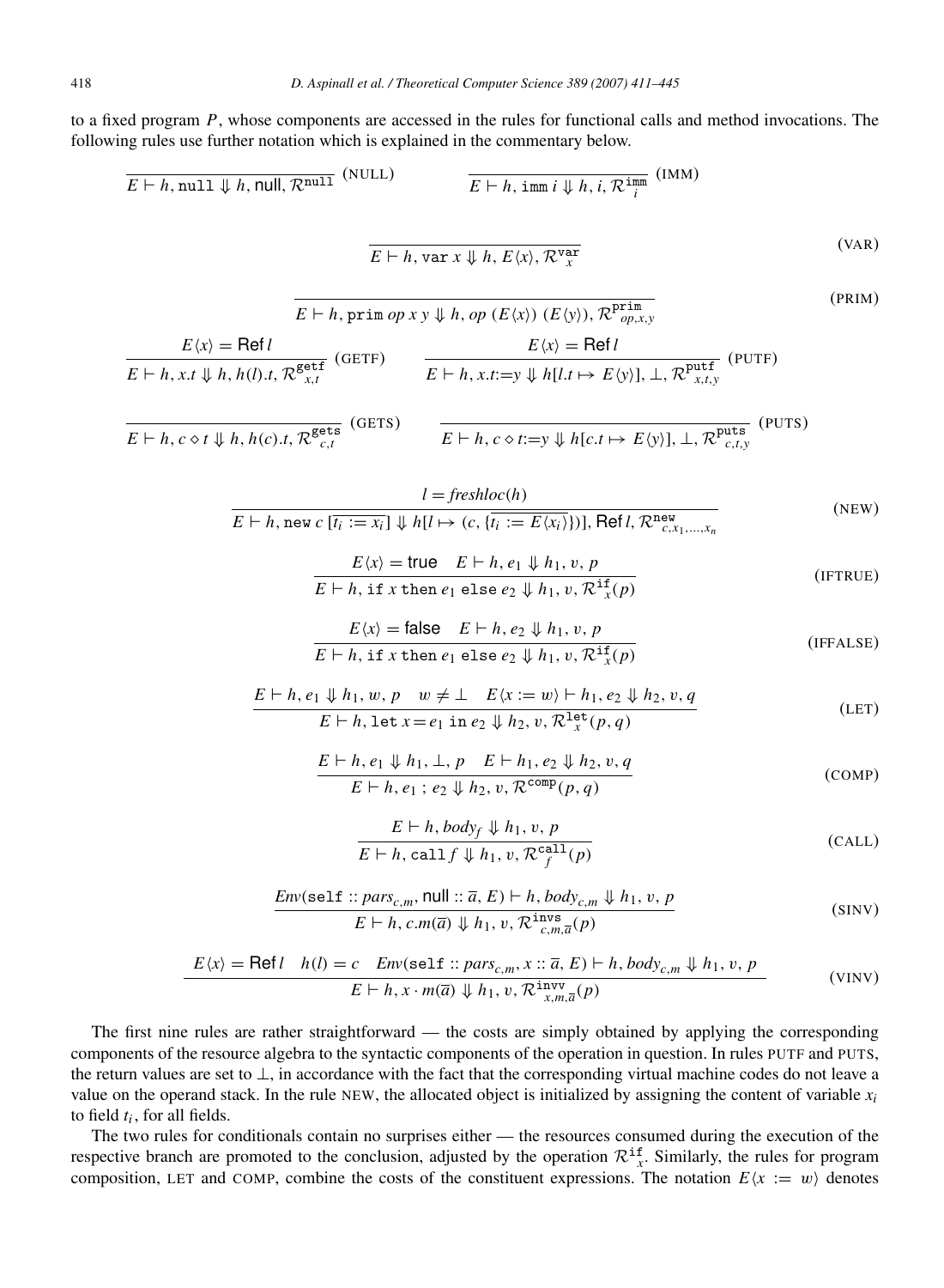to a fixed program $P$, whose components are accessed in the rules for functional calls and method invocations. The following rules use further notation which is explained in the commentary below.

$$\frac{}{E \vdash h, \texttt{null} \Downarrow h, \mathsf{null}, \mathcal{R}^{\texttt{null}}} \text{ (NULL)} \qquad \frac{}{E \vdash h, \texttt{imm}\ i \Downarrow h, i, \mathcal{R}^{\texttt{imm}}_{i}} \text{ (IMM)}$$

$$\frac{}{E \vdash h, \texttt{var}\ x \Downarrow h, E\langle x\rangle, \mathcal{R}^{\texttt{var}}_{x}} \text{ (VAR)}$$

$$\frac{}{E \vdash h, \texttt{prim}\ op\ x\ y \Downarrow h, op\ (E\langle x\rangle)\ (E\langle y\rangle), \mathcal{R}^{\texttt{prim}}_{op,x,y}} \text{ (PRIM)}$$

$$\frac{E\langle x\rangle = \mathsf{Ref}\, l}{E \vdash h, x.t \Downarrow h, h(l).t, \mathcal{R}^{\texttt{getf}}_{x,t}} \text{ (GETF)} \qquad \frac{E\langle x\rangle = \mathsf{Ref}\, l}{E \vdash h, x.t{:=}y \Downarrow h[l.t \mapsto E\langle y\rangle], \bot, \mathcal{R}^{\texttt{putf}}_{x,t,y}} \text{ (PUTF)}$$

$$\frac{}{E \vdash h, c \diamond t \Downarrow h, h(c).t, \mathcal{R}^{\texttt{gets}}_{c,t}} \text{ (GETS)} \qquad \frac{}{E \vdash h, c \diamond t{:=}y \Downarrow h[c.t \mapsto E\langle y\rangle], \bot, \mathcal{R}^{\texttt{puts}}_{c,t,y}} \text{ (PUTS)}$$

$$\frac{l = \mathit{freshloc}(h)}{E \vdash h, \texttt{new}\ c\ [\overline{t_i := x_i}] \Downarrow h[l \mapsto (c, \{\overline{t_i := E\langle x_i\rangle}\})], \mathsf{Ref}\, l, \mathcal{R}^{\texttt{new}}_{c,x_1,\ldots,x_n}} \text{ (NEW)}$$

$$\frac{E\langle x\rangle = \mathsf{true} \quad E \vdash h, e_1 \Downarrow h_1, v, p}{E \vdash h, \texttt{if}\ x\ \texttt{then}\ e_1\ \texttt{else}\ e_2 \Downarrow h_1, v, \mathcal{R}^{\texttt{if}}_{x}(p)} \text{ (IFTRUE)}$$

$$\frac{E\langle x\rangle = \mathsf{false} \quad E \vdash h, e_2 \Downarrow h_1, v, p}{E \vdash h, \texttt{if}\ x\ \texttt{then}\ e_1\ \texttt{else}\ e_2 \Downarrow h_1, v, \mathcal{R}^{\texttt{if}}_{x}(p)} \text{ (IFFALSE)}$$

$$\frac{E \vdash h, e_1 \Downarrow h_1, w, p \quad w \neq \bot \quad E\langle x := w\rangle \vdash h_1, e_2 \Downarrow h_2, v, q}{E \vdash h, \texttt{let}\ x = e_1\ \texttt{in}\ e_2 \Downarrow h_2, v, \mathcal{R}^{\texttt{let}}_{x}(p, q)} \text{ (LET)}$$

$$\frac{E \vdash h, e_1 \Downarrow h_1, \bot, p \quad E \vdash h_1, e_2 \Downarrow h_2, v, q}{E \vdash h, e_1\ ;\ e_2 \Downarrow h_2, v, \mathcal{R}^{\texttt{comp}}(p, q)} \text{ (COMP)}$$

$$\frac{E \vdash h, \mathit{body}_f \Downarrow h_1, v, p}{E \vdash h, \texttt{call}\ f \Downarrow h_1, v, \mathcal{R}^{\texttt{call}}_{f}(p)} \text{ (CALL)}$$

$$\frac{\mathit{Env}(\texttt{self} :: \mathit{pars}_{c,m}, \mathsf{null} :: \overline{a}, E) \vdash h, \mathit{body}_{c,m} \Downarrow h_1, v, p}{E \vdash h, c.m(\overline{a}) \Downarrow h_1, v, \mathcal{R}^{\texttt{invs}}_{c,m,\overline{a}}(p)} \text{ (SINV)}$$

$$\frac{E\langle x\rangle = \mathsf{Ref}\, l \quad h(l) = c \quad \mathit{Env}(\texttt{self} :: \mathit{pars}_{c,m}, x :: \overline{a}, E) \vdash h, \mathit{body}_{c,m} \Downarrow h_1, v, p}{E \vdash h, x \cdot m(\overline{a}) \Downarrow h_1, v, \mathcal{R}^{\texttt{invv}}_{x,m,\overline{a}}(p)} \text{ (VINV)}$$

The first nine rules are rather straightforward — the costs are simply obtained by applying the corresponding components of the resource algebra to the syntactic components of the operation in question. In rules PUTF and PUTS, the return values are set to $\bot$, in accordance with the fact that the corresponding virtual machine codes do not leave a value on the operand stack. In the rule NEW, the allocated object is initialized by assigning the content of variable $x_i$ to field $t_i$, for all fields.

The two rules for conditionals contain no surprises either — the resources consumed during the execution of the respective branch are promoted to the conclusion, adjusted by the operation $\mathcal{R}^{\texttt{if}}_{x}$. Similarly, the rules for program composition, LET and COMP, combine the costs of the constituent expressions. The notation $E\langle x := w\rangle$ denotes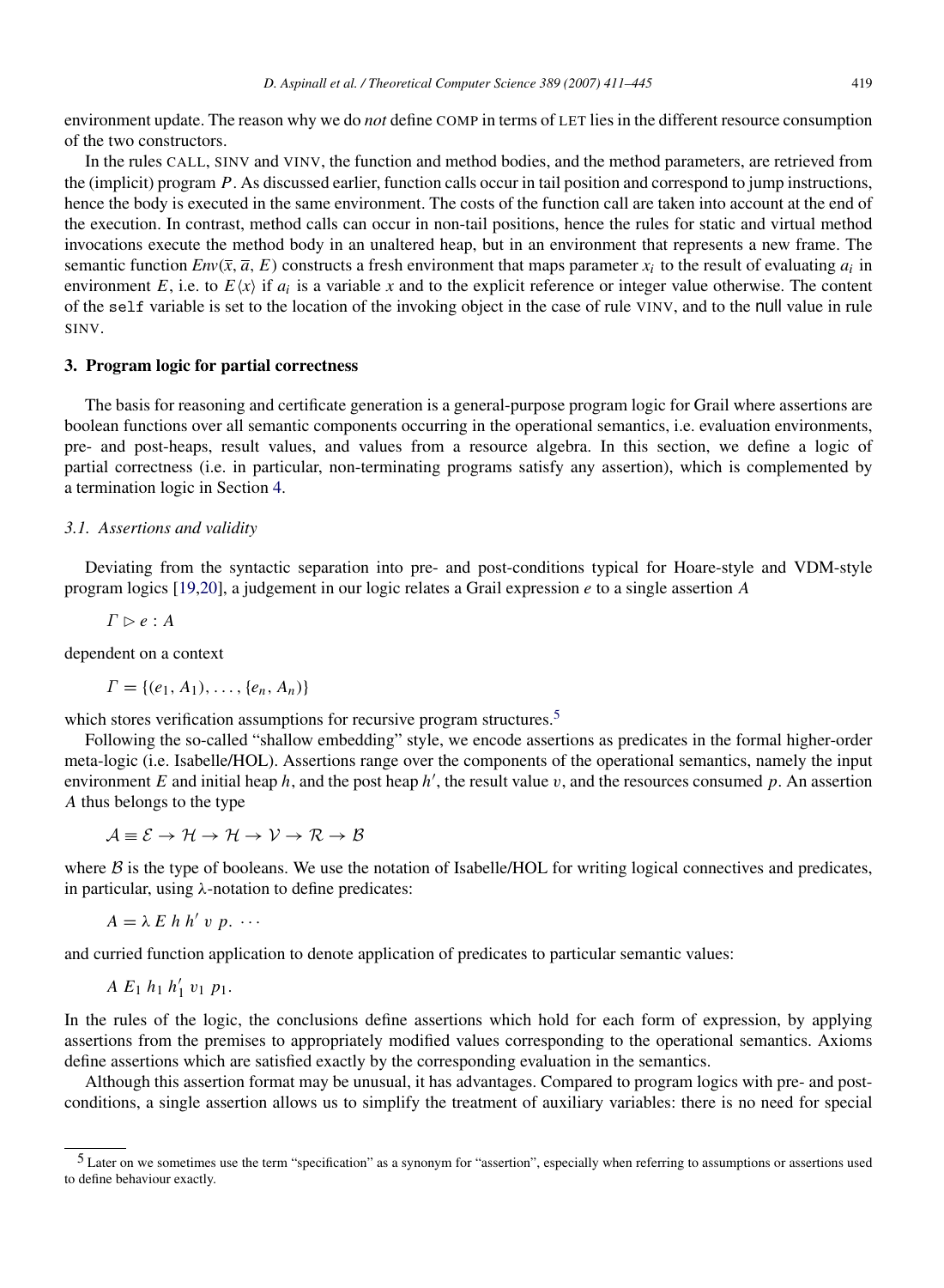environment update. The reason why we do *not* define COMP in terms of LET lies in the different resource consumption of the two constructors.

In the rules CALL, SINV and VINV, the function and method bodies, and the method parameters, are retrieved from the (implicit) program $P$. As discussed earlier, function calls occur in tail position and correspond to jump instructions, hence the body is executed in the same environment. The costs of the function call are taken into account at the end of the execution. In contrast, method calls can occur in non-tail positions, hence the rules for static and virtual method invocations execute the method body in an unaltered heap, but in an environment that represents a new frame. The semantic function $Env(\overline{x}, \overline{a}, E)$ constructs a fresh environment that maps parameter $x_i$ to the result of evaluating $a_i$ in environment $E$, i.e. to $E\langle x \rangle$ if $a_i$ is a variable $x$ and to the explicit reference or integer value otherwise. The content of the `self` variable is set to the location of the invoking object in the case of rule VINV, and to the null value in rule SINV.

## 3. Program logic for partial correctness

The basis for reasoning and certificate generation is a general-purpose program logic for Grail where assertions are boolean functions over all semantic components occurring in the operational semantics, i.e. evaluation environments, pre- and post-heaps, result values, and values from a resource algebra. In this section, we define a logic of partial correctness (i.e. in particular, non-terminating programs satisfy any assertion), which is complemented by a termination logic in Section 4.

### 3.1. Assertions and validity

Deviating from the syntactic separation into pre- and post-conditions typical for Hoare-style and VDM-style program logics [19,20], a judgement in our logic relates a Grail expression $e$ to a single assertion $A$

$$\Gamma \rhd e : A$$

dependent on a context

$$\Gamma = \{(e_1, A_1), \ldots, \{e_n, A_n)\}$$

which stores verification assumptions for recursive program structures.[5]

Following the so-called "shallow embedding" style, we encode assertions as predicates in the formal higher-order meta-logic (i.e. Isabelle/HOL). Assertions range over the components of the operational semantics, namely the input environment $E$ and initial heap $h$, and the post heap $h'$, the result value $v$, and the resources consumed $p$. An assertion $A$ thus belongs to the type

$$\mathcal{A} \equiv \mathcal{E} \rightarrow \mathcal{H} \rightarrow \mathcal{H} \rightarrow \mathcal{V} \rightarrow \mathcal{R} \rightarrow \mathcal{B}$$

where $\mathcal{B}$ is the type of booleans. We use the notation of Isabelle/HOL for writing logical connectives and predicates, in particular, using $\lambda$-notation to define predicates:

$$A = \lambda\, E\, h\, h'\, v\, p.\ \cdots$$

and curried function application to denote application of predicates to particular semantic values:

$$A\ E_1\ h_1\ h'_1\ v_1\ p_1.$$

In the rules of the logic, the conclusions define assertions which hold for each form of expression, by applying assertions from the premises to appropriately modified values corresponding to the operational semantics. Axioms define assertions which are satisfied exactly by the corresponding evaluation in the semantics.

Although this assertion format may be unusual, it has advantages. Compared to program logics with pre- and post-conditions, a single assertion allows us to simplify the treatment of auxiliary variables: there is no need for special

[5] Later on we sometimes use the term "specification" as a synonym for "assertion", especially when referring to assumptions or assertions used to define behaviour exactly.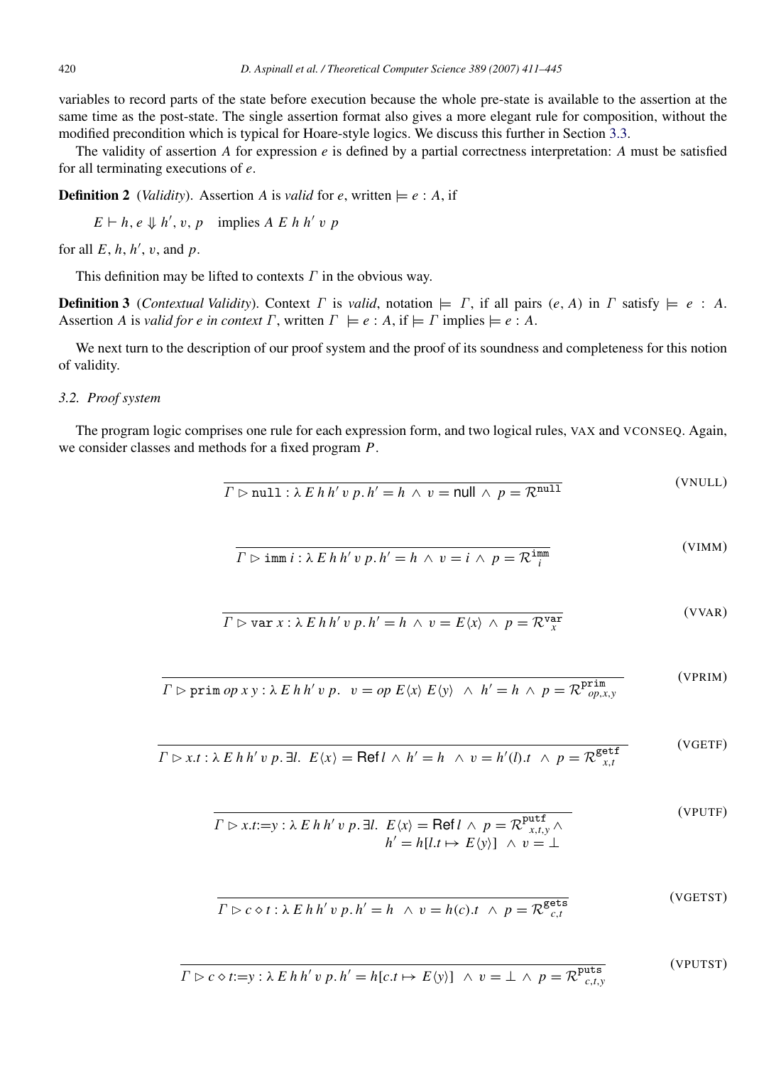variables to record parts of the state before execution because the whole pre-state is available to the assertion at the same time as the post-state. The single assertion format also gives a more elegant rule for composition, without the modified precondition which is typical for Hoare-style logics. We discuss this further in Section 3.3.

The validity of assertion $A$ for expression $e$ is defined by a partial correctness interpretation: $A$ must be satisfied for all terminating executions of $e$.

**Definition 2** (*Validity*). Assertion $A$ is *valid* for $e$, written $\models e : A$, if

$$E \vdash h, e \Downarrow h', v, p \quad \text{implies } A\ E\ h\ h'\ v\ p$$

for all $E$, $h$, $h'$, $v$, and $p$.

This definition may be lifted to contexts $\Gamma$ in the obvious way.

**Definition 3** (*Contextual Validity*). Context $\Gamma$ is *valid*, notation $\models \Gamma$, if all pairs $(e, A)$ in $\Gamma$ satisfy $\models e : A$. Assertion $A$ is *valid for e in context* $\Gamma$, written $\Gamma \models e : A$, if $\models \Gamma$ implies $\models e : A$.

We next turn to the description of our proof system and the proof of its soundness and completeness for this notion of validity.

### *3.2. Proof system*

The program logic comprises one rule for each expression form, and two logical rules, VAX and VCONSEQ. Again, we consider classes and methods for a fixed program $P$.

$$\frac{}{\Gamma \rhd \texttt{null} : \lambda\, E\, h\, h'\, v\, p.\, h' = h \,\wedge\, v = \mathsf{null} \,\wedge\, p = \mathcal{R}^{\texttt{null}}} \quad (\text{VNULL})$$

$$\frac{}{\Gamma \rhd \texttt{imm}\; i : \lambda\, E\, h\, h'\, v\, p.\, h' = h \,\wedge\, v = i \,\wedge\, p = \mathcal{R}^{\texttt{imm}}_{i}} \quad (\text{VIMM})$$

$$\frac{}{\Gamma \rhd \texttt{var}\; x : \lambda\, E\, h\, h'\, v\, p.\, h' = h \,\wedge\, v = E\langle x\rangle \,\wedge\, p = \mathcal{R}^{\texttt{var}}_{x}} \quad (\text{VVAR})$$

$$\frac{}{\Gamma \rhd \texttt{prim}\; op\; x\; y : \lambda\, E\, h\, h'\, v\, p.\;\; v = op\; E\langle x\rangle\; E\langle y\rangle \;\wedge\; h' = h \,\wedge\, p = \mathcal{R}^{\texttt{prim}}_{op,x,y}} \quad (\text{VPRIM})$$

$$\frac{}{\Gamma \rhd x.t : \lambda\, E\, h\, h'\, v\, p.\, \exists l.\;\; E\langle x\rangle = \mathsf{Ref}\, l \,\wedge\, h' = h \;\wedge\, v = h'(l).t \;\wedge\, p = \mathcal{R}^{\texttt{getf}}_{x,t}} \quad (\text{VGETF})$$

$$\frac{}{\Gamma \rhd x.t{:=}y : \lambda\, E\, h\, h'\, v\, p.\, \exists l.\;\; E\langle x\rangle = \mathsf{Ref}\, l \,\wedge\, p = \mathcal{R}^{\texttt{putf}}_{x,t,y} \,\wedge\, h' = h[l.t \mapsto E\langle y\rangle] \;\wedge\, v = \bot} \quad (\text{VPUTF})$$

$$\frac{}{\Gamma \rhd c \diamond t : \lambda\, E\, h\, h'\, v\, p.\, h' = h \;\wedge\, v = h(c).t \;\wedge\, p = \mathcal{R}^{\texttt{gets}}_{c,t}} \quad (\text{VGETST})$$

$$\frac{}{\Gamma \rhd c \diamond t{:=}y : \lambda\, E\, h\, h'\, v\, p.\, h' = h[c.t \mapsto E\langle y\rangle] \;\wedge\, v = \bot \,\wedge\, p = \mathcal{R}^{\texttt{puts}}_{c,t,y}} \quad (\text{VPUTST})$$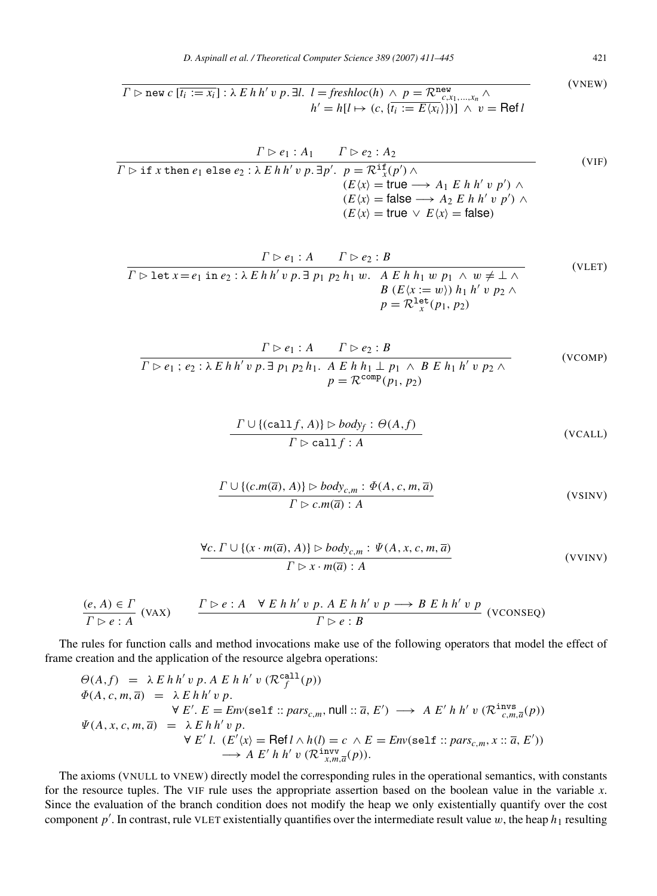$$\frac{}{\Gamma \rhd \texttt{new}\; c\; [\overline{t_i := x_i}] : \lambda\, E\, h\, h'\, v\, p.\, \exists l.\;\; l = \mathit{freshloc}(h) \;\wedge\; p = \mathcal{R}^{\texttt{new}}_{c,x_1,\ldots,x_n} \wedge \\ h' = h[l \mapsto (c, \{\overline{t_i := E\langle x_i\rangle}\})] \;\wedge\; v = \mathsf{Ref}\, l} \quad (\text{VNEW})$$

$$\frac{\Gamma \rhd e_1 : A_1 \qquad \Gamma \rhd e_2 : A_2}{\Gamma \rhd \texttt{if}\; x\; \texttt{then}\; e_1\; \texttt{else}\; e_2 : \lambda\, E\, h\, h'\, v\, p.\, \exists p'.\;\; p = \mathcal{R}^{\texttt{if}}_x(p') \wedge \\ (E\langle x\rangle = \mathsf{true} \longrightarrow A_1\; E\; h\; h'\; v\; p') \wedge \\ (E\langle x\rangle = \mathsf{false} \longrightarrow A_2\; E\; h\; h'\; v\; p') \wedge \\ (E\langle x\rangle = \mathsf{true} \;\vee\; E\langle x\rangle = \mathsf{false})} \quad (\text{VIF})$$

$$\frac{\Gamma \rhd e_1 : A \qquad \Gamma \rhd e_2 : B}{\Gamma \rhd \texttt{let}\; x = e_1\; \texttt{in}\; e_2 : \lambda\, E\, h\, h'\, v\, p. \exists\; p_1\; p_2\; h_1\; w.\;\; A\; E\; h\; h_1\; w\; p_1 \;\wedge\; w \neq \bot \;\wedge \\ B\; (E\langle x := w\rangle)\; h_1\; h'\; v\; p_2 \;\wedge \\ p = \mathcal{R}^{\texttt{let}}_x(p_1, p_2)} \quad (\text{VLET})$$

$$\frac{\Gamma \rhd e_1 : A \qquad \Gamma \rhd e_2 : B}{\Gamma \rhd e_1\; ;\; e_2 : \lambda\, E\, h\, h'\, v\, p. \exists\; p_1\; p_2\; h_1.\;\; A\; E\; h\; h_1\; \bot\; p_1 \;\wedge\; B\; E\; h_1\; h'\; v\; p_2 \;\wedge \\ p = \mathcal{R}^{\texttt{comp}}(p_1, p_2)} \quad (\text{VCOMP})$$

$$\frac{\Gamma \cup \{(\texttt{call}\, f, A)\} \rhd \mathit{body}_f : \Theta(A, f)}{\Gamma \rhd \texttt{call}\, f : A} \quad (\text{VCALL})$$

$$\frac{\Gamma \cup \{(c.m(\overline{a}), A)\} \rhd \mathit{body}_{c,m} : \Phi(A, c, m, \overline{a})}{\Gamma \rhd c.m(\overline{a}) : A} \quad (\text{VSINV})$$

$$\frac{\forall c.\; \Gamma \cup \{(x \cdot m(\overline{a}), A)\} \rhd \mathit{body}_{c,m} : \Psi(A, x, c, m, \overline{a})}{\Gamma \rhd x \cdot m(\overline{a}) : A} \quad (\text{VVINV})$$

$$\frac{(e, A) \in \Gamma}{\Gamma \rhd e : A} \;(\text{VAX}) \qquad \frac{\Gamma \rhd e : A \quad \forall\; E\; h\; h'\; v\; p.\; A\; E\; h\; h'\; v\; p \longrightarrow B\; E\; h\; h'\; v\; p}{\Gamma \rhd e : B} \;(\text{VCONSEQ})$$

The rules for function calls and method invocations make use of the following operators that model the effect of frame creation and the application of the resource algebra operations:

$$\begin{aligned}
\Theta(A, f) \;&=\; \lambda\, E\, h\, h'\, v\, p.\, A\; E\; h\; h'\; v\; (\mathcal{R}^{\texttt{call}}_f(p)) \\
\Phi(A, c, m, \overline{a}) \;&=\; \lambda\, E\, h\, h'\, v\, p. \\
&\qquad \forall\; E'.\; E = \mathit{Env}(\texttt{self} :: \mathit{pars}_{c,m}, \mathsf{null} :: \overline{a}, E') \;\longrightarrow\; A\; E'\; h\; h'\; v\; (\mathcal{R}^{\texttt{invs}}_{c,m,\overline{a}}(p)) \\
\Psi(A, x, c, m, \overline{a}) \;&=\; \lambda\, E\, h\, h'\, v\, p. \\
&\qquad \forall\; E'\; l.\;\; (E'\langle x\rangle = \mathsf{Ref}\, l \wedge h(l) = c \;\wedge\; E = \mathit{Env}(\texttt{self} :: \mathit{pars}_{c,m}, x :: \overline{a}, E')) \\
&\qquad\qquad \longrightarrow A\; E'\; h\; h'\; v\; (\mathcal{R}^{\texttt{invv}}_{x,m,\overline{a}}(p)).
\end{aligned}$$

The axioms (VNULL to VNEW) directly model the corresponding rules in the operational semantics, with constants for the resource tuples. The VIF rule uses the appropriate assertion based on the boolean value in the variable $x$. Since the evaluation of the branch condition does not modify the heap we only existentially quantify over the cost component $p'$. In contrast, rule VLET existentially quantifies over the intermediate result value $w$, the heap $h_1$ resulting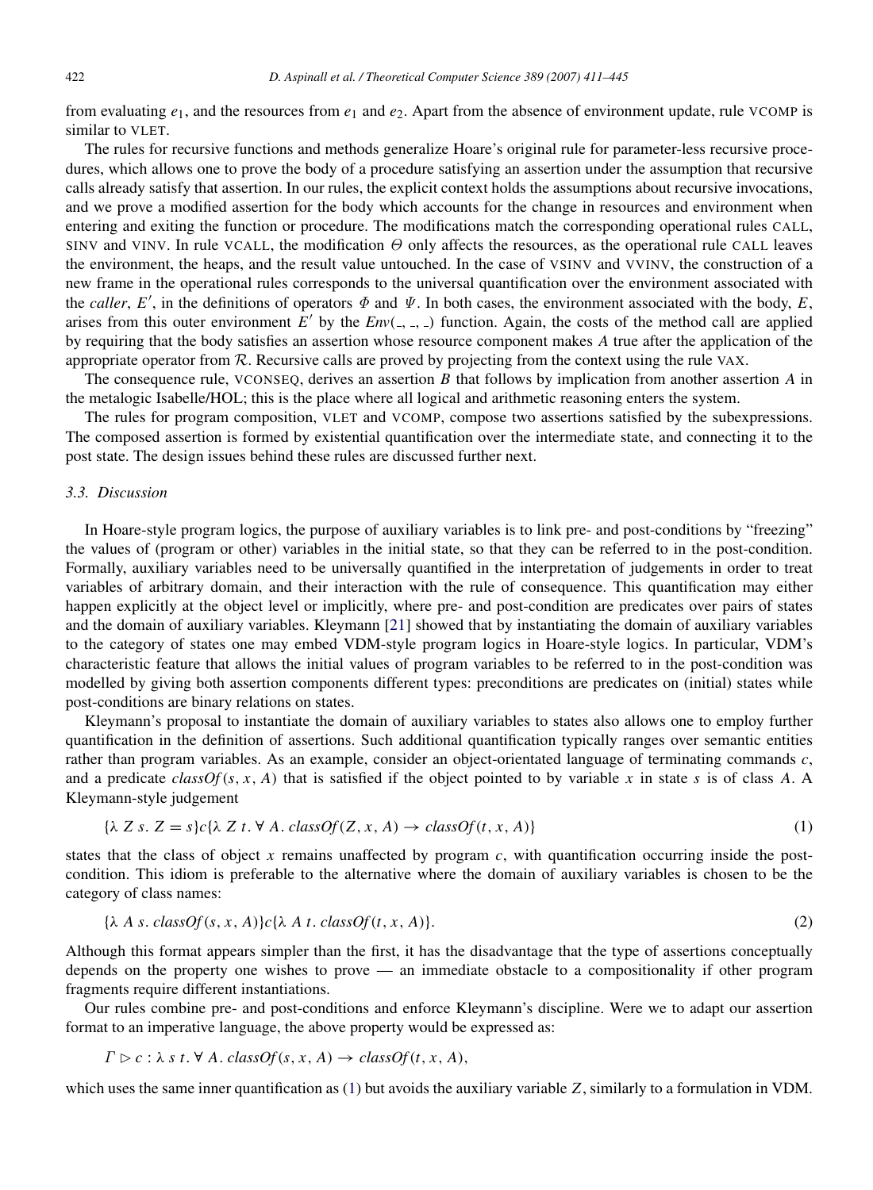from evaluating $e_1$, and the resources from $e_1$ and $e_2$. Apart from the absence of environment update, rule VCOMP is similar to VLET.

The rules for recursive functions and methods generalize Hoare's original rule for parameter-less recursive procedures, which allows one to prove the body of a procedure satisfying an assertion under the assumption that recursive calls already satisfy that assertion. In our rules, the explicit context holds the assumptions about recursive invocations, and we prove a modified assertion for the body which accounts for the change in resources and environment when entering and exiting the function or procedure. The modifications match the corresponding operational rules CALL, SINV and VINV. In rule VCALL, the modification $\Theta$ only affects the resources, as the operational rule CALL leaves the environment, the heaps, and the result value untouched. In the case of VSINV and VVINV, the construction of a new frame in the operational rules corresponds to the universal quantification over the environment associated with the *caller*, $E'$, in the definitions of operators $\Phi$ and $\Psi$. In both cases, the environment associated with the body, $E$, arises from this outer environment $E'$ by the $Env(\_, \_, \_)$ function. Again, the costs of the method call are applied by requiring that the body satisfies an assertion whose resource component makes $A$ true after the application of the appropriate operator from $\mathcal{R}$. Recursive calls are proved by projecting from the context using the rule VAX.

The consequence rule, VCONSEQ, derives an assertion $B$ that follows by implication from another assertion $A$ in the metalogic Isabelle/HOL; this is the place where all logical and arithmetic reasoning enters the system.

The rules for program composition, VLET and VCOMP, compose two assertions satisfied by the subexpressions. The composed assertion is formed by existential quantification over the intermediate state, and connecting it to the post state. The design issues behind these rules are discussed further next.

### 3.3. Discussion

In Hoare-style program logics, the purpose of auxiliary variables is to link pre- and post-conditions by "freezing" the values of (program or other) variables in the initial state, so that they can be referred to in the post-condition. Formally, auxiliary variables need to be universally quantified in the interpretation of judgements in order to treat variables of arbitrary domain, and their interaction with the rule of consequence. This quantification may either happen explicitly at the object level or implicitly, where pre- and post-condition are predicates over pairs of states and the domain of auxiliary variables. Kleymann [21] showed that by instantiating the domain of auxiliary variables to the category of states one may embed VDM-style program logics in Hoare-style logics. In particular, VDM's characteristic feature that allows the initial values of program variables to be referred to in the post-condition was modelled by giving both assertion components different types: preconditions are predicates on (initial) states while post-conditions are binary relations on states.

Kleymann's proposal to instantiate the domain of auxiliary variables to states also allows one to employ further quantification in the definition of assertions. Such additional quantification typically ranges over semantic entities rather than program variables. As an example, consider an object-orientated language of terminating commands $c$, and a predicate $classOf(s, x, A)$ that is satisfied if the object pointed to by variable $x$ in state $s$ is of class $A$. A Kleymann-style judgement

$$\{\lambda\ Z\ s.\ Z = s\}c\{\lambda\ Z\ t.\ \forall\ A.\ classOf(Z, x, A) \to classOf(t, x, A)\} \tag{1}$$

states that the class of object $x$ remains unaffected by program $c$, with quantification occurring inside the post-condition. This idiom is preferable to the alternative where the domain of auxiliary variables is chosen to be the category of class names:

$$\{\lambda\ A\ s.\ classOf(s, x, A)\}c\{\lambda\ A\ t.\ classOf(t, x, A)\}. \tag{2}$$

Although this format appears simpler than the first, it has the disadvantage that the type of assertions conceptually depends on the property one wishes to prove — an immediate obstacle to a compositionality if other program fragments require different instantiations.

Our rules combine pre- and post-conditions and enforce Kleymann's discipline. Were we to adapt our assertion format to an imperative language, the above property would be expressed as:

$$\Gamma \rhd c : \lambda\ s\ t.\ \forall\ A.\ classOf(s, x, A) \to classOf(t, x, A),$$

which uses the same inner quantification as (1) but avoids the auxiliary variable $Z$, similarly to a formulation in VDM.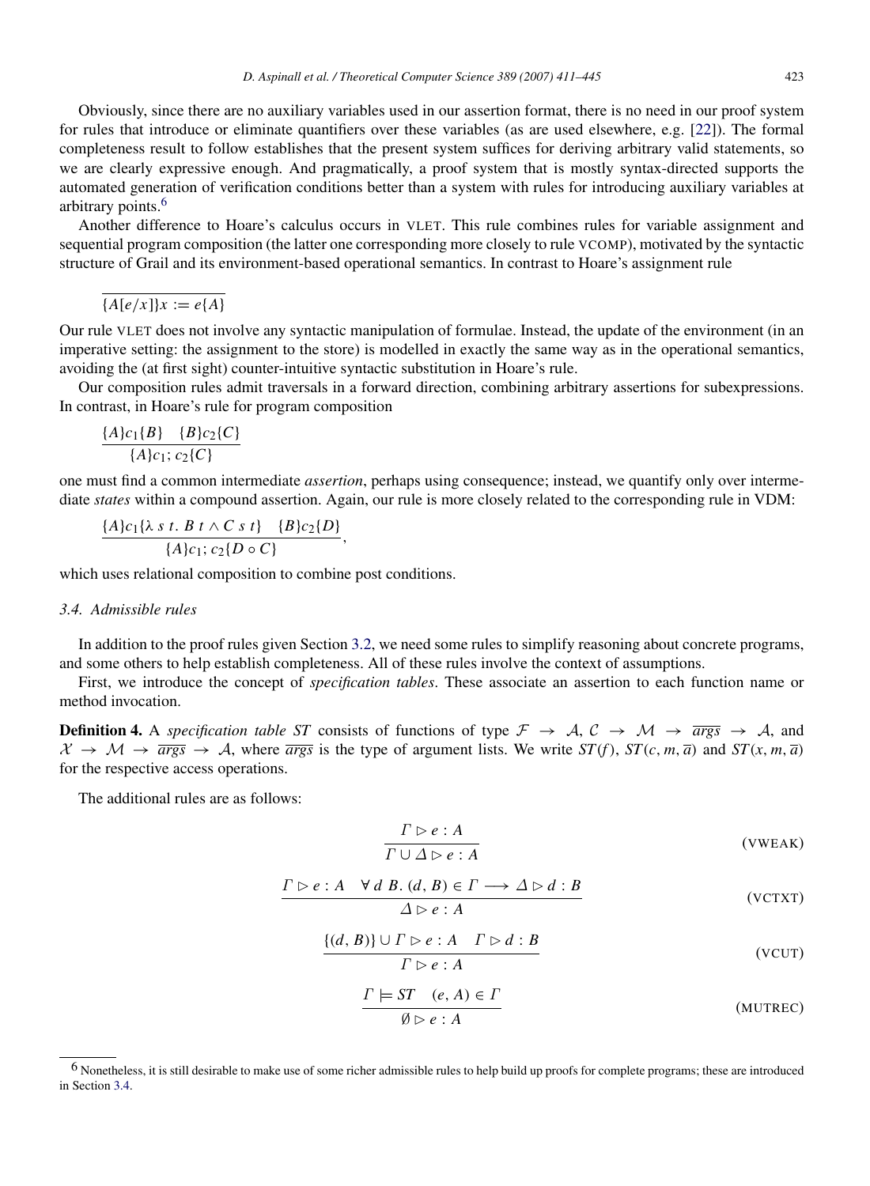Obviously, since there are no auxiliary variables used in our assertion format, there is no need in our proof system for rules that introduce or eliminate quantifiers over these variables (as are used elsewhere, e.g. [22]). The formal completeness result to follow establishes that the present system suffices for deriving arbitrary valid statements, so we are clearly expressive enough. And pragmatically, a proof system that is mostly syntax-directed supports the automated generation of verification conditions better than a system with rules for introducing auxiliary variables at arbitrary points.[6]

Another difference to Hoare's calculus occurs in VLET. This rule combines rules for variable assignment and sequential program composition (the latter one corresponding more closely to rule VCOMP), motivated by the syntactic structure of Grail and its environment-based operational semantics. In contrast to Hoare's assignment rule

$$\overline{\{A[e/x]\}x := e\{A\}}$$

Our rule VLET does not involve any syntactic manipulation of formulae. Instead, the update of the environment (in an imperative setting: the assignment to the store) is modelled in exactly the same way as in the operational semantics, avoiding the (at first sight) counter-intuitive syntactic substitution in Hoare's rule.

Our composition rules admit traversals in a forward direction, combining arbitrary assertions for subexpressions. In contrast, in Hoare's rule for program composition

$$\frac{\{A\}c_1\{B\} \quad \{B\}c_2\{C\}}{\{A\}c_1;\, c_2\{C\}}$$

one must find a common intermediate *assertion*, perhaps using consequence; instead, we quantify only over intermediate *states* within a compound assertion. Again, our rule is more closely related to the corresponding rule in VDM:

$$\frac{\{A\}c_1\{\lambda\, s\, t.\, B\, t \wedge C\, s\, t\} \quad \{B\}c_2\{D\}}{\{A\}c_1;\, c_2\{D \circ C\}},$$

which uses relational composition to combine post conditions.

### 3.4. Admissible rules

In addition to the proof rules given Section 3.2, we need some rules to simplify reasoning about concrete programs, and some others to help establish completeness. All of these rules involve the context of assumptions.

First, we introduce the concept of *specification tables*. These associate an assertion to each function name or method invocation.

**Definition 4.** A *specification table* $ST$ consists of functions of type $\mathcal{F} \to \mathcal{A}$, $\mathcal{C} \to \mathcal{M} \to \overline{args} \to \mathcal{A}$, and $\mathcal{X} \to \mathcal{M} \to \overline{args} \to \mathcal{A}$, where $\overline{args}$ is the type of argument lists. We write $ST(f)$, $ST(c, m, \overline{a})$ and $ST(x, m, \overline{a})$ for the respective access operations.

The additional rules are as follows:

$$\frac{\Gamma \rhd e : A}{\Gamma \cup \Delta \rhd e : A} \tag{VWEAK}$$

$$\frac{\Gamma \rhd e : A \quad \forall\, d\, B.\, (d, B) \in \Gamma \longrightarrow \Delta \rhd d : B}{\Delta \rhd e : A} \tag{VCTXT}$$

$$\frac{\{(d, B)\} \cup \Gamma \rhd e : A \quad \Gamma \rhd d : B}{\Gamma \rhd e : A} \tag{VCUT}$$

$$\frac{\Gamma \models ST \quad (e, A) \in \Gamma}{\emptyset \rhd e : A} \tag{MUTREC}$$

[6] Nonetheless, it is still desirable to make use of some richer admissible rules to help build up proofs for complete programs; these are introduced in Section 3.4.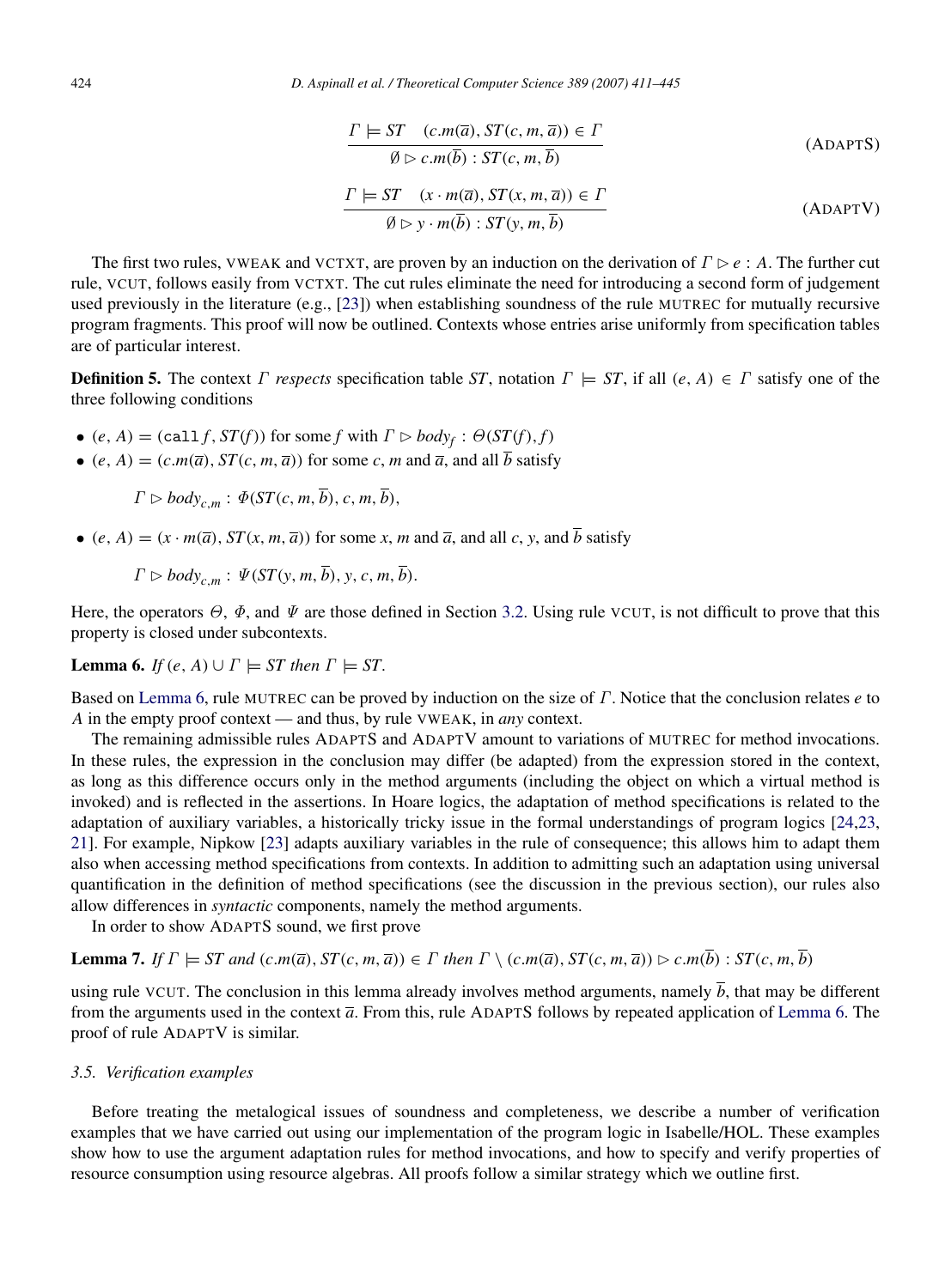$$\frac{\Gamma \models ST \quad (c.m(\overline{a}), ST(c, m, \overline{a})) \in \Gamma}{\emptyset \rhd c.m(\overline{b}) : ST(c, m, \overline{b})} \tag{AdaptS}$$

$$\frac{\Gamma \models ST \quad (x \cdot m(\overline{a}), ST(x, m, \overline{a})) \in \Gamma}{\emptyset \rhd y \cdot m(\overline{b}) : ST(y, m, \overline{b})} \tag{AdaptV}$$

The first two rules, VWEAK and VCTXT, are proven by an induction on the derivation of $\Gamma \rhd e : A$. The further cut rule, VCUT, follows easily from VCTXT. The cut rules eliminate the need for introducing a second form of judgement used previously in the literature (e.g., [23]) when establishing soundness of the rule MUTREC for mutually recursive program fragments. This proof will now be outlined. Contexts whose entries arise uniformly from specification tables are of particular interest.

**Definition 5.** The context $\Gamma$ *respects* specification table *ST*, notation $\Gamma \models ST$, if all $(e, A) \in \Gamma$ satisfy one of the three following conditions

- $(e, A) = (\texttt{call}\, f, ST(f))$ for some $f$ with $\Gamma \rhd body_f : \Theta(ST(f), f)$
- $(e, A) = (c.m(\overline{a}), ST(c, m, \overline{a}))$ for some $c$, $m$ and $\overline{a}$, and all $\overline{b}$ satisfy

  $\Gamma \rhd body_{c,m} : \Phi(ST(c, m, \overline{b}), c, m, \overline{b}),$

- $(e, A) = (x \cdot m(\overline{a}), ST(x, m, \overline{a}))$ for some $x$, $m$ and $\overline{a}$, and all $c$, $y$, and $\overline{b}$ satisfy

  $\Gamma \rhd body_{c,m} : \Psi(ST(y, m, \overline{b}), y, c, m, \overline{b}).$

Here, the operators $\Theta$, $\Phi$, and $\Psi$ are those defined in Section 3.2. Using rule VCUT, is not difficult to prove that this property is closed under subcontexts.

**Lemma 6.** *If* $(e, A) \cup \Gamma \models ST$ *then* $\Gamma \models ST$.

Based on Lemma 6, rule MUTREC can be proved by induction on the size of $\Gamma$. Notice that the conclusion relates $e$ to $A$ in the empty proof context — and thus, by rule VWEAK, in *any* context.

The remaining admissible rules ADAPTS and ADAPTV amount to variations of MUTREC for method invocations. In these rules, the expression in the conclusion may differ (be adapted) from the expression stored in the context, as long as this difference occurs only in the method arguments (including the object on which a virtual method is invoked) and is reflected in the assertions. In Hoare logics, the adaptation of method specifications is related to the adaptation of auxiliary variables, a historically tricky issue in the formal understandings of program logics [24,23, 21]. For example, Nipkow [23] adapts auxiliary variables in the rule of consequence; this allows him to adapt them also when accessing method specifications from contexts. In addition to admitting such an adaptation using universal quantification in the definition of method specifications (see the discussion in the previous section), our rules also allow differences in *syntactic* components, namely the method arguments.

In order to show ADAPTS sound, we first prove

**Lemma 7.** *If* $\Gamma \models ST$ *and* $(c.m(\overline{a}), ST(c, m, \overline{a})) \in \Gamma$ *then* $\Gamma \setminus (c.m(\overline{a}), ST(c, m, \overline{a})) \rhd c.m(\overline{b}) : ST(c, m, \overline{b})$

using rule VCUT. The conclusion in this lemma already involves method arguments, namely $\overline{b}$, that may be different from the arguments used in the context $\overline{a}$. From this, rule ADAPTS follows by repeated application of Lemma 6. The proof of rule ADAPTV is similar.

### 3.5. Verification examples

Before treating the metalogical issues of soundness and completeness, we describe a number of verification examples that we have carried out using our implementation of the program logic in Isabelle/HOL. These examples show how to use the argument adaptation rules for method invocations, and how to specify and verify properties of resource consumption using resource algebras. All proofs follow a similar strategy which we outline first.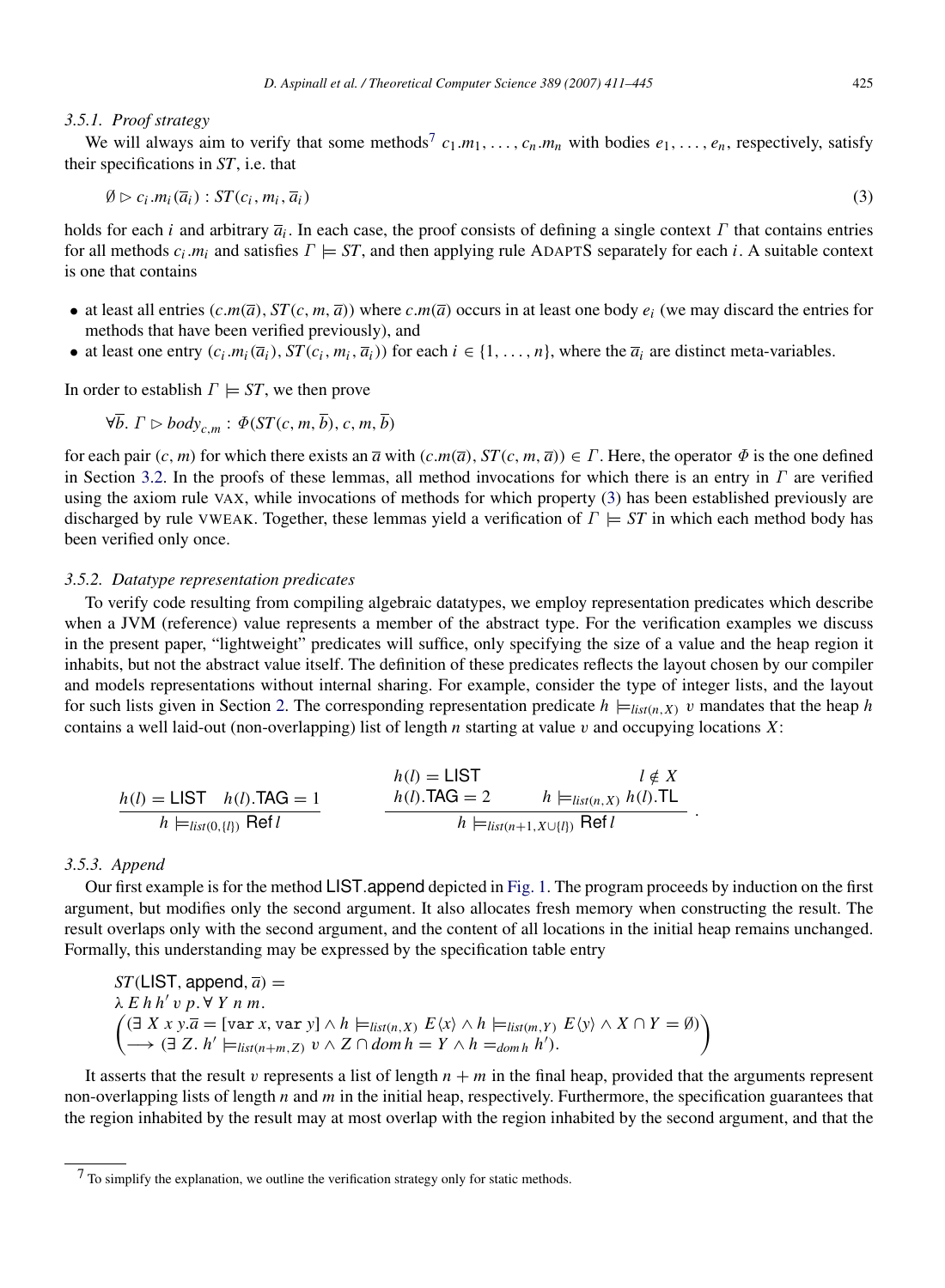#### 3.5.1. Proof strategy

We will always aim to verify that some methods[7] $c_1.m_1, \ldots, c_n.m_n$ with bodies $e_1, \ldots, e_n$, respectively, satisfy their specifications in $ST$, i.e. that

$$\emptyset \rhd c_i.m_i(\overline{a}_i) : ST(c_i, m_i, \overline{a}_i) \tag{3}$$

holds for each $i$ and arbitrary $\overline{a}_i$. In each case, the proof consists of defining a single context $\Gamma$ that contains entries for all methods $c_i.m_i$ and satisfies $\Gamma \models ST$, and then applying rule ADAPTS separately for each $i$. A suitable context is one that contains

- at least all entries $(c.m(\overline{a}), ST(c, m, \overline{a}))$ where $c.m(\overline{a})$ occurs in at least one body $e_i$ (we may discard the entries for methods that have been verified previously), and
- at least one entry $(c_i.m_i(\overline{a}_i), ST(c_i, m_i, \overline{a}_i))$ for each $i \in \{1, \ldots, n\}$, where the $\overline{a}_i$ are distinct meta-variables.

In order to establish $\Gamma \models ST$, we then prove

$$\forall \overline{b}.\ \Gamma \rhd body_{c,m} : \Phi(ST(c, m, \overline{b}), c, m, \overline{b})$$

for each pair $(c, m)$ for which there exists an $\overline{a}$ with $(c.m(\overline{a}), ST(c, m, \overline{a})) \in \Gamma$. Here, the operator $\Phi$ is the one defined in Section 3.2. In the proofs of these lemmas, all method invocations for which there is an entry in $\Gamma$ are verified using the axiom rule VAX, while invocations of methods for which property (3) has been established previously are discharged by rule VWEAK. Together, these lemmas yield a verification of $\Gamma \models ST$ in which each method body has been verified only once.

#### 3.5.2. Datatype representation predicates

To verify code resulting from compiling algebraic datatypes, we employ representation predicates which describe when a JVM (reference) value represents a member of the abstract type. For the verification examples we discuss in the present paper, "lightweight" predicates will suffice, only specifying the size of a value and the heap region it inhabits, but not the abstract value itself. The definition of these predicates reflects the layout chosen by our compiler and models representations without internal sharing. For example, consider the type of integer lists, and the layout for such lists given in Section 2. The corresponding representation predicate $h \models_{list(n,X)} v$ mandates that the heap $h$ contains a well laid-out (non-overlapping) list of length $n$ starting at value $v$ and occupying locations $X$:

$$\frac{h(l) = \mathsf{LIST} \quad h(l).\mathsf{TAG} = 1}{h \models_{list(0,\{l\})} \mathsf{Ref}\, l} \qquad \frac{\begin{array}{ll} h(l) = \mathsf{LIST} & l \notin X \\ h(l).\mathsf{TAG} = 2 & h \models_{list(n,X)} h(l).\mathsf{TL} \end{array}}{h \models_{list(n+1,X \cup \{l\})} \mathsf{Ref}\, l}.$$

#### 3.5.3. Append

Our first example is for the method LIST.append depicted in Fig. 1. The program proceeds by induction on the first argument, but modifies only the second argument. It also allocates fresh memory when constructing the result. The result overlaps only with the second argument, and the content of all locations in the initial heap remains unchanged. Formally, this understanding may be expressed by the specification table entry

$$\begin{array}{l} ST(\mathsf{LIST}, \mathsf{append}, \overline{a}) = \\ \lambda\, E\, h\, h'\, v\, p.\, \forall\, Y\, n\, m. \\ \left( \begin{array}{l} (\exists\, X\, x\, y. \overline{a} = [\mathtt{var}\ x, \mathtt{var}\ y] \wedge h \models_{list(n,X)} E\langle x \rangle \wedge h \models_{list(m,Y)} E\langle y \rangle \wedge X \cap Y = \emptyset) \\ \longrightarrow (\exists\, Z.\, h' \models_{list(n+m,Z)} v \wedge Z \cap dom\, h = Y \wedge h =_{dom\, h} h'). \end{array} \right) \end{array}$$

It asserts that the result $v$ represents a list of length $n + m$ in the final heap, provided that the arguments represent non-overlapping lists of length $n$ and $m$ in the initial heap, respectively. Furthermore, the specification guarantees that the region inhabited by the result may at most overlap with the region inhabited by the second argument, and that the

[7] To simplify the explanation, we outline the verification strategy only for static methods.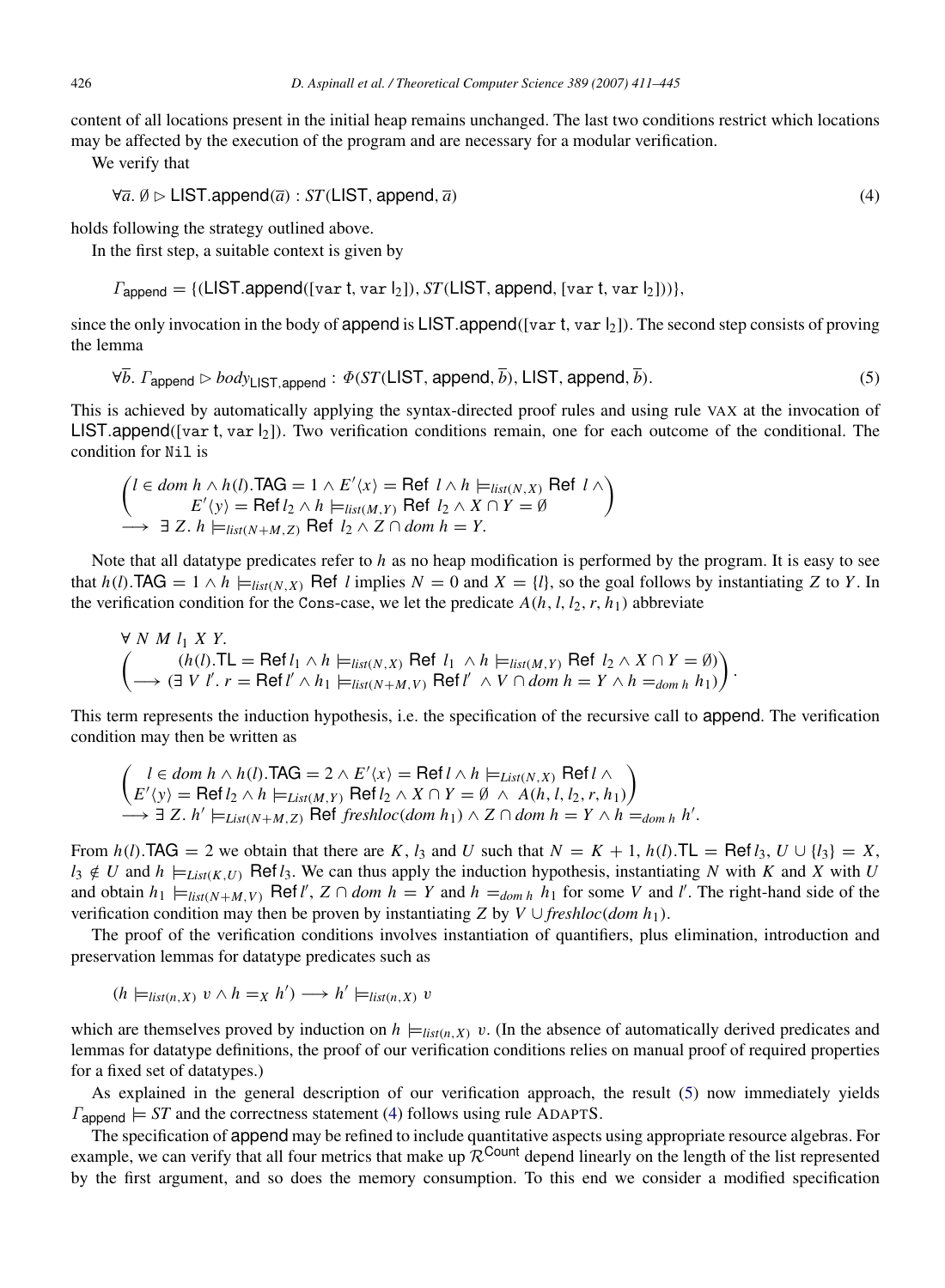content of all locations present in the initial heap remains unchanged. The last two conditions restrict which locations may be affected by the execution of the program and are necessary for a modular verification.

We verify that

$$\forall \overline{a}.\ \emptyset \rhd \mathsf{LIST.append}(\overline{a}) : ST(\mathsf{LIST}, \mathsf{append}, \overline{a}) \tag{4}$$

holds following the strategy outlined above.

In the first step, a suitable context is given by

$$\Gamma_{\mathsf{append}} = \{(\mathsf{LIST.append}([\mathtt{var}\ \mathsf{t}, \mathtt{var}\ \mathsf{l}_2]), ST(\mathsf{LIST}, \mathsf{append}, [\mathtt{var}\ \mathsf{t}, \mathtt{var}\ \mathsf{l}_2]))\},$$

since the only invocation in the body of append is $\mathsf{LIST.append}([\mathtt{var}\ \mathsf{t}, \mathtt{var}\ \mathsf{l}_2])$. The second step consists of proving the lemma

$$\forall \overline{b}.\ \Gamma_{\mathsf{append}} \rhd body_{\mathsf{LIST,append}} : \Phi(ST(\mathsf{LIST}, \mathsf{append}, \overline{b}), \mathsf{LIST}, \mathsf{append}, \overline{b}). \tag{5}$$

This is achieved by automatically applying the syntax-directed proof rules and using rule VAX at the invocation of $\mathsf{LIST.append}([\mathtt{var}\ \mathsf{t}, \mathtt{var}\ \mathsf{l}_2])$. Two verification conditions remain, one for each outcome of the conditional. The condition for `Nil` is

$$\begin{pmatrix} l \in dom\ h \wedge h(l).\mathsf{TAG} = 1 \wedge E'\langle x \rangle = \mathsf{Ref}\ l \wedge h \models_{list(N,X)} \mathsf{Ref}\ l\ \wedge \\ E'\langle y \rangle = \mathsf{Ref}\ l_2 \wedge h \models_{list(M,Y)} \mathsf{Ref}\ l_2 \wedge X \cap Y = \emptyset \end{pmatrix} \\ \longrightarrow\ \exists\, Z.\ h \models_{list(N+M,Z)} \mathsf{Ref}\ l_2 \wedge Z \cap dom\ h = Y.$$

Note that all datatype predicates refer to $h$ as no heap modification is performed by the program. It is easy to see that $h(l).\mathsf{TAG} = 1 \wedge h \models_{list(N,X)} \mathsf{Ref}\ l$ implies $N = 0$ and $X = \{l\}$, so the goal follows by instantiating $Z$ to $Y$. In the verification condition for the `Cons`-case, we let the predicate $A(h, l, l_2, r, h_1)$ abbreviate

$$\forall\ N\ M\ l_1\ X\ Y. \\ \begin{pmatrix} (h(l).\mathsf{TL} = \mathsf{Ref}\ l_1 \wedge h \models_{list(N,X)} \mathsf{Ref}\ l_1\ \wedge h \models_{list(M,Y)} \mathsf{Ref}\ l_2 \wedge X \cap Y = \emptyset) \\ \longrightarrow (\exists\ V\ l'.\ r = \mathsf{Ref}\ l' \wedge h_1 \models_{list(N+M,V)} \mathsf{Ref}\ l'\ \wedge V \cap dom\ h = Y \wedge h =_{dom\ h} h_1) \end{pmatrix}.$$

This term represents the induction hypothesis, i.e. the specification of the recursive call to append. The verification condition may then be written as

$$\begin{pmatrix} l \in dom\ h \wedge h(l).\mathsf{TAG} = 2 \wedge E'\langle x \rangle = \mathsf{Ref}\ l \wedge h \models_{List(N,X)} \mathsf{Ref}\ l\ \wedge \\ E'\langle y \rangle = \mathsf{Ref}\ l_2 \wedge h \models_{List(M,Y)} \mathsf{Ref}\ l_2 \wedge X \cap Y = \emptyset\ \wedge\ A(h, l, l_2, r, h_1) \end{pmatrix} \\ \longrightarrow \exists\, Z.\ h' \models_{List(N+M,Z)} \mathsf{Ref}\ freshloc(dom\ h_1) \wedge Z \cap dom\ h = Y \wedge h =_{dom\ h} h'.$$

From $h(l).\mathsf{TAG} = 2$ we obtain that there are $K$, $l_3$ and $U$ such that $N = K + 1$, $h(l).\mathsf{TL} = \mathsf{Ref}\ l_3$, $U \cup \{l_3\} = X$, $l_3 \notin U$ and $h \models_{List(K,U)} \mathsf{Ref}\ l_3$. We can thus apply the induction hypothesis, instantiating $N$ with $K$ and $X$ with $U$ and obtain $h_1 \models_{list(N+M,V)} \mathsf{Ref}\ l'$, $Z \cap dom\ h = Y$ and $h =_{dom\ h} h_1$ for some $V$ and $l'$. The right-hand side of the verification condition may then be proven by instantiating $Z$ by $V \cup freshloc(dom\ h_1)$.

The proof of the verification conditions involves instantiation of quantifiers, plus elimination, introduction and preservation lemmas for datatype predicates such as

$$(h \models_{list(n,X)} v \wedge h =_X h') \longrightarrow h' \models_{list(n,X)} v$$

which are themselves proved by induction on $h \models_{list(n,X)} v$. (In the absence of automatically derived predicates and lemmas for datatype definitions, the proof of our verification conditions relies on manual proof of required properties for a fixed set of datatypes.)

As explained in the general description of our verification approach, the result (5) now immediately yields $\Gamma_{\mathsf{append}} \models ST$ and the correctness statement (4) follows using rule ADAPTS.

The specification of append may be refined to include quantitative aspects using appropriate resource algebras. For example, we can verify that all four metrics that make up $\mathcal{R}^{\mathsf{Count}}$ depend linearly on the length of the list represented by the first argument, and so does the memory consumption. To this end we consider a modified specification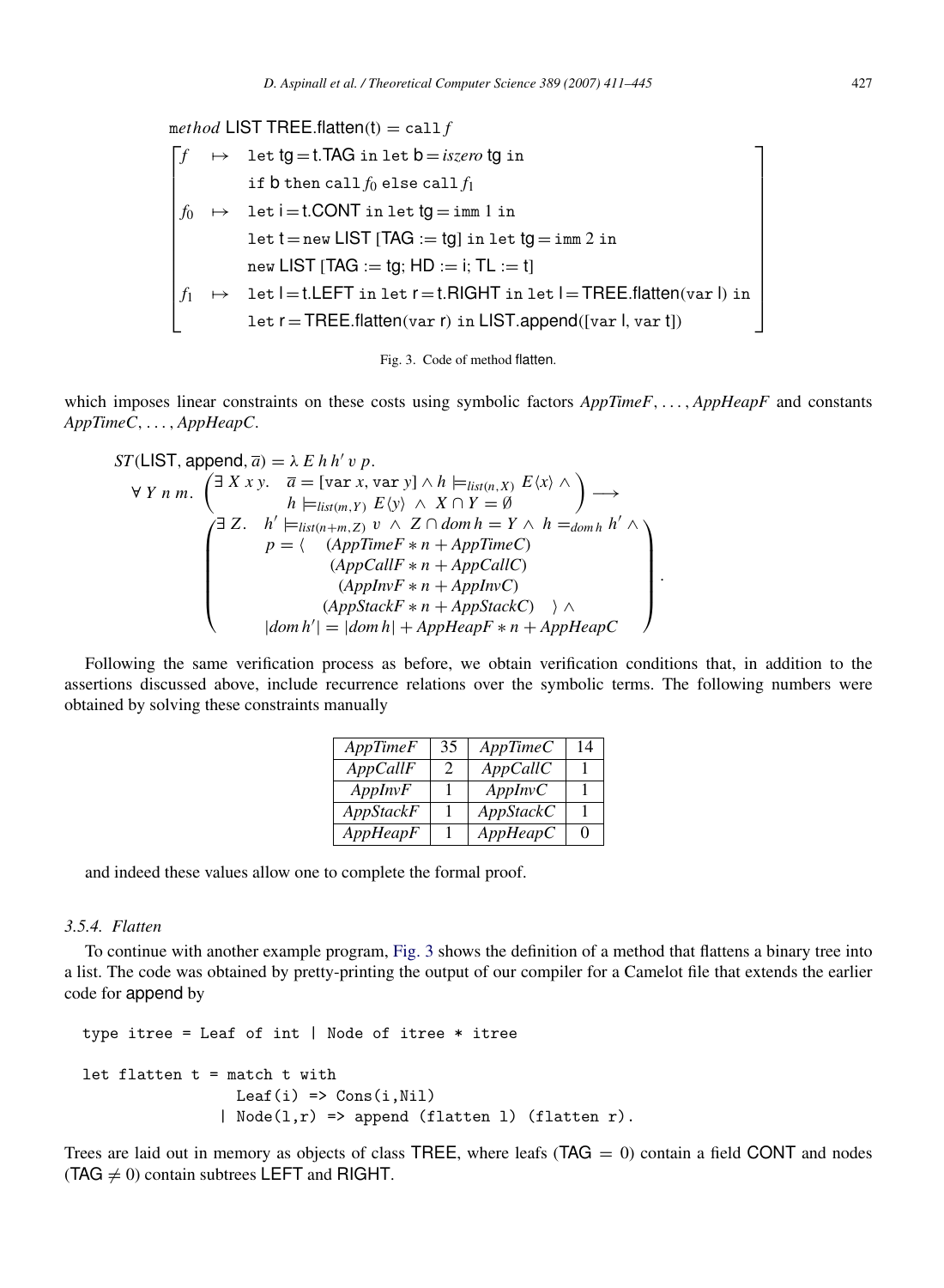$$
\begin{array}{l}
\mathit{method}\ \mathsf{LIST\ TREE.flatten}(\mathsf{t}) = \mathtt{call}\, f \\
\left[\begin{array}{lll}
f & \mapsto & \mathtt{let}\ \mathsf{tg} = \mathsf{t.TAG}\ \mathtt{in}\ \mathtt{let}\ \mathsf{b} = \mathit{iszero}\ \mathsf{tg}\ \mathtt{in} \\
 & & \mathtt{if}\ \mathsf{b}\ \mathtt{then}\ \mathtt{call}\, f_0\ \mathtt{else}\ \mathtt{call}\, f_1 \\
f_0 & \mapsto & \mathtt{let}\ \mathsf{i} = \mathsf{t.CONT}\ \mathtt{in}\ \mathtt{let}\ \mathsf{tg} = \mathtt{imm}\ 1\ \mathtt{in} \\
 & & \mathtt{let}\ \mathsf{t} = \mathtt{new}\ \mathsf{LIST}\ [\mathsf{TAG} := \mathsf{tg}]\ \mathtt{in}\ \mathtt{let}\ \mathsf{tg} = \mathtt{imm}\ 2\ \mathtt{in} \\
 & & \mathtt{new}\ \mathsf{LIST}\ [\mathsf{TAG} := \mathsf{tg};\ \mathsf{HD} := \mathsf{i};\ \mathsf{TL} := \mathsf{t}] \\
f_1 & \mapsto & \mathtt{let}\ \mathsf{l} = \mathsf{t.LEFT}\ \mathtt{in}\ \mathtt{let}\ \mathsf{r} = \mathsf{t.RIGHT}\ \mathtt{in}\ \mathtt{let}\ \mathsf{l} = \mathsf{TREE.flatten}(\mathtt{var}\ \mathsf{l})\ \mathtt{in} \\
 & & \mathtt{let}\ \mathsf{r} = \mathsf{TREE.flatten}(\mathtt{var}\ \mathsf{r})\ \mathtt{in}\ \mathsf{LIST.append}([\mathtt{var}\ \mathsf{l},\ \mathtt{var}\ \mathsf{t}])
\end{array}\right]
\end{array}
$$

Fig. 3. Code of method flatten.

which imposes linear constraints on these costs using symbolic factors *AppTimeF*, ..., *AppHeapF* and constants *AppTimeC*, ..., *AppHeapC*.

$$
\begin{array}{l}
ST(\mathsf{LIST}, \mathsf{append}, \overline{a}) = \lambda\, E\, h\, h'\, v\, p. \\
\forall\, Y\, n\, m.\ \left(\begin{array}{l}\exists\, X\, x\, y.\quad \overline{a} = [\mathtt{var}\, x, \mathtt{var}\, y] \wedge h \models_{list(n,X)} E\langle x\rangle \wedge \\ \qquad\qquad h \models_{list(m,Y)} E\langle y\rangle \ \wedge\ X \cap Y = \emptyset \end{array}\right) \longrightarrow \\
\left(\begin{array}{l}
\exists\, Z.\quad h' \models_{list(n+m,Z)} v \ \wedge\ Z \cap dom\, h = Y \wedge\ h =_{dom\, h} h' \wedge \\
\qquad p = \langle \quad (AppTimeF * n + AppTimeC) \\
\qquad\qquad\quad (AppCallF * n + AppCallC) \\
\qquad\qquad\quad (AppInvF * n + AppInvC) \\
\qquad\qquad\quad (AppStackF * n + AppStackC) \quad \rangle \wedge \\
\qquad |dom\, h'| = |dom\, h| + AppHeapF * n + AppHeapC
\end{array}\right).
\end{array}
$$

Following the same verification process as before, we obtain verification conditions that, in addition to the assertions discussed above, include recurrence relations over the symbolic terms. The following numbers were obtained by solving these constraints manually

| *AppTimeF* | 35 | *AppTimeC* | 14 |
|---|---|---|---|
| *AppCallF* | 2 | *AppCallC* | 1 |
| *AppInvF* | 1 | *AppInvC* | 1 |
| *AppStackF* | 1 | *AppStackC* | 1 |
| *AppHeapF* | 1 | *AppHeapC* | 0 |

and indeed these values allow one to complete the formal proof.

### 3.5.4. Flatten

To continue with another example program, Fig. 3 shows the definition of a method that flattens a binary tree into a list. The code was obtained by pretty-printing the output of our compiler for a Camelot file that extends the earlier code for append by

```
type itree = Leaf of int | Node of itree * itree

let flatten t = match t with
                 Leaf(i) => Cons(i,Nil)
               | Node(l,r) => append (flatten l) (flatten r).
```

Trees are laid out in memory as objects of class TREE, where leafs (TAG $= 0$) contain a field CONT and nodes (TAG $\neq 0$) contain subtrees LEFT and RIGHT.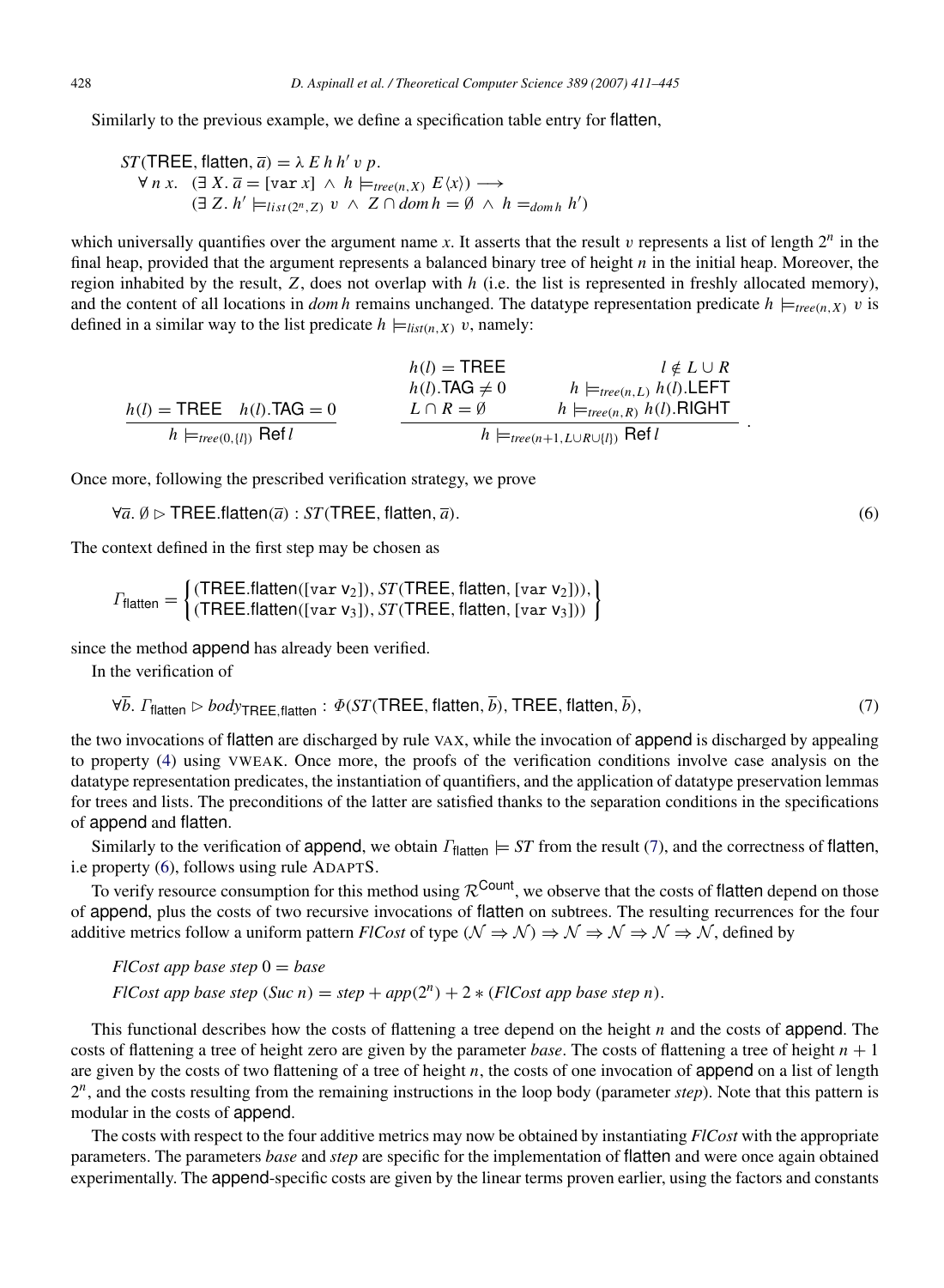Similarly to the previous example, we define a specification table entry for flatten,

$$
\begin{aligned}
&ST(\mathsf{TREE}, \mathsf{flatten}, \overline{a}) = \lambda\, E\, h\, h'\, v\, p.\\
&\quad \forall\, n\, x.\ \ (\exists\, X.\ \overline{a} = [\mathtt{var}\ x] \ \wedge\ h \models_{tree(n,X)} E\langle x \rangle) \longrightarrow\\
&\quad\quad (\exists\, Z.\ h' \models_{list(2^n,Z)} v \ \wedge\ Z \cap dom\, h = \emptyset \ \wedge\ h =_{dom\, h} h')
\end{aligned}
$$

which universally quantifies over the argument name $x$. It asserts that the result $v$ represents a list of length $2^n$ in the final heap, provided that the argument represents a balanced binary tree of height $n$ in the initial heap. Moreover, the region inhabited by the result, $Z$, does not overlap with $h$ (i.e. the list is represented in freshly allocated memory), and the content of all locations in $dom\, h$ remains unchanged. The datatype representation predicate $h \models_{tree(n,X)} v$ is defined in a similar way to the list predicate $h \models_{list(n,X)} v$, namely:

$$
\frac{h(l) = \mathsf{TREE} \quad h(l).\mathsf{TAG} = 0}{h \models_{tree(0,\{l\})} \mathsf{Ref}\, l}
\qquad
\frac{\begin{array}{ll} h(l) = \mathsf{TREE} & l \notin L \cup R \\ h(l).\mathsf{TAG} \neq 0 & h \models_{tree(n,L)} h(l).\mathsf{LEFT} \\ L \cap R = \emptyset & h \models_{tree(n,R)} h(l).\mathsf{RIGHT} \end{array}}{h \models_{tree(n+1, L \cup R \cup \{l\})} \mathsf{Ref}\, l}\ .
$$

Once more, following the prescribed verification strategy, we prove

$$
\forall \overline{a}.\ \emptyset \rhd \mathsf{TREE}.\mathsf{flatten}(\overline{a}) : ST(\mathsf{TREE}, \mathsf{flatten}, \overline{a}). \tag{6}
$$

The context defined in the first step may be chosen as

$$
\Gamma_{\mathsf{flatten}} = \left\{ \begin{array}{l} (\mathsf{TREE}.\mathsf{flatten}([\mathtt{var}\ \mathsf{v}_2]), ST(\mathsf{TREE}, \mathsf{flatten}, [\mathtt{var}\ \mathsf{v}_2])), \\ (\mathsf{TREE}.\mathsf{flatten}([\mathtt{var}\ \mathsf{v}_3]), ST(\mathsf{TREE}, \mathsf{flatten}, [\mathtt{var}\ \mathsf{v}_3])) \end{array} \right\}
$$

since the method append has already been verified.

In the verification of

$$
\forall \overline{b}.\ \Gamma_{\mathsf{flatten}} \rhd body_{\mathsf{TREE},\mathsf{flatten}} : \Phi(ST(\mathsf{TREE}, \mathsf{flatten}, \overline{b}), \mathsf{TREE}, \mathsf{flatten}, \overline{b}), \tag{7}
$$

the two invocations of flatten are discharged by rule VAX, while the invocation of append is discharged by appealing to property (4) using VWEAK. Once more, the proofs of the verification conditions involve case analysis on the datatype representation predicates, the instantiation of quantifiers, and the application of datatype preservation lemmas for trees and lists. The preconditions of the latter are satisfied thanks to the separation conditions in the specifications of append and flatten.

Similarly to the verification of append, we obtain $\Gamma_{\mathsf{flatten}} \models ST$ from the result (7), and the correctness of flatten, i.e property (6), follows using rule ADAPTS.

To verify resource consumption for this method using $\mathcal{R}^{\mathsf{Count}}$, we observe that the costs of flatten depend on those of append, plus the costs of two recursive invocations of flatten on subtrees. The resulting recurrences for the four additive metrics follow a uniform pattern *FlCost* of type $(\mathcal{N} \Rightarrow \mathcal{N}) \Rightarrow \mathcal{N} \Rightarrow \mathcal{N} \Rightarrow \mathcal{N} \Rightarrow \mathcal{N}$, defined by

$$
\begin{aligned}
&FlCost\ app\ base\ step\ 0 = base\\
&FlCost\ app\ base\ step\ (Suc\ n) = step + app(2^n) + 2 * (FlCost\ app\ base\ step\ n).
\end{aligned}
$$

This functional describes how the costs of flattening a tree depend on the height $n$ and the costs of append. The costs of flattening a tree of height zero are given by the parameter *base*. The costs of flattening a tree of height $n + 1$ are given by the costs of two flattening of a tree of height $n$, the costs of one invocation of append on a list of length $2^n$, and the costs resulting from the remaining instructions in the loop body (parameter *step*). Note that this pattern is modular in the costs of append.

The costs with respect to the four additive metrics may now be obtained by instantiating *FlCost* with the appropriate parameters. The parameters *base* and *step* are specific for the implementation of flatten and were once again obtained experimentally. The append-specific costs are given by the linear terms proven earlier, using the factors and constants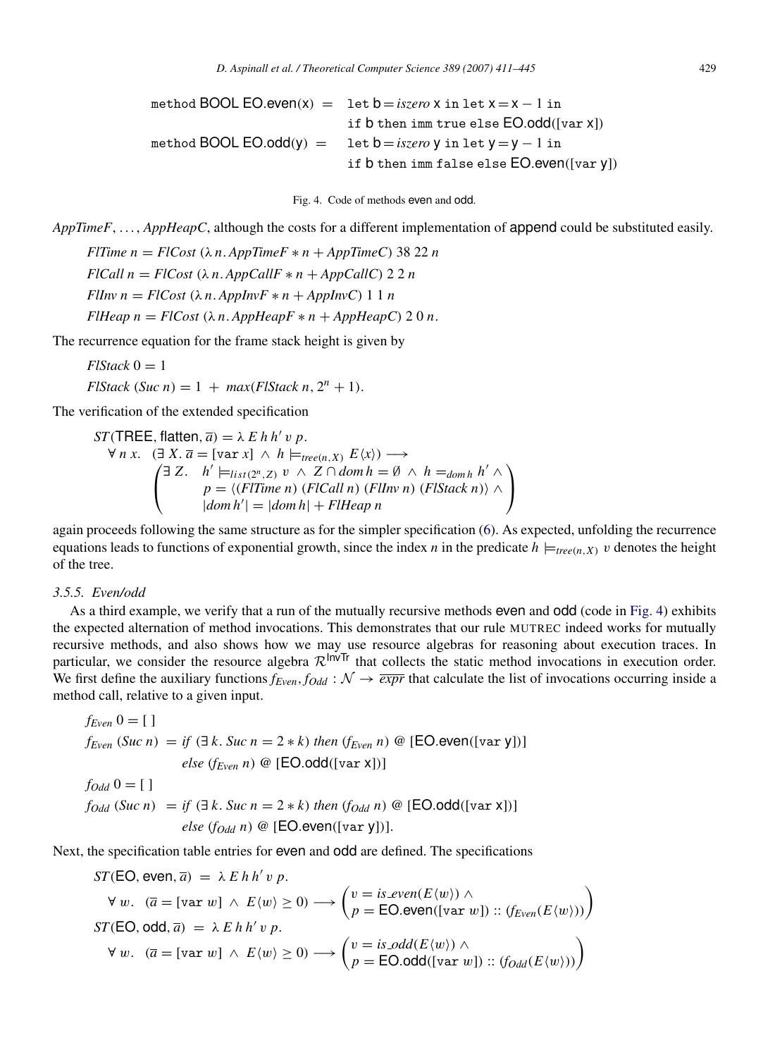$$\begin{aligned}
\texttt{method}\ \mathsf{BOOL}\ \mathsf{EO.even}(\mathsf{x}) \ = \ & \texttt{let}\ \mathsf{b} = \mathit{iszero}\ \mathsf{x}\ \texttt{in let}\ \mathsf{x} = \mathsf{x} - 1\ \texttt{in} \\
& \texttt{if}\ \mathsf{b}\ \texttt{then imm true else}\ \mathsf{EO.odd}([\texttt{var}\ \mathsf{x}]) \\
\texttt{method}\ \mathsf{BOOL}\ \mathsf{EO.odd}(\mathsf{y}) \ = \ & \texttt{let}\ \mathsf{b} = \mathit{iszero}\ \mathsf{y}\ \texttt{in let}\ \mathsf{y} = \mathsf{y} - 1\ \texttt{in} \\
& \texttt{if}\ \mathsf{b}\ \texttt{then imm false else}\ \mathsf{EO.even}([\texttt{var}\ \mathsf{y}])
\end{aligned}$$

Fig. 4. Code of methods even and odd.

*AppTimeF*, ..., *AppHeapC*, although the costs for a different implementation of append could be substituted easily.

$$FlTime\ n = FlCost\ (\lambda\, n.\, AppTimeF * n + AppTimeC)\ 38\ 22\ n$$
$$FlCall\ n = FlCost\ (\lambda\, n.\, AppCallF * n + AppCallC)\ 2\ 2\ n$$
$$FlInv\ n = FlCost\ (\lambda\, n.\, AppInvF * n + AppInvC)\ 1\ 1\ n$$
$$FlHeap\ n = FlCost\ (\lambda\, n.\, AppHeapF * n + AppHeapC)\ 2\ 0\ n.$$

The recurrence equation for the frame stack height is given by

$$FlStack\ 0 = 1$$
$$FlStack\ (Suc\ n) = 1\ +\ max(FlStack\ n, 2^n + 1).$$

The verification of the extended specification

$$\begin{aligned}
& ST(\mathsf{TREE}, \mathsf{flatten}, \overline{a}) = \lambda\, E\, h\, h'\, v\, p. \\
& \quad \forall\, n\, x.\ \ (\exists\, X.\, \overline{a} = [\texttt{var}\ x]\ \wedge\ h \models_{tree(n,X)} E\langle x\rangle) \longrightarrow \\
& \quad \begin{pmatrix} \exists\, Z. \quad h' \models_{list(2^n, Z)} v\ \wedge\ Z \cap dom\, h = \emptyset\ \wedge\ h =_{dom\, h} h'\ \wedge \\ \qquad\quad p = \langle (FlTime\ n)\ (FlCall\ n)\ (FlInv\ n)\ (FlStack\ n)\rangle\ \wedge \\ \qquad\quad |dom\, h'| = |dom\, h| + FlHeap\ n \end{pmatrix}
\end{aligned}$$

again proceeds following the same structure as for the simpler specification (6). As expected, unfolding the recurrence equations leads to functions of exponential growth, since the index $n$ in the predicate $h \models_{tree(n,X)} v$ denotes the height of the tree.

### 3.5.5. Even/odd

As a third example, we verify that a run of the mutually recursive methods even and odd (code in Fig. 4) exhibits the expected alternation of method invocations. This demonstrates that our rule MUTREC indeed works for mutually recursive methods, and also shows how we may use resource algebras for reasoning about execution traces. In particular, we consider the resource algebra $\mathcal{R}^{\mathsf{InvTr}}$ that collects the static method invocations in execution order. We first define the auxiliary functions $f_{Even}, f_{Odd} : \mathcal{N} \to \overline{expr}$ that calculate the list of invocations occurring inside a method call, relative to a given input.

$$\begin{aligned}
& f_{Even}\ 0 = [\,] \\
& f_{Even}\ (Suc\ n)\ = \mathit{if}\ (\exists\, k.\ Suc\ n = 2 * k)\ \mathit{then}\ (f_{Even}\ n)\ @\ [\mathsf{EO.even}([\texttt{var}\ \mathsf{y}])] \\
& \qquad\qquad\qquad\ \mathit{else}\ (f_{Even}\ n)\ @\ [\mathsf{EO.odd}([\texttt{var}\ \mathsf{x}])] \\
& f_{Odd}\ 0 = [\,] \\
& f_{Odd}\ (Suc\ n)\ = \mathit{if}\ (\exists\, k.\ Suc\ n = 2 * k)\ \mathit{then}\ (f_{Odd}\ n)\ @\ [\mathsf{EO.odd}([\texttt{var}\ \mathsf{x}])] \\
& \qquad\qquad\qquad\ \mathit{else}\ (f_{Odd}\ n)\ @\ [\mathsf{EO.even}([\texttt{var}\ \mathsf{y}])].
\end{aligned}$$

Next, the specification table entries for even and odd are defined. The specifications

$$\begin{aligned}
& ST(\mathsf{EO}, \mathsf{even}, \overline{a})\ =\ \lambda\, E\, h\, h'\, v\, p. \\
& \quad \forall\, w.\ \ (\overline{a} = [\texttt{var}\ w]\ \wedge\ E\langle w\rangle \geq 0) \longrightarrow \begin{pmatrix} v = is\_even(E\langle w\rangle)\ \wedge \\ p = \mathsf{EO.even}([\texttt{var}\ w]) :: (f_{Even}(E\langle w\rangle)) \end{pmatrix} \\
& ST(\mathsf{EO}, \mathsf{odd}, \overline{a})\ =\ \lambda\, E\, h\, h'\, v\, p. \\
& \quad \forall\, w.\ \ (\overline{a} = [\texttt{var}\ w]\ \wedge\ E\langle w\rangle \geq 0) \longrightarrow \begin{pmatrix} v = is\_odd(E\langle w\rangle)\ \wedge \\ p = \mathsf{EO.odd}([\texttt{var}\ w]) :: (f_{Odd}(E\langle w\rangle)) \end{pmatrix}
\end{aligned}$$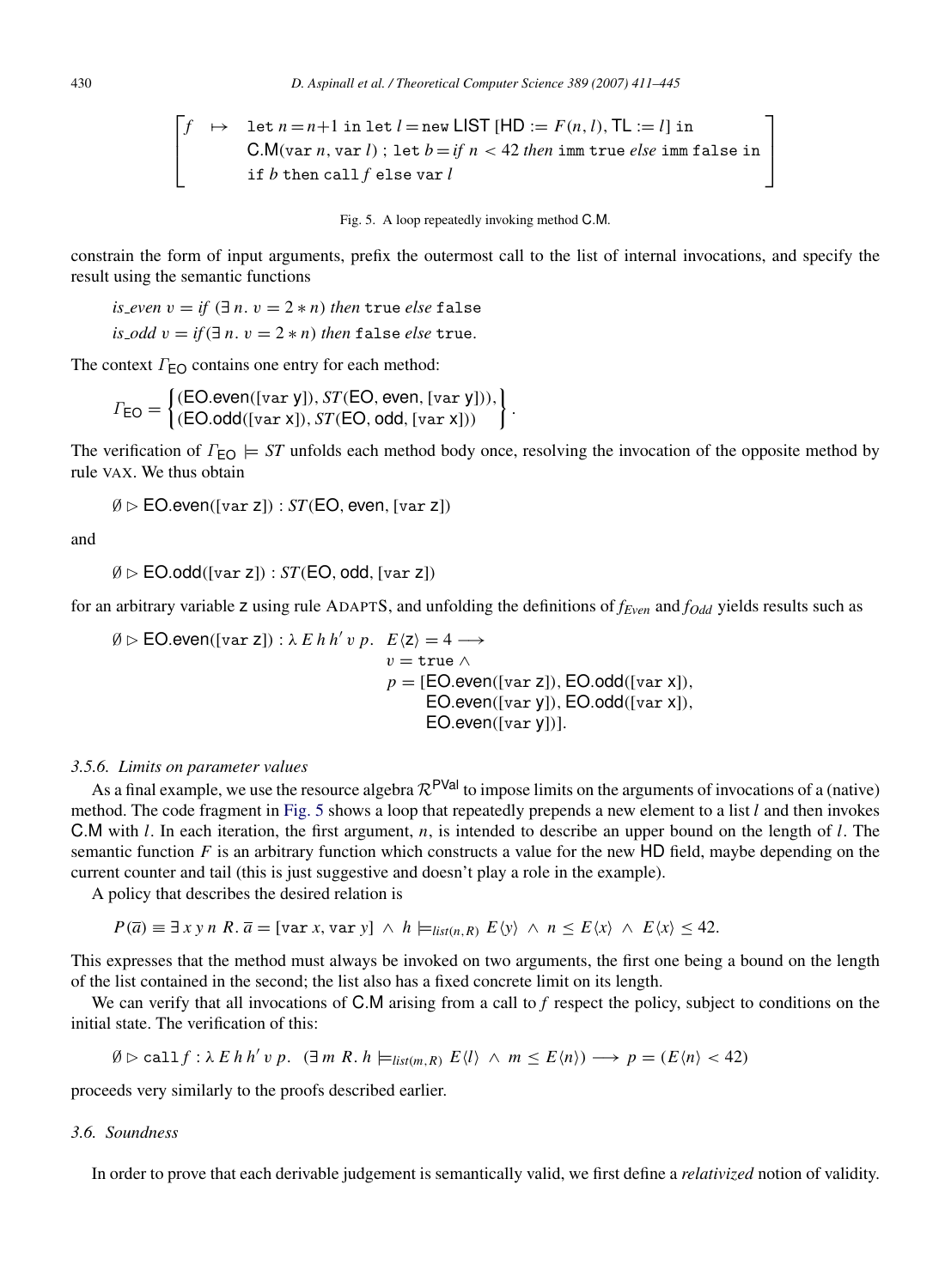$$\left[\begin{array}{lll} f & \mapsto & \texttt{let}\ n = n{+}1\ \texttt{in let}\ l = \texttt{new}\ \mathsf{LIST}\ [\mathsf{HD} := F(n,l), \mathsf{TL} := l]\ \texttt{in} \\ & & \mathsf{C.M}(\texttt{var}\ n, \texttt{var}\ l)\ ;\ \texttt{let}\ b = \mathit{if}\ n < 42\ \mathit{then}\ \texttt{imm true}\ \mathit{else}\ \texttt{imm false in} \\ & & \texttt{if}\ b\ \texttt{then call}\ f\ \texttt{else var}\ l \end{array}\right]$$

Fig. 5. A loop repeatedly invoking method C.M.

constrain the form of input arguments, prefix the outermost call to the list of internal invocations, and specify the result using the semantic functions

$$\mathit{is\_even}\ v = \mathit{if}\ (\exists\, n.\ v = 2 * n)\ \mathit{then}\ \texttt{true}\ \mathit{else}\ \texttt{false}$$

$$\mathit{is\_odd}\ v = \mathit{if}\,(\exists\, n.\ v = 2 * n)\ \mathit{then}\ \texttt{false}\ \mathit{else}\ \texttt{true}.$$

The context $\Gamma_{\mathsf{EO}}$ contains one entry for each method:

$$\Gamma_{\mathsf{EO}} = \left\{\begin{array}{l}(\mathsf{EO.even}([\texttt{var}\ \mathsf{y}]), \mathit{ST}(\mathsf{EO}, \mathsf{even}, [\texttt{var}\ \mathsf{y}])),\\ (\mathsf{EO.odd}([\texttt{var}\ \mathsf{x}]), \mathit{ST}(\mathsf{EO}, \mathsf{odd}, [\texttt{var}\ \mathsf{x}]))\end{array}\right\}.$$

The verification of $\Gamma_{\mathsf{EO}} \models \mathit{ST}$ unfolds each method body once, resolving the invocation of the opposite method by rule VAX. We thus obtain

$$\emptyset \rhd \mathsf{EO.even}([\texttt{var}\ \mathsf{z}]) : \mathit{ST}(\mathsf{EO}, \mathsf{even}, [\texttt{var}\ \mathsf{z}])$$

and

$$\emptyset \rhd \mathsf{EO.odd}([\texttt{var}\ \mathsf{z}]) : \mathit{ST}(\mathsf{EO}, \mathsf{odd}, [\texttt{var}\ \mathsf{z}])$$

for an arbitrary variable z using rule ADAPTS, and unfolding the definitions of $f_{Even}$ and $f_{Odd}$ yields results such as

$$\begin{array}{rl}\emptyset \rhd \mathsf{EO.even}([\texttt{var}\ \mathsf{z}]) : \lambda\, E\, h\, h'\, v\, p. & E\langle \mathsf{z}\rangle = 4 \longrightarrow \\ & v = \texttt{true}\ \wedge \\ & p = [\mathsf{EO.even}([\texttt{var}\ \mathsf{z}]), \mathsf{EO.odd}([\texttt{var}\ \mathsf{x}]), \\ & \quad\ \ \mathsf{EO.even}([\texttt{var}\ \mathsf{y}]), \mathsf{EO.odd}([\texttt{var}\ \mathsf{x}]), \\ & \quad\ \ \mathsf{EO.even}([\texttt{var}\ \mathsf{y}])].\end{array}$$

### 3.5.6. Limits on parameter values

As a final example, we use the resource algebra $\mathcal{R}^{\mathsf{PVal}}$ to impose limits on the arguments of invocations of a (native) method. The code fragment in Fig. 5 shows a loop that repeatedly prepends a new element to a list $l$ and then invokes C.M with $l$. In each iteration, the first argument, $n$, is intended to describe an upper bound on the length of $l$. The semantic function $F$ is an arbitrary function which constructs a value for the new HD field, maybe depending on the current counter and tail (this is just suggestive and doesn't play a role in the example).

A policy that describes the desired relation is

$$P(\overline{a}) \equiv \exists\, x\, y\, n\, R.\ \overline{a} = [\texttt{var}\ x, \texttt{var}\ y]\ \wedge\ h \models_{list(n,R)} E\langle y\rangle\ \wedge\ n \leq E\langle x\rangle\ \wedge\ E\langle x\rangle \leq 42.$$

This expresses that the method must always be invoked on two arguments, the first one being a bound on the length of the list contained in the second; the list also has a fixed concrete limit on its length.

We can verify that all invocations of C.M arising from a call to $f$ respect the policy, subject to conditions on the initial state. The verification of this:

$$\emptyset \rhd \texttt{call}\ f : \lambda\, E\, h\, h'\, v\, p.\ \ (\exists\, m\ R.\ h \models_{list(m,R)} E\langle l\rangle\ \wedge\ m \leq E\langle n\rangle) \longrightarrow p = (E\langle n\rangle < 42)$$

proceeds very similarly to the proofs described earlier.

### 3.6. Soundness

In order to prove that each derivable judgement is semantically valid, we first define a *relativized* notion of validity.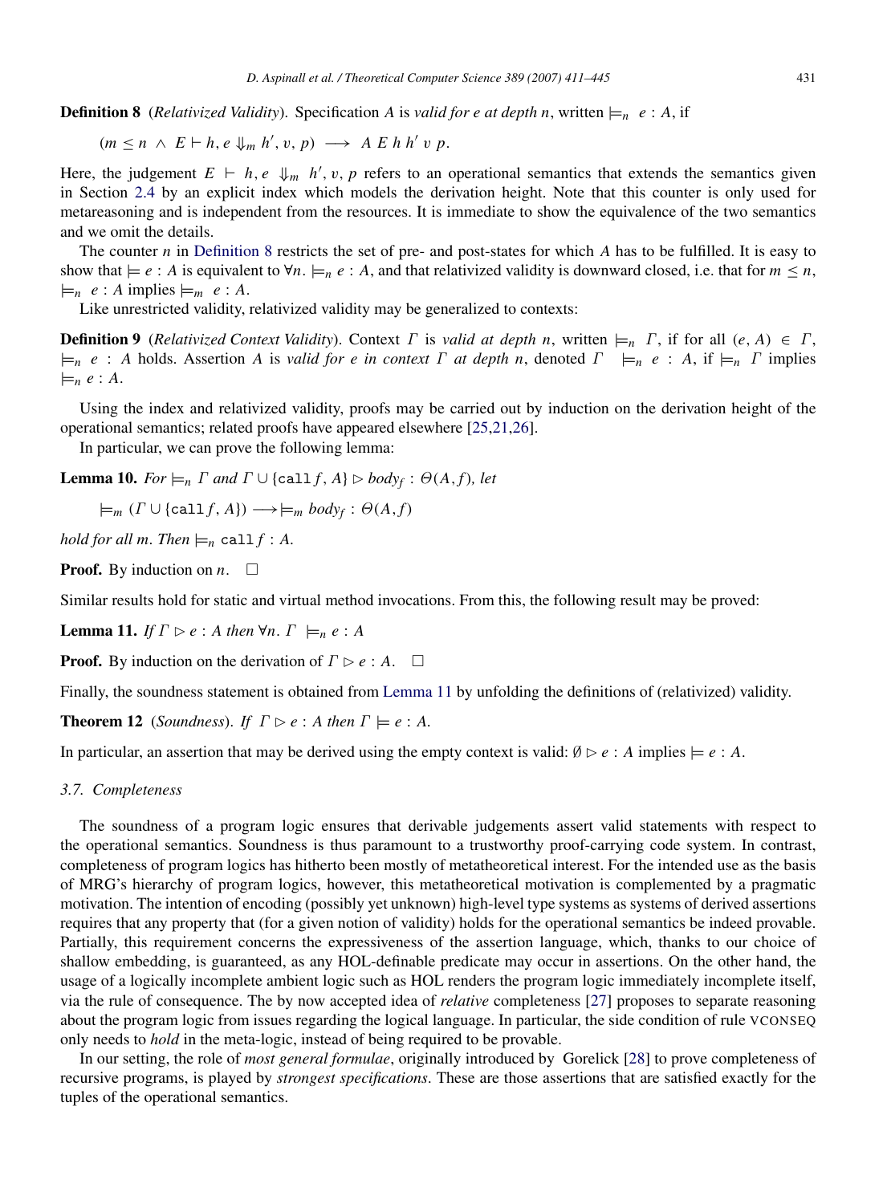**Definition 8** (*Relativized Validity*). Specification $A$ is *valid for e at depth n*, written $\models_n e : A$, if

$$(m \leq n \ \wedge \ E \vdash h, e \Downarrow_m h', v, p) \ \longrightarrow \ A\ E\ h\ h'\ v\ p.$$

Here, the judgement $E \vdash h, e \Downarrow_m h', v, p$ refers to an operational semantics that extends the semantics given in Section 2.4 by an explicit index which models the derivation height. Note that this counter is only used for metareasoning and is independent from the resources. It is immediate to show the equivalence of the two semantics and we omit the details.

The counter $n$ in Definition 8 restricts the set of pre- and post-states for which $A$ has to be fulfilled. It is easy to show that $\models e : A$ is equivalent to $\forall n. \models_n e : A$, and that relativized validity is downward closed, i.e. that for $m \leq n$, $\models_n e : A$ implies $\models_m e : A$.

Like unrestricted validity, relativized validity may be generalized to contexts:

**Definition 9** (*Relativized Context Validity*). Context $\Gamma$ is *valid at depth n*, written $\models_n \Gamma$, if for all $(e, A) \in \Gamma$, $\models_n e : A$ holds. Assertion $A$ is *valid for e in context $\Gamma$ at depth n*, denoted $\Gamma \models_n e : A$, if $\models_n \Gamma$ implies $\models_n e : A$.

Using the index and relativized validity, proofs may be carried out by induction on the derivation height of the operational semantics; related proofs have appeared elsewhere [25,21,26].

In particular, we can prove the following lemma:

**Lemma 10.** *For $\models_n \Gamma$ and $\Gamma \cup \{\texttt{call}\, f, A\} \rhd body_f : \Theta(A, f)$, let*

$$\models_m (\Gamma \cup \{\texttt{call}\, f, A\}) \longrightarrow \models_m body_f : \Theta(A, f)$$

*hold for all m. Then $\models_n \texttt{call}\, f : A$.*

**Proof.** By induction on $n$. $\square$

Similar results hold for static and virtual method invocations. From this, the following result may be proved:

**Lemma 11.** *If $\Gamma \rhd e : A$ then $\forall n.\ \Gamma \models_n e : A$*

**Proof.** By induction on the derivation of $\Gamma \rhd e : A$. $\square$

Finally, the soundness statement is obtained from Lemma 11 by unfolding the definitions of (relativized) validity.

**Theorem 12** (*Soundness*). *If $\Gamma \rhd e : A$ then $\Gamma \models e : A$.*

In particular, an assertion that may be derived using the empty context is valid: $\emptyset \rhd e : A$ implies $\models e : A$.

### *3.7. Completeness*

The soundness of a program logic ensures that derivable judgements assert valid statements with respect to the operational semantics. Soundness is thus paramount to a trustworthy proof-carrying code system. In contrast, completeness of program logics has hitherto been mostly of metatheoretical interest. For the intended use as the basis of MRG's hierarchy of program logics, however, this metatheoretical motivation is complemented by a pragmatic motivation. The intention of encoding (possibly yet unknown) high-level type systems as systems of derived assertions requires that any property that (for a given notion of validity) holds for the operational semantics be indeed provable. Partially, this requirement concerns the expressiveness of the assertion language, which, thanks to our choice of shallow embedding, is guaranteed, as any HOL-definable predicate may occur in assertions. On the other hand, the usage of a logically incomplete ambient logic such as HOL renders the program logic immediately incomplete itself, via the rule of consequence. The by now accepted idea of *relative* completeness [27] proposes to separate reasoning about the program logic from issues regarding the logical language. In particular, the side condition of rule VCONSEQ only needs to *hold* in the meta-logic, instead of being required to be provable.

In our setting, the role of *most general formulae*, originally introduced by Gorelick [28] to prove completeness of recursive programs, is played by *strongest specifications*. These are those assertions that are satisfied exactly for the tuples of the operational semantics.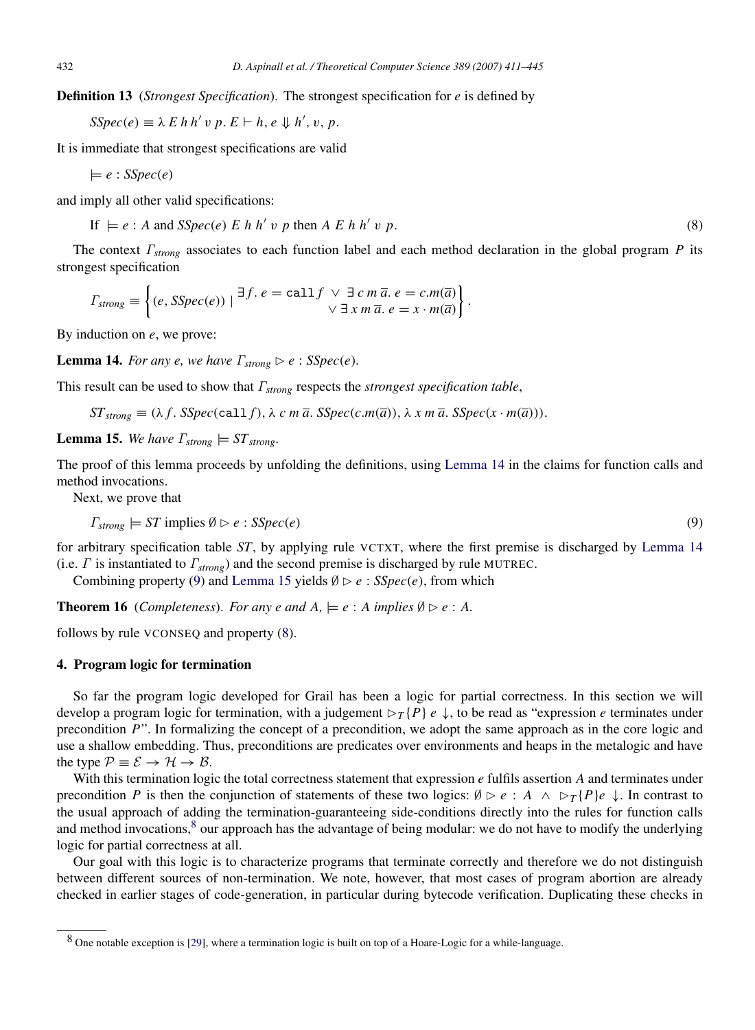**Definition 13** (*Strongest Specification*). The strongest specification for $e$ is defined by

$$SSpec(e) \equiv \lambda\, E\, h\, h'\, v\, p.\, E \vdash h, e \Downarrow h', v, p.$$

It is immediate that strongest specifications are valid

$$\models e : SSpec(e)$$

and imply all other valid specifications:

$$\text{If } \models e : A \text{ and } SSpec(e)\ E\ h\ h'\ v\ p \text{ then } A\ E\ h\ h'\ v\ p. \tag{8}$$

The context $\Gamma_{strong}$ associates to each function label and each method declaration in the global program $P$ its strongest specification

$$\Gamma_{strong} \equiv \left\{ (e, SSpec(e)) \mid \begin{array}{r} \exists f.\, e = \mathtt{call}\, f \ \vee\ \exists\, c\, m\, \overline{a}.\, e = c.m(\overline{a}) \\ \vee\ \exists\, x\, m\, \overline{a}.\, e = x \cdot m(\overline{a}) \end{array} \right\}.$$

By induction on $e$, we prove:

**Lemma 14.** *For any $e$, we have $\Gamma_{strong} \rhd e : SSpec(e)$.*

This result can be used to show that $\Gamma_{strong}$ respects the *strongest specification table*,

$$ST_{strong} \equiv (\lambda f.\, SSpec(\mathtt{call}\, f), \lambda\, c\, m\, \overline{a}.\, SSpec(c.m(\overline{a})), \lambda\, x\, m\, \overline{a}.\, SSpec(x \cdot m(\overline{a}))).$$

**Lemma 15.** *We have $\Gamma_{strong} \models ST_{strong}$.*

The proof of this lemma proceeds by unfolding the definitions, using Lemma 14 in the claims for function calls and method invocations.

Next, we prove that

$$\Gamma_{strong} \models ST \text{ implies } \emptyset \rhd e : SSpec(e) \tag{9}$$

for arbitrary specification table $ST$, by applying rule VCTXT, where the first premise is discharged by Lemma 14 (i.e. $\Gamma$ is instantiated to $\Gamma_{strong}$) and the second premise is discharged by rule MUTREC.

Combining property (9) and Lemma 15 yields $\emptyset \rhd e : SSpec(e)$, from which

**Theorem 16** (*Completeness*). *For any $e$ and $A$, $\models e : A$ implies $\emptyset \rhd e : A$.*

follows by rule VCONSEQ and property (8).

## 4. Program logic for termination

So far the program logic developed for Grail has been a logic for partial correctness. In this section we will develop a program logic for termination, with a judgement $\rhd_T \{P\}\ e \downarrow$, to be read as "expression $e$ terminates under precondition $P$". In formalizing the concept of a precondition, we adopt the same approach as in the core logic and use a shallow embedding. Thus, preconditions are predicates over environments and heaps in the metalogic and have the type $\mathcal{P} \equiv \mathcal{E} \to \mathcal{H} \to \mathcal{B}$.

With this termination logic the total correctness statement that expression $e$ fulfils assertion $A$ and terminates under precondition $P$ is then the conjunction of statements of these two logics: $\emptyset \rhd e : A \ \wedge\ \rhd_T \{P\} e \downarrow$. In contrast to the usual approach of adding the termination-guaranteeing side-conditions directly into the rules for function calls and method invocations,[8] our approach has the advantage of being modular: we do not have to modify the underlying logic for partial correctness at all.

Our goal with this logic is to characterize programs that terminate correctly and therefore we do not distinguish between different sources of non-termination. We note, however, that most cases of program abortion are already checked in earlier stages of code-generation, in particular during bytecode verification. Duplicating these checks in

[8] One notable exception is [29], where a termination logic is built on top of a Hoare-Logic for a while-language.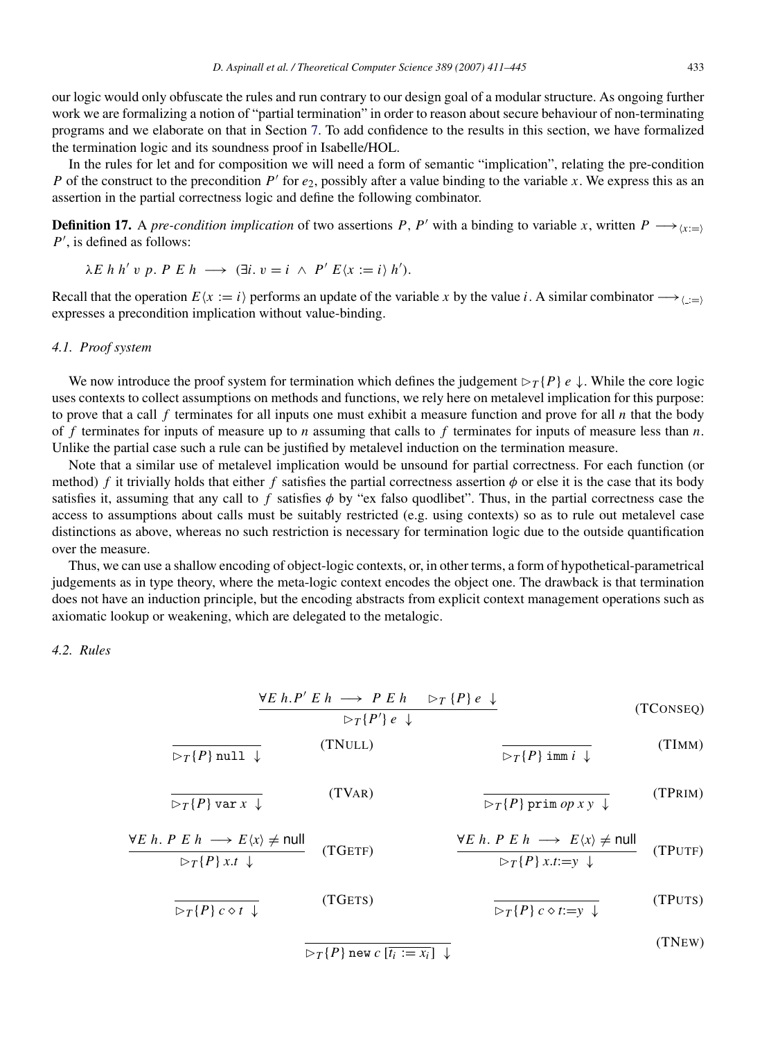our logic would only obfuscate the rules and run contrary to our design goal of a modular structure. As ongoing further work we are formalizing a notion of "partial termination" in order to reason about secure behaviour of non-terminating programs and we elaborate on that in Section 7. To add confidence to the results in this section, we have formalized the termination logic and its soundness proof in Isabelle/HOL.

In the rules for let and for composition we will need a form of semantic "implication", relating the pre-condition $P$ of the construct to the precondition $P'$ for $e_2$, possibly after a value binding to the variable $x$. We express this as an assertion in the partial correctness logic and define the following combinator.

**Definition 17.** A *pre-condition implication* of two assertions $P$, $P'$ with a binding to variable $x$, written $P \longrightarrow_{\langle x:=\rangle} P'$, is defined as follows:

$$\lambda E\ h\ h'\ v\ p.\ P\ E\ h \longrightarrow (\exists i.\ v = i \ \wedge\ P'\ E\langle x := i\rangle\ h').$$

Recall that the operation $E\langle x := i\rangle$ performs an update of the variable $x$ by the value $i$. A similar combinator $\longrightarrow_{\langle \_:=\rangle}$ expresses a precondition implication without value-binding.

### 4.1. Proof system

We now introduce the proof system for termination which defines the judgement $\rhd_T\{P\}\ e \downarrow$. While the core logic uses contexts to collect assumptions on methods and functions, we rely here on metalevel implication for this purpose: to prove that a call $f$ terminates for all inputs one must exhibit a measure function and prove for all $n$ that the body of $f$ terminates for inputs of measure up to $n$ assuming that calls to $f$ terminates for inputs of measure less than $n$. Unlike the partial case such a rule can be justified by metalevel induction on the termination measure.

Note that a similar use of metalevel implication would be unsound for partial correctness. For each function (or method) $f$ it trivially holds that either $f$ satisfies the partial correctness assertion $\phi$ or else it is the case that its body satisfies it, assuming that any call to $f$ satisfies $\phi$ by "ex falso quodlibet". Thus, in the partial correctness case the access to assumptions about calls must be suitably restricted (e.g. using contexts) so as to rule out metalevel case distinctions as above, whereas no such restriction is necessary for termination logic due to the outside quantification over the measure.

Thus, we can use a shallow encoding of object-logic contexts, or, in other terms, a form of hypothetical-parametrical judgements as in type theory, where the meta-logic context encodes the object one. The drawback is that termination does not have an induction principle, but the encoding abstracts from explicit context management operations such as axiomatic lookup or weakening, which are delegated to the metalogic.

### 4.2. Rules

$$\frac{\forall E\ h. P'\ E\ h \longrightarrow P\ E\ h \qquad \rhd_T\{P\}\ e \downarrow}{\rhd_T\{P'\}\ e \downarrow} \quad \text{(TCONSEQ)}$$

$$\frac{}{\rhd_T\{P\}\ \texttt{null} \downarrow} \quad \text{(TNULL)} \qquad\qquad \frac{}{\rhd_T\{P\}\ \texttt{imm}\ i \downarrow} \quad \text{(TIMM)}$$

$$\frac{}{\rhd_T\{P\}\ \texttt{var}\ x \downarrow} \quad \text{(TVAR)} \qquad\qquad \frac{}{\rhd_T\{P\}\ \texttt{prim}\ op\ x\ y \downarrow} \quad \text{(TPRIM)}$$

$$\frac{\forall E\ h.\ P\ E\ h \longrightarrow E\langle x\rangle \neq \mathsf{null}}{\rhd_T\{P\}\ x.t \downarrow} \quad \text{(TGETF)} \qquad\qquad \frac{\forall E\ h.\ P\ E\ h \longrightarrow E\langle x\rangle \neq \mathsf{null}}{\rhd_T\{P\}\ x.t{:=}y \downarrow} \quad \text{(TPUTF)}$$

$$\frac{}{\rhd_T\{P\}\ c \diamond t \downarrow} \quad \text{(TGETS)} \qquad\qquad \frac{}{\rhd_T\{P\}\ c \diamond t{:=}y \downarrow} \quad \text{(TPUTS)}$$

$$\frac{}{\rhd_T\{P\}\ \texttt{new}\ c\ [\overline{t_i := x_i}] \downarrow} \quad \text{(TNEW)}$$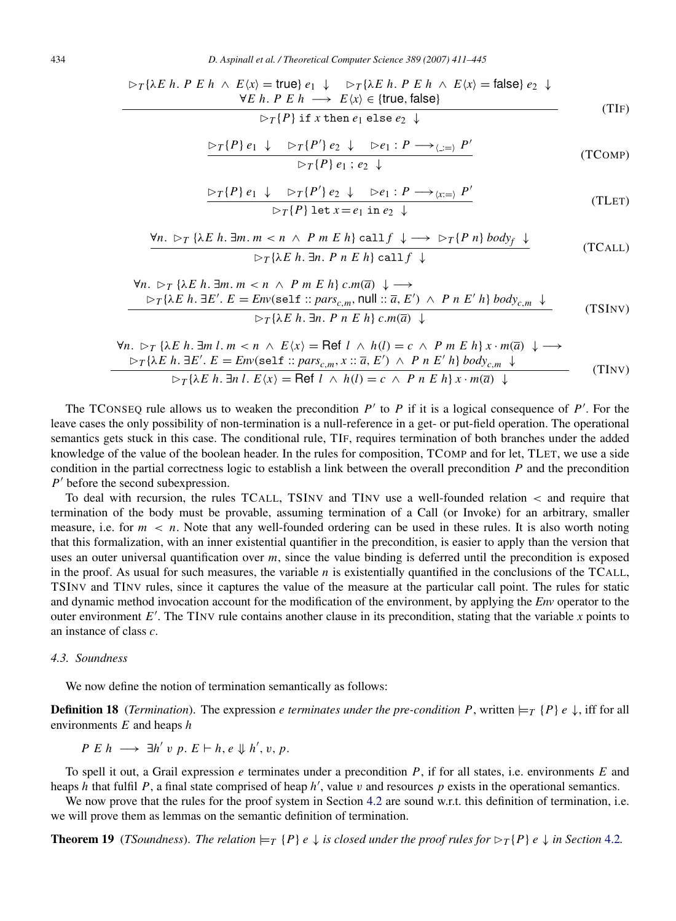$$\frac{\rhd_T\{\lambda E\ h.\ P\ E\ h\ \wedge\ E\langle x\rangle = \mathsf{true}\}\ e_1\ \downarrow \quad \rhd_T\{\lambda E\ h.\ P\ E\ h\ \wedge\ E\langle x\rangle = \mathsf{false}\}\ e_2\ \downarrow \quad \forall E\ h.\ P\ E\ h\ \longrightarrow\ E\langle x\rangle \in \{\mathsf{true}, \mathsf{false}\}}{\rhd_T\{P\}\ \mathtt{if}\ x\ \mathtt{then}\ e_1\ \mathtt{else}\ e_2\ \downarrow} \quad \text{(TIF)}$$

$$\frac{\rhd_T\{P\}\ e_1\ \downarrow \quad \rhd_T\{P'\}\ e_2\ \downarrow \quad \rhd e_1 : P \longrightarrow_{\langle \_:=\rangle} P'}{\rhd_T\{P\}\ e_1\ ;\ e_2\ \downarrow} \quad \text{(TCOMP)}$$

$$\frac{\rhd_T\{P\}\ e_1\ \downarrow \quad \rhd_T\{P'\}\ e_2\ \downarrow \quad \rhd e_1 : P \longrightarrow_{\langle x:=\rangle} P'}{\rhd_T\{P\}\ \mathtt{let}\ x = e_1\ \mathtt{in}\ e_2\ \downarrow} \quad \text{(TLET)}$$

$$\frac{\forall n.\ \rhd_T\ \{\lambda E\ h.\ \exists m.\ m < n\ \wedge\ P\ m\ E\ h\}\ \mathtt{call}\ f\ \downarrow \longrightarrow\ \rhd_T\{P\ n\}\ body_f\ \downarrow}{\rhd_T\{\lambda E\ h.\ \exists n.\ P\ n\ E\ h\}\ \mathtt{call}\ f\ \downarrow} \quad \text{(TCALL)}$$

$$\frac{\begin{array}{l}\forall n.\ \rhd_T\ \{\lambda E\ h.\ \exists m.\ m < n\ \wedge\ P\ m\ E\ h\}\ c.m(\overline{a})\ \downarrow \longrightarrow \\ \quad \rhd_T\{\lambda E\ h.\ \exists E'.\ E = Env(\mathtt{self} :: pars_{c,m}, \mathsf{null} :: \overline{a}, E')\ \wedge\ P\ n\ E'\ h\}\ body_{c,m}\ \downarrow\end{array}}{\rhd_T\{\lambda E\ h.\ \exists n.\ P\ n\ E\ h\}\ c.m(\overline{a})\ \downarrow} \quad \text{(TSINV)}$$

$$\frac{\begin{array}{l}\forall n.\ \rhd_T\ \{\lambda E\ h.\ \exists m\ l.\ m < n\ \wedge\ E\langle x\rangle = \mathsf{Ref}\ l\ \wedge\ h(l) = c\ \wedge\ P\ m\ E\ h\}\ x \cdot m(\overline{a})\ \downarrow \longrightarrow \\ \quad \rhd_T\{\lambda E\ h.\ \exists E'.\ E = Env(\mathtt{self} :: pars_{c,m}, x :: \overline{a}, E')\ \wedge\ P\ n\ E'\ h\}\ body_{c,m}\ \downarrow\end{array}}{\rhd_T\{\lambda E\ h.\ \exists n\ l.\ E\langle x\rangle = \mathsf{Ref}\ l\ \wedge\ h(l) = c\ \wedge\ P\ n\ E\ h\}\ x \cdot m(\overline{a})\ \downarrow} \quad \text{(TINV)}$$

The TCONSEQ rule allows us to weaken the precondition $P'$ to $P$ if it is a logical consequence of $P'$. For the leave cases the only possibility of non-termination is a null-reference in a get- or put-field operation. The operational semantics gets stuck in this case. The conditional rule, TIF, requires termination of both branches under the added knowledge of the value of the boolean header. In the rules for composition, TCOMP and for let, TLET, we use a side condition in the partial correctness logic to establish a link between the overall precondition $P$ and the precondition $P'$ before the second subexpression.

To deal with recursion, the rules TCALL, TSINV and TINV use a well-founded relation $<$ and require that termination of the body must be provable, assuming termination of a Call (or Invoke) for an arbitrary, smaller measure, i.e. for $m < n$. Note that any well-founded ordering can be used in these rules. It is also worth noting that this formalization, with an inner existential quantifier in the precondition, is easier to apply than the version that uses an outer universal quantification over $m$, since the value binding is deferred until the precondition is exposed in the proof. As usual for such measures, the variable $n$ is existentially quantified in the conclusions of the TCALL, TSINV and TINV rules, since it captures the value of the measure at the particular call point. The rules for static and dynamic method invocation account for the modification of the environment, by applying the *Env* operator to the outer environment $E'$. The TINV rule contains another clause in its precondition, stating that the variable $x$ points to an instance of class $c$.

### *4.3. Soundness*

We now define the notion of termination semantically as follows:

**Definition 18** (*Termination*). The expression *e terminates under the pre-condition P*, written $\models_T \{P\}\ e \downarrow$, iff for all environments $E$ and heaps $h$

$$P\ E\ h\ \longrightarrow\ \exists h'\ v\ p.\ E \vdash h, e \Downarrow h', v, p.$$

To spell it out, a Grail expression $e$ terminates under a precondition $P$, if for all states, i.e. environments $E$ and heaps $h$ that fulfil $P$, a final state comprised of heap $h'$, value $v$ and resources $p$ exists in the operational semantics.

We now prove that the rules for the proof system in Section 4.2 are sound w.r.t. this definition of termination, i.e. we will prove them as lemmas on the semantic definition of termination.

**Theorem 19** (*TSoundness*). *The relation $\models_T \{P\}\ e \downarrow$ is closed under the proof rules for $\rhd_T\{P\}\ e \downarrow$ in Section 4.2.*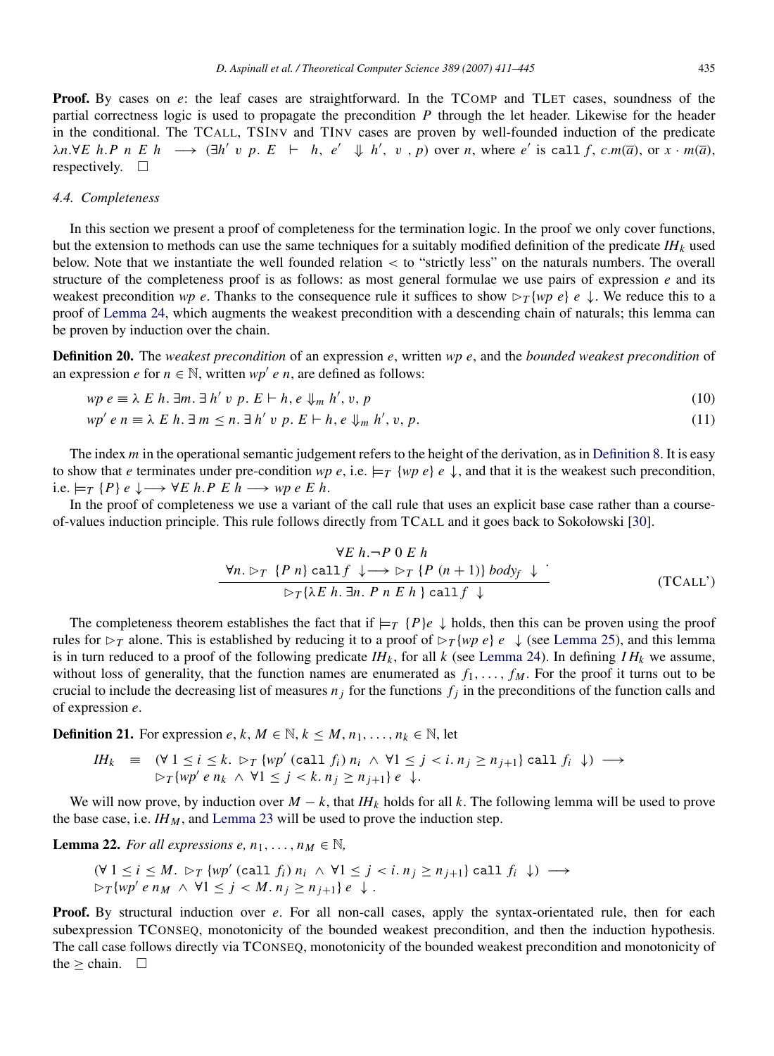**Proof.** By cases on $e$: the leaf cases are straightforward. In the TCOMP and TLET cases, soundness of the partial correctness logic is used to propagate the precondition $P$ through the let header. Likewise for the header in the conditional. The TCALL, TSINV and TINV cases are proven by well-founded induction of the predicate $\lambda n.\forall E\ h.P\ n\ E\ h \longrightarrow (\exists h'\ v\ p.\ E \vdash h,\ e' \Downarrow h',\ v\ ,p)$ over $n$, where $e'$ is `call` $f$, $c.m(\overline{a})$, or $x \cdot m(\overline{a})$, respectively. $\square$

### 4.4. Completeness

In this section we present a proof of completeness for the termination logic. In the proof we only cover functions, but the extension to methods can use the same techniques for a suitably modified definition of the predicate $IH_k$ used below. Note that we instantiate the well founded relation $<$ to "strictly less" on the naturals numbers. The overall structure of the completeness proof is as follows: as most general formulae we use pairs of expression $e$ and its weakest precondition $wp\ e$. Thanks to the consequence rule it suffices to show $\triangleright_T\{wp\ e\}\ e \downarrow$. We reduce this to a proof of Lemma 24, which augments the weakest precondition with a descending chain of naturals; this lemma can be proven by induction over the chain.

**Definition 20.** The *weakest precondition* of an expression $e$, written $wp\ e$, and the *bounded weakest precondition* of an expression $e$ for $n \in \mathbb{N}$, written $wp'\ e\ n$, are defined as follows:

$$wp\ e \equiv \lambda\ E\ h.\ \exists m.\ \exists\ h'\ v\ p.\ E \vdash h, e \Downarrow_m h', v, p \tag{10}$$

$$wp'\ e\ n \equiv \lambda\ E\ h.\ \exists\ m \leq n.\ \exists\ h'\ v\ p.\ E \vdash h, e \Downarrow_m h', v, p. \tag{11}$$

The index $m$ in the operational semantic judgement refers to the height of the derivation, as in Definition 8. It is easy to show that $e$ terminates under pre-condition $wp\ e$, i.e. $\models_T \{wp\ e\}\ e \downarrow$, and that it is the weakest such precondition, i.e. $\models_T \{P\}\ e \downarrow \longrightarrow \forall E\ h.P\ E\ h \longrightarrow wp\ e\ E\ h$.

In the proof of completeness we use a variant of the call rule that uses an explicit base case rather than a course-of-values induction principle. This rule follows directly from TCALL and it goes back to Sokołowski [30].

$$\frac{\begin{array}{c}\forall E\ h. \neg P\ 0\ E\ h \\ \forall n.\ \triangleright_T\ \{P\ n\}\ \texttt{call}\ f\ \downarrow \longrightarrow\ \triangleright_T\ \{P\ (n+1)\}\ body_f\ \downarrow\end{array}}{\triangleright_T\{\lambda E\ h.\ \exists n.\ P\ n\ E\ h\ \}\ \texttt{call}\ f\ \downarrow} \tag{TCALL'}$$

The completeness theorem establishes the fact that if $\models_T \{P\}e \downarrow$ holds, then this can be proven using the proof rules for $\triangleright_T$ alone. This is established by reducing it to a proof of $\triangleright_T\{wp\ e\}\ e \downarrow$ (see Lemma 25), and this lemma is in turn reduced to a proof of the following predicate $IH_k$, for all $k$ (see Lemma 24). In defining $IH_k$ we assume, without loss of generality, that the function names are enumerated as $f_1, \ldots, f_M$. For the proof it turns out to be crucial to include the decreasing list of measures $n_j$ for the functions $f_j$ in the preconditions of the function calls and of expression $e$.

**Definition 21.** For expression $e$, $k, M \in \mathbb{N}$, $k \leq M$, $n_1, \ldots, n_k \in \mathbb{N}$, let

$$\begin{array}{rcl} IH_k & \equiv & (\forall\ 1 \leq i \leq k.\ \triangleright_T\ \{wp'\ (\texttt{call}\ f_i)\ n_i\ \wedge\ \forall 1 \leq j < i.\ n_j \geq n_{j+1}\}\ \texttt{call}\ f_i\ \downarrow) \longrightarrow \\ & & \triangleright_T\{wp'\ e\ n_k\ \wedge\ \forall 1 \leq j < k.\ n_j \geq n_{j+1}\}\ e\ \downarrow. \end{array}$$

We will now prove, by induction over $M - k$, that $IH_k$ holds for all $k$. The following lemma will be used to prove the base case, i.e. $IH_M$, and Lemma 23 will be used to prove the induction step.

**Lemma 22.** *For all expressions $e$, $n_1, \ldots, n_M \in \mathbb{N}$,*

$$\begin{array}{l}(\forall\ 1 \leq i \leq M.\ \triangleright_T\ \{wp'\ (\texttt{call}\ f_i)\ n_i\ \wedge\ \forall 1 \leq j < i.\ n_j \geq n_{j+1}\}\ \texttt{call}\ f_i\ \downarrow) \longrightarrow \\ \triangleright_T\{wp'\ e\ n_M\ \wedge\ \forall 1 \leq j < M.\ n_j \geq n_{j+1}\}\ e\ \downarrow.\end{array}$$

**Proof.** By structural induction over $e$. For all non-call cases, apply the syntax-orientated rule, then for each subexpression TCONSEQ, monotonicity of the bounded weakest precondition, and then the induction hypothesis. The call case follows directly via TCONSEQ, monotonicity of the bounded weakest precondition and monotonicity of the $\geq$ chain. $\square$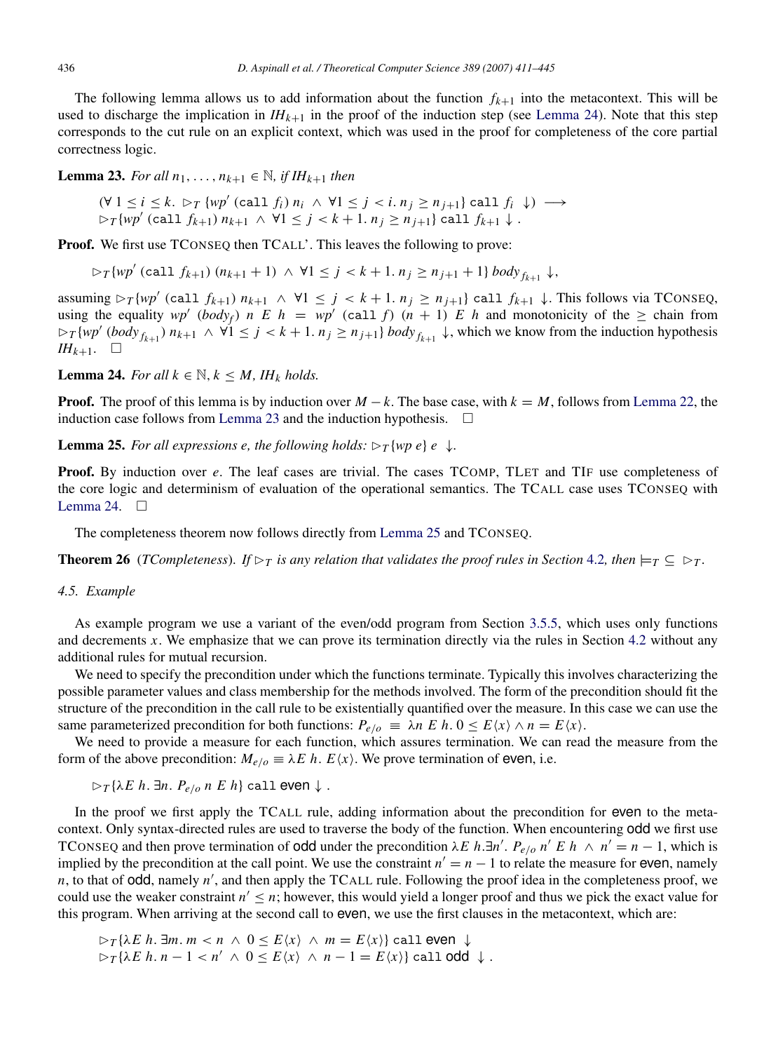The following lemma allows us to add information about the function $f_{k+1}$ into the metacontext. This will be used to discharge the implication in $IH_{k+1}$ in the proof of the induction step (see Lemma 24). Note that this step corresponds to the cut rule on an explicit context, which was used in the proof for completeness of the core partial correctness logic.

**Lemma 23.** *For all $n_1, \ldots, n_{k+1} \in \mathbb{N}$, if $IH_{k+1}$ then*

$$(\forall\, 1 \le i \le k.\ \rhd_T \{wp'\ (\texttt{call}\ f_i)\ n_i\ \wedge\ \forall 1 \le j < i.\, n_j \ge n_{j+1}\}\ \texttt{call}\ f_i\ \downarrow) \longrightarrow$$
$$\rhd_T \{wp'\ (\texttt{call}\ f_{k+1})\ n_{k+1}\ \wedge\ \forall 1 \le j < k+1.\, n_j \ge n_{j+1}\}\ \texttt{call}\ f_{k+1} \downarrow .$$

**Proof.** We first use TConseq then TCall'. This leaves the following to prove:

$$\rhd_T \{wp'\ (\texttt{call}\ f_{k+1})\ (n_{k+1}+1)\ \wedge\ \forall 1 \le j < k+1.\, n_j \ge n_{j+1}+1\}\ body_{f_{k+1}} \downarrow,$$

assuming $\rhd_T \{wp'\ (\texttt{call}\ f_{k+1})\ n_{k+1}\ \wedge\ \forall 1 \le j < k+1.\, n_j \ge n_{j+1}\}\ \texttt{call}\ f_{k+1} \downarrow$. This follows via TConseq, using the equality $wp'\ (body_f)\ n\ E\ h\ =\ wp'\ (\texttt{call}\ f)\ (n+1)\ E\ h$ and monotonicity of the $\ge$ chain from $\rhd_T \{wp'\ (body_{f_{k+1}})\ n_{k+1}\ \wedge\ \forall 1 \le j < k+1.\, n_j \ge n_{j+1}\}\ body_{f_{k+1}} \downarrow$, which we know from the induction hypothesis $IH_{k+1}$. $\square$

**Lemma 24.** *For all $k \in \mathbb{N}$, $k \le M$, $IH_k$ holds.*

**Proof.** The proof of this lemma is by induction over $M - k$. The base case, with $k = M$, follows from Lemma 22, the induction case follows from Lemma 23 and the induction hypothesis. $\square$

**Lemma 25.** *For all expressions $e$, the following holds: $\rhd_T \{wp\ e\}\ e\ \downarrow$.*

**Proof.** By induction over $e$. The leaf cases are trivial. The cases TComp, TLet and TIf use completeness of the core logic and determinism of evaluation of the operational semantics. The TCall case uses TConseq with Lemma 24. $\square$

The completeness theorem now follows directly from Lemma 25 and TConseq.

**Theorem 26** (*TCompleteness*). *If $\rhd_T$ is any relation that validates the proof rules in Section 4.2, then $\models_T\ \subseteq\ \rhd_T$.*

### 4.5. Example

As example program we use a variant of the even/odd program from Section 3.5.5, which uses only functions and decrements $x$. We emphasize that we can prove its termination directly via the rules in Section 4.2 without any additional rules for mutual recursion.

We need to specify the precondition under which the functions terminate. Typically this involves characterizing the possible parameter values and class membership for the methods involved. The form of the precondition should fit the structure of the precondition in the call rule to be existentially quantified over the measure. In this case we can use the same parameterized precondition for both functions: $P_{e/o}\ \equiv\ \lambda n\ E\ h.\, 0 \le E\langle x\rangle \wedge n = E\langle x\rangle$.

We need to provide a measure for each function, which assures termination. We can read the measure from the form of the above precondition: $M_{e/o} \equiv \lambda E\ h.\ E\langle x\rangle$. We prove termination of even, i.e.

$$\rhd_T \{\lambda E\ h.\, \exists n.\ P_{e/o}\ n\ E\ h\}\ \texttt{call even} \downarrow .$$

In the proof we first apply the TCall rule, adding information about the precondition for even to the metacontext. Only syntax-directed rules are used to traverse the body of the function. When encountering odd we first use TConseq and then prove termination of odd under the precondition $\lambda E\ h.\exists n'.\ P_{e/o}\ n'\ E\ h\ \wedge\ n' = n-1$, which is implied by the precondition at the call point. We use the constraint $n' = n - 1$ to relate the measure for even, namely $n$, to that of odd, namely $n'$, and then apply the TCall rule. Following the proof idea in the completeness proof, we could use the weaker constraint $n' \le n$; however, this would yield a longer proof and thus we pick the exact value for this program. When arriving at the second call to even, we use the first clauses in the metacontext, which are:

$$\rhd_T \{\lambda E\ h.\, \exists m.\, m < n\ \wedge\ 0 \le E\langle x\rangle\ \wedge\ m = E\langle x\rangle\}\ \texttt{call even} \downarrow$$
$$\rhd_T \{\lambda E\ h.\, n-1 < n'\ \wedge\ 0 \le E\langle x\rangle\ \wedge\ n-1 = E\langle x\rangle\}\ \texttt{call odd} \downarrow .$$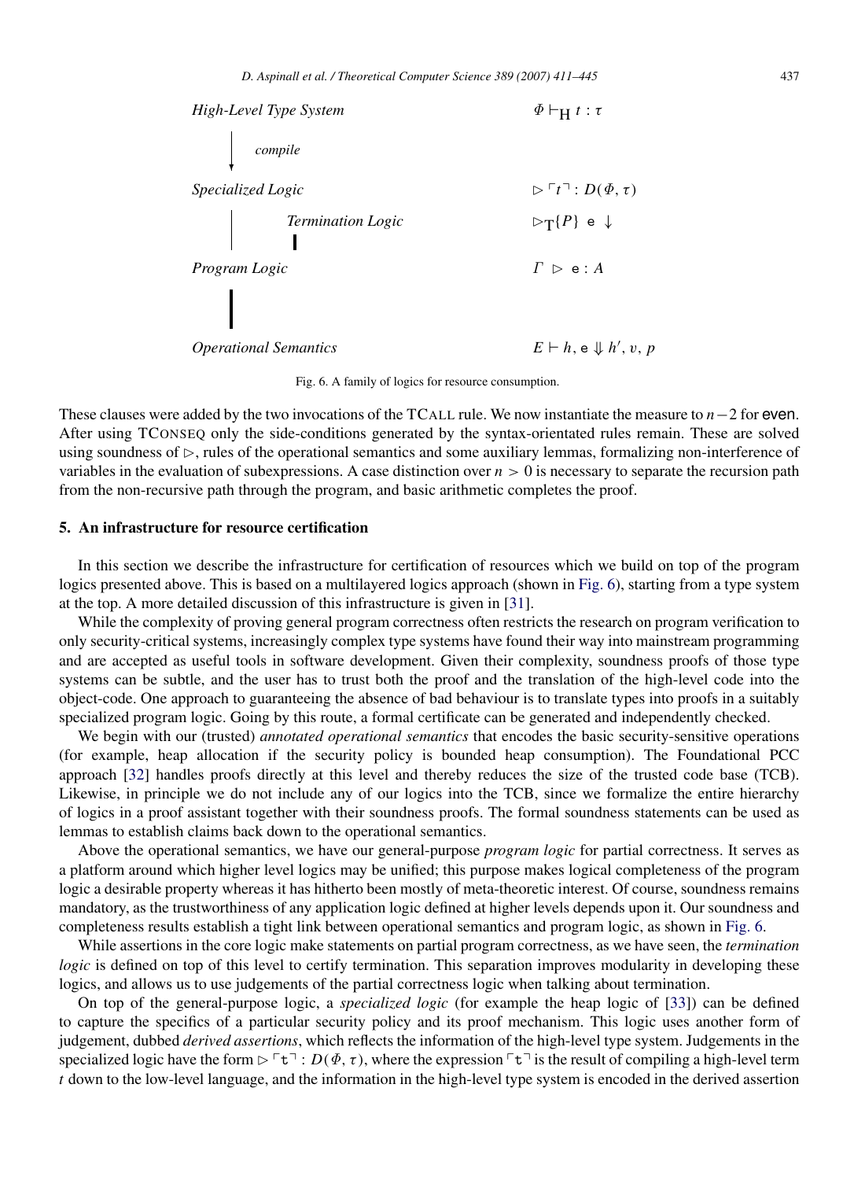| | |
|---|---|
| *High-Level Type System* | $\Phi \vdash_{\mathrm{H}} t : \tau$ |
| ↓ *compile* | |
| *Specialized Logic* | $\rhd \ulcorner t \urcorner : D(\Phi, \tau)$ |
| *Termination Logic* | $\rhd_{\mathrm{T}} \{P\}\ \mathtt{e} \downarrow$ |
| *Program Logic* | $\Gamma \rhd \mathtt{e} : A$ |
| *Operational Semantics* | $E \vdash h, \mathtt{e} \Downarrow h', v, p$ |

Fig. 6. A family of logics for resource consumption.

These clauses were added by the two invocations of the TCALL rule. We now instantiate the measure to $n-2$ for even. After using TCONSEQ only the side-conditions generated by the syntax-orientated rules remain. These are solved using soundness of $\rhd$, rules of the operational semantics and some auxiliary lemmas, formalizing non-interference of variables in the evaluation of subexpressions. A case distinction over $n > 0$ is necessary to separate the recursion path from the non-recursive path through the program, and basic arithmetic completes the proof.

## 5. An infrastructure for resource certification

In this section we describe the infrastructure for certification of resources which we build on top of the program logics presented above. This is based on a multilayered logics approach (shown in Fig. 6), starting from a type system at the top. A more detailed discussion of this infrastructure is given in [31].

While the complexity of proving general program correctness often restricts the research on program verification to only security-critical systems, increasingly complex type systems have found their way into mainstream programming and are accepted as useful tools in software development. Given their complexity, soundness proofs of those type systems can be subtle, and the user has to trust both the proof and the translation of the high-level code into the object-code. One approach to guaranteeing the absence of bad behaviour is to translate types into proofs in a suitably specialized program logic. Going by this route, a formal certificate can be generated and independently checked.

We begin with our (trusted) *annotated operational semantics* that encodes the basic security-sensitive operations (for example, heap allocation if the security policy is bounded heap consumption). The Foundational PCC approach [32] handles proofs directly at this level and thereby reduces the size of the trusted code base (TCB). Likewise, in principle we do not include any of our logics into the TCB, since we formalize the entire hierarchy of logics in a proof assistant together with their soundness proofs. The formal soundness statements can be used as lemmas to establish claims back down to the operational semantics.

Above the operational semantics, we have our general-purpose *program logic* for partial correctness. It serves as a platform around which higher level logics may be unified; this purpose makes logical completeness of the program logic a desirable property whereas it has hitherto been mostly of meta-theoretic interest. Of course, soundness remains mandatory, as the trustworthiness of any application logic defined at higher levels depends upon it. Our soundness and completeness results establish a tight link between operational semantics and program logic, as shown in Fig. 6.

While assertions in the core logic make statements on partial program correctness, as we have seen, the *termination logic* is defined on top of this level to certify termination. This separation improves modularity in developing these logics, and allows us to use judgements of the partial correctness logic when talking about termination.

On top of the general-purpose logic, a *specialized logic* (for example the heap logic of [33]) can be defined to capture the specifics of a particular security policy and its proof mechanism. This logic uses another form of judgement, dubbed *derived assertions*, which reflects the information of the high-level type system. Judgements in the specialized logic have the form $\rhd \ulcorner \mathtt{t} \urcorner : D(\Phi, \tau)$, where the expression $\ulcorner \mathtt{t} \urcorner$ is the result of compiling a high-level term $t$ down to the low-level language, and the information in the high-level type system is encoded in the derived assertion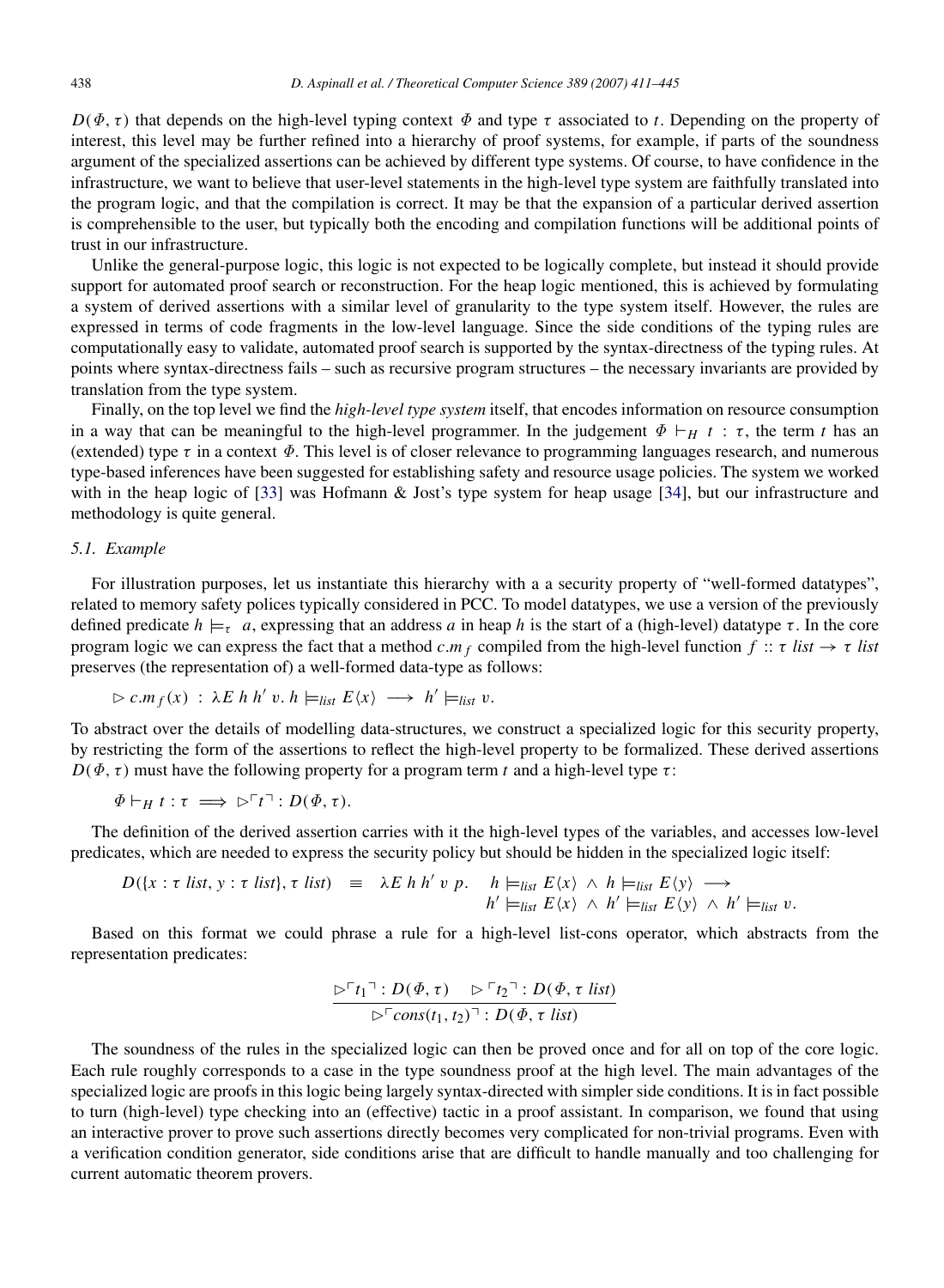$D(\Phi, \tau)$ that depends on the high-level typing context $\Phi$ and type $\tau$ associated to $t$. Depending on the property of interest, this level may be further refined into a hierarchy of proof systems, for example, if parts of the soundness argument of the specialized assertions can be achieved by different type systems. Of course, to have confidence in the infrastructure, we want to believe that user-level statements in the high-level type system are faithfully translated into the program logic, and that the compilation is correct. It may be that the expansion of a particular derived assertion is comprehensible to the user, but typically both the encoding and compilation functions will be additional points of trust in our infrastructure.

Unlike the general-purpose logic, this logic is not expected to be logically complete, but instead it should provide support for automated proof search or reconstruction. For the heap logic mentioned, this is achieved by formulating a system of derived assertions with a similar level of granularity to the type system itself. However, the rules are expressed in terms of code fragments in the low-level language. Since the side conditions of the typing rules are computationally easy to validate, automated proof search is supported by the syntax-directness of the typing rules. At points where syntax-directness fails – such as recursive program structures – the necessary invariants are provided by translation from the type system.

Finally, on the top level we find the *high-level type system* itself, that encodes information on resource consumption in a way that can be meaningful to the high-level programmer. In the judgement $\Phi \vdash_H t : \tau$, the term $t$ has an (extended) type $\tau$ in a context $\Phi$. This level is of closer relevance to programming languages research, and numerous type-based inferences have been suggested for establishing safety and resource usage policies. The system we worked with in the heap logic of [33] was Hofmann & Jost's type system for heap usage [34], but our infrastructure and methodology is quite general.

### 5.1. Example

For illustration purposes, let us instantiate this hierarchy with a a security property of "well-formed datatypes", related to memory safety polices typically considered in PCC. To model datatypes, we use a version of the previously defined predicate $h \models_\tau a$, expressing that an address $a$ in heap $h$ is the start of a (high-level) datatype $\tau$. In the core program logic we can express the fact that a method $c.m_f$ compiled from the high-level function $f :: \tau\ list \to \tau\ list$ preserves (the representation of) a well-formed data-type as follows:

$$\rhd\ c.m_f(x)\ :\ \lambda E\ h\ h'\ v.\ h \models_{list} E\langle x\rangle \longrightarrow h' \models_{list} v.$$

To abstract over the details of modelling data-structures, we construct a specialized logic for this security property, by restricting the form of the assertions to reflect the high-level property to be formalized. These derived assertions $D(\Phi, \tau)$ must have the following property for a program term $t$ and a high-level type $\tau$:

$$\Phi \vdash_H t : \tau \implies \rhd \ulcorner t \urcorner : D(\Phi, \tau).$$

The definition of the derived assertion carries with it the high-level types of the variables, and accesses low-level predicates, which are needed to express the security policy but should be hidden in the specialized logic itself:

$$D(\{x : \tau\ list, y : \tau\ list\}, \tau\ list) \equiv \lambda E\ h\ h'\ v\ p.\quad h \models_{list} E\langle x\rangle \wedge h \models_{list} E\langle y\rangle \longrightarrow h' \models_{list} E\langle x\rangle \wedge h' \models_{list} E\langle y\rangle \wedge h' \models_{list} v.$$

Based on this format we could phrase a rule for a high-level list-cons operator, which abstracts from the representation predicates:

$$\frac{\rhd \ulcorner t_1 \urcorner : D(\Phi, \tau) \qquad \rhd \ulcorner t_2 \urcorner : D(\Phi, \tau\ list)}{\rhd \ulcorner cons(t_1, t_2) \urcorner : D(\Phi, \tau\ list)}$$

The soundness of the rules in the specialized logic can then be proved once and for all on top of the core logic. Each rule roughly corresponds to a case in the type soundness proof at the high level. The main advantages of the specialized logic are proofs in this logic being largely syntax-directed with simpler side conditions. It is in fact possible to turn (high-level) type checking into an (effective) tactic in a proof assistant. In comparison, we found that using an interactive prover to prove such assertions directly becomes very complicated for non-trivial programs. Even with a verification condition generator, side conditions arise that are difficult to handle manually and too challenging for current automatic theorem provers.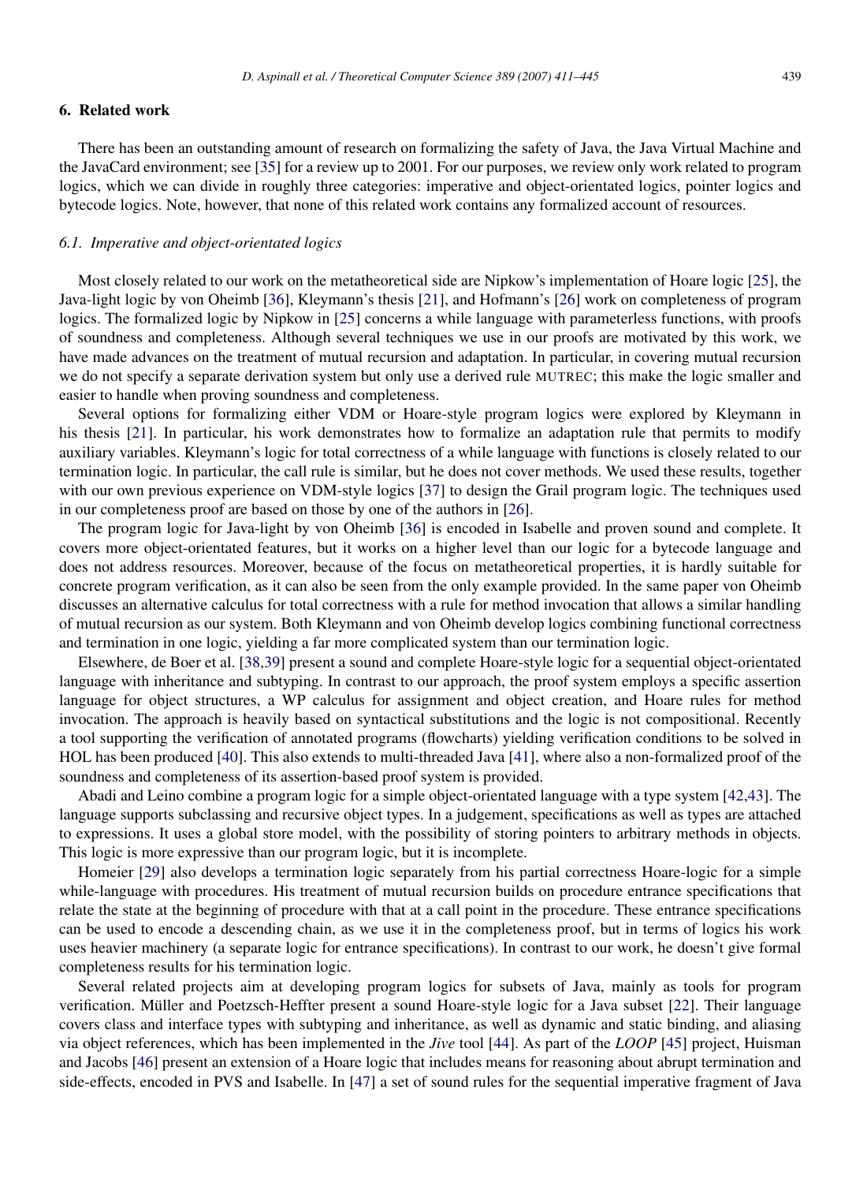## 6. Related work

There has been an outstanding amount of research on formalizing the safety of Java, the Java Virtual Machine and the JavaCard environment; see [35] for a review up to 2001. For our purposes, we review only work related to program logics, which we can divide in roughly three categories: imperative and object-orientated logics, pointer logics and bytecode logics. Note, however, that none of this related work contains any formalized account of resources.

### 6.1. Imperative and object-orientated logics

Most closely related to our work on the metatheoretical side are Nipkow's implementation of Hoare logic [25], the Java-light logic by von Oheimb [36], Kleymann's thesis [21], and Hofmann's [26] work on completeness of program logics. The formalized logic by Nipkow in [25] concerns a while language with parameterless functions, with proofs of soundness and completeness. Although several techniques we use in our proofs are motivated by this work, we have made advances on the treatment of mutual recursion and adaptation. In particular, in covering mutual recursion we do not specify a separate derivation system but only use a derived rule MUTREC; this make the logic smaller and easier to handle when proving soundness and completeness.

Several options for formalizing either VDM or Hoare-style program logics were explored by Kleymann in his thesis [21]. In particular, his work demonstrates how to formalize an adaptation rule that permits to modify auxiliary variables. Kleymann's logic for total correctness of a while language with functions is closely related to our termination logic. In particular, the call rule is similar, but he does not cover methods. We used these results, together with our own previous experience on VDM-style logics [37] to design the Grail program logic. The techniques used in our completeness proof are based on those by one of the authors in [26].

The program logic for Java-light by von Oheimb [36] is encoded in Isabelle and proven sound and complete. It covers more object-orientated features, but it works on a higher level than our logic for a bytecode language and does not address resources. Moreover, because of the focus on metatheoretical properties, it is hardly suitable for concrete program verification, as it can also be seen from the only example provided. In the same paper von Oheimb discusses an alternative calculus for total correctness with a rule for method invocation that allows a similar handling of mutual recursion as our system. Both Kleymann and von Oheimb develop logics combining functional correctness and termination in one logic, yielding a far more complicated system than our termination logic.

Elsewhere, de Boer et al. [38,39] present a sound and complete Hoare-style logic for a sequential object-orientated language with inheritance and subtyping. In contrast to our approach, the proof system employs a specific assertion language for object structures, a WP calculus for assignment and object creation, and Hoare rules for method invocation. The approach is heavily based on syntactical substitutions and the logic is not compositional. Recently a tool supporting the verification of annotated programs (flowcharts) yielding verification conditions to be solved in HOL has been produced [40]. This also extends to multi-threaded Java [41], where also a non-formalized proof of the soundness and completeness of its assertion-based proof system is provided.

Abadi and Leino combine a program logic for a simple object-orientated language with a type system [42,43]. The language supports subclassing and recursive object types. In a judgement, specifications as well as types are attached to expressions. It uses a global store model, with the possibility of storing pointers to arbitrary methods in objects. This logic is more expressive than our program logic, but it is incomplete.

Homeier [29] also develops a termination logic separately from his partial correctness Hoare-logic for a simple while-language with procedures. His treatment of mutual recursion builds on procedure entrance specifications that relate the state at the beginning of procedure with that at a call point in the procedure. These entrance specifications can be used to encode a descending chain, as we use it in the completeness proof, but in terms of logics his work uses heavier machinery (a separate logic for entrance specifications). In contrast to our work, he doesn't give formal completeness results for his termination logic.

Several related projects aim at developing program logics for subsets of Java, mainly as tools for program verification. Müller and Poetzsch-Heffter present a sound Hoare-style logic for a Java subset [22]. Their language covers class and interface types with subtyping and inheritance, as well as dynamic and static binding, and aliasing via object references, which has been implemented in the *Jive* tool [44]. As part of the *LOOP* [45] project, Huisman and Jacobs [46] present an extension of a Hoare logic that includes means for reasoning about abrupt termination and side-effects, encoded in PVS and Isabelle. In [47] a set of sound rules for the sequential imperative fragment of Java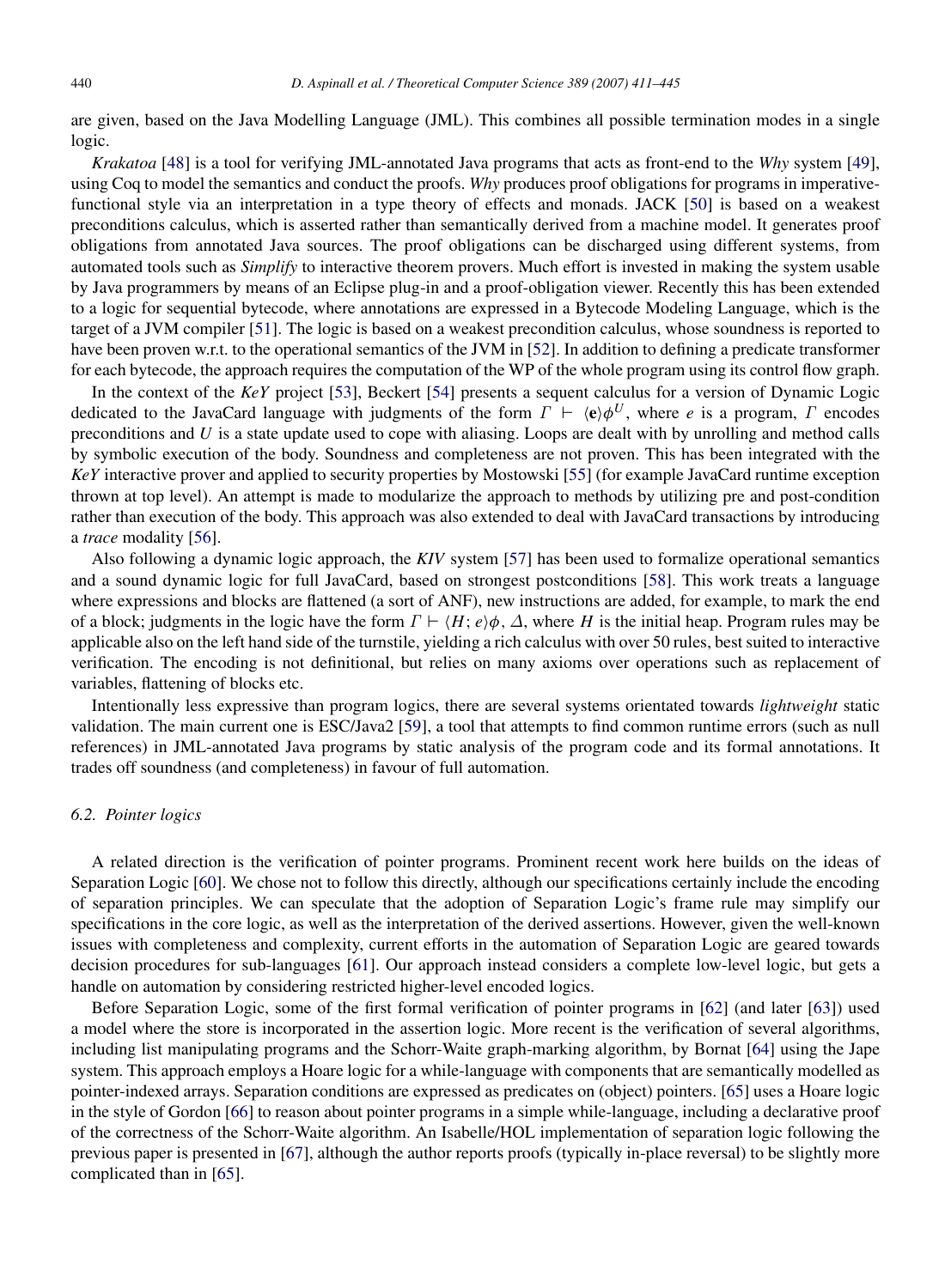are given, based on the Java Modelling Language (JML). This combines all possible termination modes in a single logic.

*Krakatoa* [48] is a tool for verifying JML-annotated Java programs that acts as front-end to the *Why* system [49], using Coq to model the semantics and conduct the proofs. *Why* produces proof obligations for programs in imperative-functional style via an interpretation in a type theory of effects and monads. JACK [50] is based on a weakest preconditions calculus, which is asserted rather than semantically derived from a machine model. It generates proof obligations from annotated Java sources. The proof obligations can be discharged using different systems, from automated tools such as *Simplify* to interactive theorem provers. Much effort is invested in making the system usable by Java programmers by means of an Eclipse plug-in and a proof-obligation viewer. Recently this has been extended to a logic for sequential bytecode, where annotations are expressed in a Bytecode Modeling Language, which is the target of a JVM compiler [51]. The logic is based on a weakest precondition calculus, whose soundness is reported to have been proven w.r.t. to the operational semantics of the JVM in [52]. In addition to defining a predicate transformer for each bytecode, the approach requires the computation of the WP of the whole program using its control flow graph.

In the context of the *KeY* project [53], Beckert [54] presents a sequent calculus for a version of Dynamic Logic dedicated to the JavaCard language with judgments of the form $\Gamma \vdash \langle \mathbf{e} \rangle \phi^U$, where $e$ is a program, $\Gamma$ encodes preconditions and $U$ is a state update used to cope with aliasing. Loops are dealt with by unrolling and method calls by symbolic execution of the body. Soundness and completeness are not proven. This has been integrated with the *KeY* interactive prover and applied to security properties by Mostowski [55] (for example JavaCard runtime exception thrown at top level). An attempt is made to modularize the approach to methods by utilizing pre and post-condition rather than execution of the body. This approach was also extended to deal with JavaCard transactions by introducing a *trace* modality [56].

Also following a dynamic logic approach, the *KIV* system [57] has been used to formalize operational semantics and a sound dynamic logic for full JavaCard, based on strongest postconditions [58]. This work treats a language where expressions and blocks are flattened (a sort of ANF), new instructions are added, for example, to mark the end of a block; judgments in the logic have the form $\Gamma \vdash \langle H; e \rangle \phi, \Delta$, where $H$ is the initial heap. Program rules may be applicable also on the left hand side of the turnstile, yielding a rich calculus with over 50 rules, best suited to interactive verification. The encoding is not definitional, but relies on many axioms over operations such as replacement of variables, flattening of blocks etc.

Intentionally less expressive than program logics, there are several systems orientated towards *lightweight* static validation. The main current one is ESC/Java2 [59], a tool that attempts to find common runtime errors (such as null references) in JML-annotated Java programs by static analysis of the program code and its formal annotations. It trades off soundness (and completeness) in favour of full automation.

### 6.2. Pointer logics

A related direction is the verification of pointer programs. Prominent recent work here builds on the ideas of Separation Logic [60]. We chose not to follow this directly, although our specifications certainly include the encoding of separation principles. We can speculate that the adoption of Separation Logic's frame rule may simplify our specifications in the core logic, as well as the interpretation of the derived assertions. However, given the well-known issues with completeness and complexity, current efforts in the automation of Separation Logic are geared towards decision procedures for sub-languages [61]. Our approach instead considers a complete low-level logic, but gets a handle on automation by considering restricted higher-level encoded logics.

Before Separation Logic, some of the first formal verification of pointer programs in [62] (and later [63]) used a model where the store is incorporated in the assertion logic. More recent is the verification of several algorithms, including list manipulating programs and the Schorr-Waite graph-marking algorithm, by Bornat [64] using the Jape system. This approach employs a Hoare logic for a while-language with components that are semantically modelled as pointer-indexed arrays. Separation conditions are expressed as predicates on (object) pointers. [65] uses a Hoare logic in the style of Gordon [66] to reason about pointer programs in a simple while-language, including a declarative proof of the correctness of the Schorr-Waite algorithm. An Isabelle/HOL implementation of separation logic following the previous paper is presented in [67], although the author reports proofs (typically in-place reversal) to be slightly more complicated than in [65].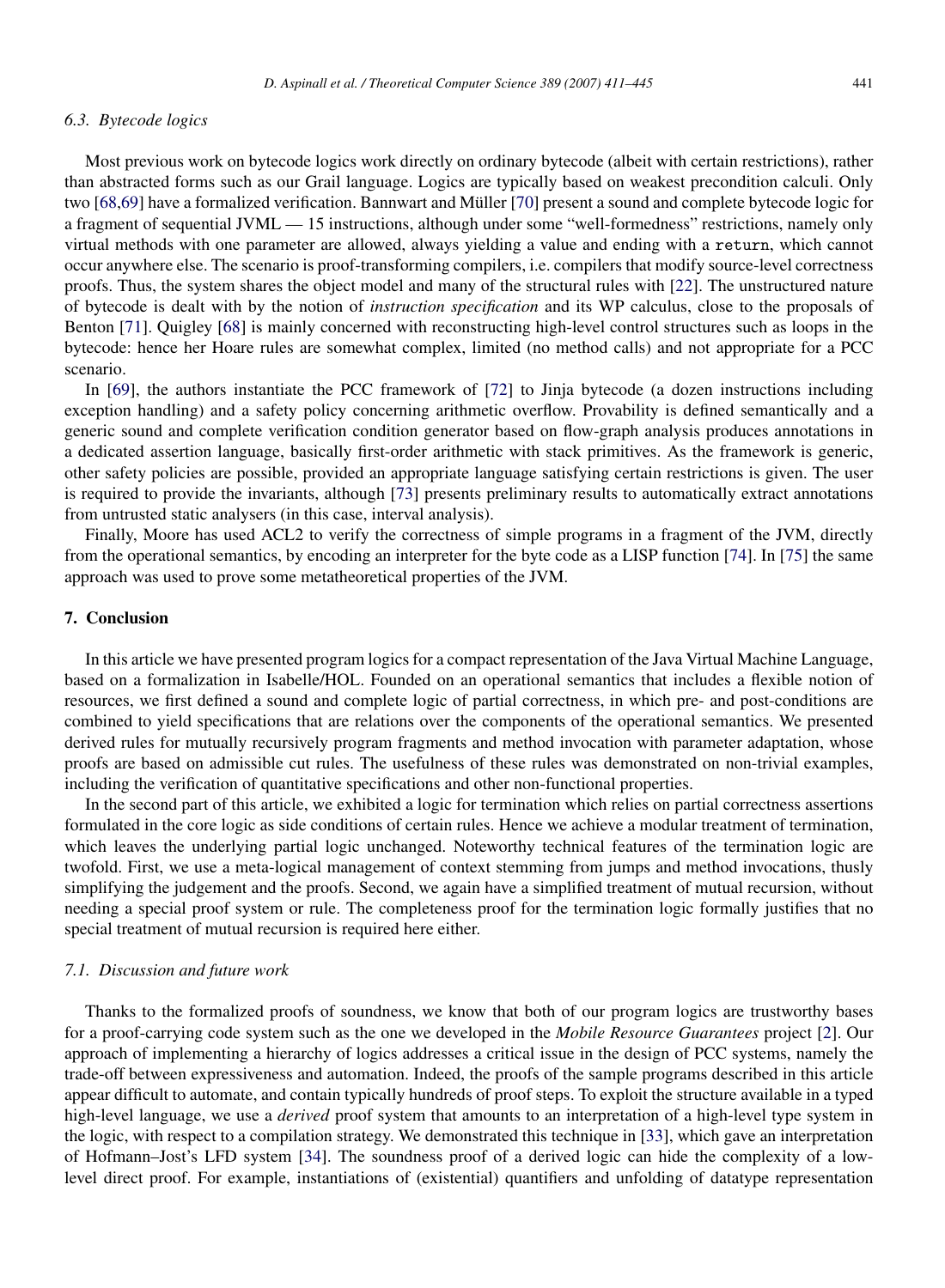### 6.3. Bytecode logics

Most previous work on bytecode logics work directly on ordinary bytecode (albeit with certain restrictions), rather than abstracted forms such as our Grail language. Logics are typically based on weakest precondition calculi. Only two [68,69] have a formalized verification. Bannwart and Müller [70] present a sound and complete bytecode logic for a fragment of sequential JVML — 15 instructions, although under some "well-formedness" restrictions, namely only virtual methods with one parameter are allowed, always yielding a value and ending with a `return`, which cannot occur anywhere else. The scenario is proof-transforming compilers, i.e. compilers that modify source-level correctness proofs. Thus, the system shares the object model and many of the structural rules with [22]. The unstructured nature of bytecode is dealt with by the notion of *instruction specification* and its WP calculus, close to the proposals of Benton [71]. Quigley [68] is mainly concerned with reconstructing high-level control structures such as loops in the bytecode: hence her Hoare rules are somewhat complex, limited (no method calls) and not appropriate for a PCC scenario.

In [69], the authors instantiate the PCC framework of [72] to Jinja bytecode (a dozen instructions including exception handling) and a safety policy concerning arithmetic overflow. Provability is defined semantically and a generic sound and complete verification condition generator based on flow-graph analysis produces annotations in a dedicated assertion language, basically first-order arithmetic with stack primitives. As the framework is generic, other safety policies are possible, provided an appropriate language satisfying certain restrictions is given. The user is required to provide the invariants, although [73] presents preliminary results to automatically extract annotations from untrusted static analysers (in this case, interval analysis).

Finally, Moore has used ACL2 to verify the correctness of simple programs in a fragment of the JVM, directly from the operational semantics, by encoding an interpreter for the byte code as a LISP function [74]. In [75] the same approach was used to prove some metatheoretical properties of the JVM.

## 7. Conclusion

In this article we have presented program logics for a compact representation of the Java Virtual Machine Language, based on a formalization in Isabelle/HOL. Founded on an operational semantics that includes a flexible notion of resources, we first defined a sound and complete logic of partial correctness, in which pre- and post-conditions are combined to yield specifications that are relations over the components of the operational semantics. We presented derived rules for mutually recursively program fragments and method invocation with parameter adaptation, whose proofs are based on admissible cut rules. The usefulness of these rules was demonstrated on non-trivial examples, including the verification of quantitative specifications and other non-functional properties.

In the second part of this article, we exhibited a logic for termination which relies on partial correctness assertions formulated in the core logic as side conditions of certain rules. Hence we achieve a modular treatment of termination, which leaves the underlying partial logic unchanged. Noteworthy technical features of the termination logic are twofold. First, we use a meta-logical management of context stemming from jumps and method invocations, thusly simplifying the judgement and the proofs. Second, we again have a simplified treatment of mutual recursion, without needing a special proof system or rule. The completeness proof for the termination logic formally justifies that no special treatment of mutual recursion is required here either.

### 7.1. Discussion and future work

Thanks to the formalized proofs of soundness, we know that both of our program logics are trustworthy bases for a proof-carrying code system such as the one we developed in the *Mobile Resource Guarantees* project [2]. Our approach of implementing a hierarchy of logics addresses a critical issue in the design of PCC systems, namely the trade-off between expressiveness and automation. Indeed, the proofs of the sample programs described in this article appear difficult to automate, and contain typically hundreds of proof steps. To exploit the structure available in a typed high-level language, we use a *derived* proof system that amounts to an interpretation of a high-level type system in the logic, with respect to a compilation strategy. We demonstrated this technique in [33], which gave an interpretation of Hofmann–Jost's LFD system [34]. The soundness proof of a derived logic can hide the complexity of a low-level direct proof. For example, instantiations of (existential) quantifiers and unfolding of datatype representation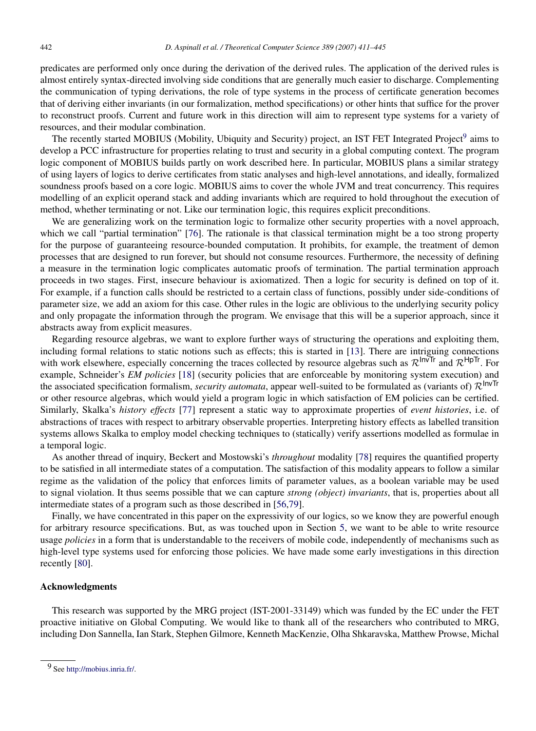predicates are performed only once during the derivation of the derived rules. The application of the derived rules is almost entirely syntax-directed involving side conditions that are generally much easier to discharge. Complementing the communication of typing derivations, the role of type systems in the process of certificate generation becomes that of deriving either invariants (in our formalization, method specifications) or other hints that suffice for the prover to reconstruct proofs. Current and future work in this direction will aim to represent type systems for a variety of resources, and their modular combination.

The recently started MOBIUS (Mobility, Ubiquity and Security) project, an IST FET Integrated Project[9] aims to develop a PCC infrastructure for properties relating to trust and security in a global computing context. The program logic component of MOBIUS builds partly on work described here. In particular, MOBIUS plans a similar strategy of using layers of logics to derive certificates from static analyses and high-level annotations, and ideally, formalized soundness proofs based on a core logic. MOBIUS aims to cover the whole JVM and treat concurrency. This requires modelling of an explicit operand stack and adding invariants which are required to hold throughout the execution of method, whether terminating or not. Like our termination logic, this requires explicit preconditions.

We are generalizing work on the termination logic to formalize other security properties with a novel approach, which we call "partial termination" [76]. The rationale is that classical termination might be a too strong property for the purpose of guaranteeing resource-bounded computation. It prohibits, for example, the treatment of demon processes that are designed to run forever, but should not consume resources. Furthermore, the necessity of defining a measure in the termination logic complicates automatic proofs of termination. The partial termination approach proceeds in two stages. First, insecure behaviour is axiomatized. Then a logic for security is defined on top of it. For example, if a function calls should be restricted to a certain class of functions, possibly under side-conditions of parameter size, we add an axiom for this case. Other rules in the logic are oblivious to the underlying security policy and only propagate the information through the program. We envisage that this will be a superior approach, since it abstracts away from explicit measures.

Regarding resource algebras, we want to explore further ways of structuring the operations and exploiting them, including formal relations to static notions such as effects; this is started in [13]. There are intriguing connections with work elsewhere, especially concerning the traces collected by resource algebras such as $\mathcal{R}^{\mathsf{InvTr}}$ and $\mathcal{R}^{\mathsf{HpTr}}$. For example, Schneider's *EM policies* [18] (security policies that are enforceable by monitoring system execution) and the associated specification formalism, *security automata*, appear well-suited to be formulated as (variants of) $\mathcal{R}^{\mathsf{InvTr}}$ or other resource algebras, which would yield a program logic in which satisfaction of EM policies can be certified. Similarly, Skalka's *history effects* [77] represent a static way to approximate properties of *event histories*, i.e. of abstractions of traces with respect to arbitrary observable properties. Interpreting history effects as labelled transition systems allows Skalka to employ model checking techniques to (statically) verify assertions modelled as formulae in a temporal logic.

As another thread of inquiry, Beckert and Mostowski's *throughout* modality [78] requires the quantified property to be satisfied in all intermediate states of a computation. The satisfaction of this modality appears to follow a similar regime as the validation of the policy that enforces limits of parameter values, as a boolean variable may be used to signal violation. It thus seems possible that we can capture *strong (object) invariants*, that is, properties about all intermediate states of a program such as those described in [56,79].

Finally, we have concentrated in this paper on the expressivity of our logics, so we know they are powerful enough for arbitrary resource specifications. But, as was touched upon in Section 5, we want to be able to write resource usage *policies* in a form that is understandable to the receivers of mobile code, independently of mechanisms such as high-level type systems used for enforcing those policies. We have made some early investigations in this direction recently [80].

## Acknowledgments

This research was supported by the MRG project (IST-2001-33149) which was funded by the EC under the FET proactive initiative on Global Computing. We would like to thank all of the researchers who contributed to MRG, including Don Sannella, Ian Stark, Stephen Gilmore, Kenneth MacKenzie, Olha Shkaravska, Matthew Prowse, Michal

[9] See http://mobius.inria.fr/.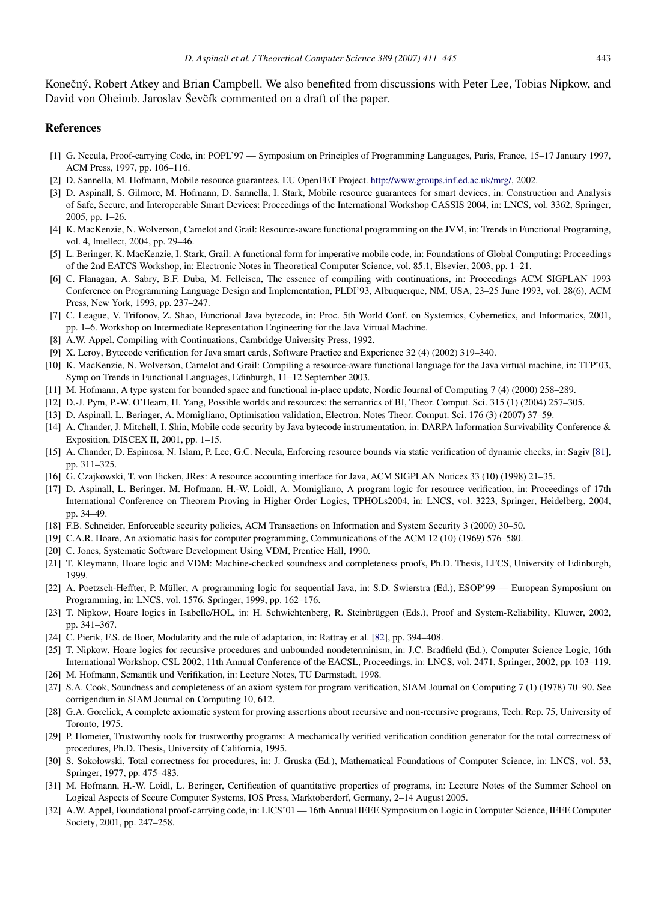Konečný, Robert Atkey and Brian Campbell. We also benefited from discussions with Peter Lee, Tobias Nipkow, and David von Oheimb. Jaroslav Ševčík commented on a draft of the paper.

## References

[1] G. Necula, Proof-carrying Code, in: POPL'97 — Symposium on Principles of Programming Languages, Paris, France, 15–17 January 1997, ACM Press, 1997, pp. 106–116.

[2] D. Sannella, M. Hofmann, Mobile resource guarantees, EU OpenFET Project. http://www.groups.inf.ed.ac.uk/mrg/, 2002.

[3] D. Aspinall, S. Gilmore, M. Hofmann, D. Sannella, I. Stark, Mobile resource guarantees for smart devices, in: Construction and Analysis of Safe, Secure, and Interoperable Smart Devices: Proceedings of the International Workshop CASSIS 2004, in: LNCS, vol. 3362, Springer, 2005, pp. 1–26.

[4] K. MacKenzie, N. Wolverson, Camelot and Grail: Resource-aware functional programming on the JVM, in: Trends in Functional Programing, vol. 4, Intellect, 2004, pp. 29–46.

[5] L. Beringer, K. MacKenzie, I. Stark, Grail: A functional form for imperative mobile code, in: Foundations of Global Computing: Proceedings of the 2nd EATCS Workshop, in: Electronic Notes in Theoretical Computer Science, vol. 85.1, Elsevier, 2003, pp. 1–21.

[6] C. Flanagan, A. Sabry, B.F. Duba, M. Felleisen, The essence of compiling with continuations, in: Proceedings ACM SIGPLAN 1993 Conference on Programming Language Design and Implementation, PLDI'93, Albuquerque, NM, USA, 23–25 June 1993, vol. 28(6), ACM Press, New York, 1993, pp. 237–247.

[7] C. League, V. Trifonov, Z. Shao, Functional Java bytecode, in: Proc. 5th World Conf. on Systemics, Cybernetics, and Informatics, 2001, pp. 1–6. Workshop on Intermediate Representation Engineering for the Java Virtual Machine.

[8] A.W. Appel, Compiling with Continuations, Cambridge University Press, 1992.

[9] X. Leroy, Bytecode verification for Java smart cards, Software Practice and Experience 32 (4) (2002) 319–340.

[10] K. MacKenzie, N. Wolverson, Camelot and Grail: Compiling a resource-aware functional language for the Java virtual machine, in: TFP'03, Symp on Trends in Functional Languages, Edinburgh, 11–12 September 2003.

[11] M. Hofmann, A type system for bounded space and functional in-place update, Nordic Journal of Computing 7 (4) (2000) 258–289.

[12] D.-J. Pym, P.-W. O'Hearn, H. Yang, Possible worlds and resources: the semantics of BI, Theor. Comput. Sci. 315 (1) (2004) 257–305.

[13] D. Aspinall, L. Beringer, A. Momigliano, Optimisation validation, Electron. Notes Theor. Comput. Sci. 176 (3) (2007) 37–59.

[14] A. Chander, J. Mitchell, I. Shin, Mobile code security by Java bytecode instrumentation, in: DARPA Information Survivability Conference & Exposition, DISCEX II, 2001, pp. 1–15.

[15] A. Chander, D. Espinosa, N. Islam, P. Lee, G.C. Necula, Enforcing resource bounds via static verification of dynamic checks, in: Sagiv [81], pp. 311–325.

[16] G. Czajkowski, T. von Eicken, JRes: A resource accounting interface for Java, ACM SIGPLAN Notices 33 (10) (1998) 21–35.

[17] D. Aspinall, L. Beringer, M. Hofmann, H.-W. Loidl, A. Momigliano, A program logic for resource verification, in: Proceedings of 17th International Conference on Theorem Proving in Higher Order Logics, TPHOLs2004, in: LNCS, vol. 3223, Springer, Heidelberg, 2004, pp. 34–49.

[18] F.B. Schneider, Enforceable security policies, ACM Transactions on Information and System Security 3 (2000) 30–50.

[19] C.A.R. Hoare, An axiomatic basis for computer programming, Communications of the ACM 12 (10) (1969) 576–580.

[20] C. Jones, Systematic Software Development Using VDM, Prentice Hall, 1990.

[21] T. Kleymann, Hoare logic and VDM: Machine-checked soundness and completeness proofs, Ph.D. Thesis, LFCS, University of Edinburgh, 1999.

[22] A. Poetzsch-Heffter, P. Müller, A programming logic for sequential Java, in: S.D. Swierstra (Ed.), ESOP'99 — European Symposium on Programming, in: LNCS, vol. 1576, Springer, 1999, pp. 162–176.

[23] T. Nipkow, Hoare logics in Isabelle/HOL, in: H. Schwichtenberg, R. Steinbrüggen (Eds.), Proof and System-Reliability, Kluwer, 2002, pp. 341–367.

[24] C. Pierik, F.S. de Boer, Modularity and the rule of adaptation, in: Rattray et al. [82], pp. 394–408.

[25] T. Nipkow, Hoare logics for recursive procedures and unbounded nondeterminism, in: J.C. Bradfield (Ed.), Computer Science Logic, 16th International Workshop, CSL 2002, 11th Annual Conference of the EACSL, Proceedings, in: LNCS, vol. 2471, Springer, 2002, pp. 103–119.

[26] M. Hofmann, Semantik und Verifikation, in: Lecture Notes, TU Darmstadt, 1998.

[27] S.A. Cook, Soundness and completeness of an axiom system for program verification, SIAM Journal on Computing 7 (1) (1978) 70–90. See corrigendum in SIAM Journal on Computing 10, 612.

[28] G.A. Gorelick, A complete axiomatic system for proving assertions about recursive and non-recursive programs, Tech. Rep. 75, University of Toronto, 1975.

[29] P. Homeier, Trustworthy tools for trustworthy programs: A mechanically verified verification condition generator for the total correctness of procedures, Ph.D. Thesis, University of California, 1995.

[30] S. Sokołowski, Total correctness for procedures, in: J. Gruska (Ed.), Mathematical Foundations of Computer Science, in: LNCS, vol. 53, Springer, 1977, pp. 475–483.

[31] M. Hofmann, H.-W. Loidl, L. Beringer, Certification of quantitative properties of programs, in: Lecture Notes of the Summer School on Logical Aspects of Secure Computer Systems, IOS Press, Marktoberdorf, Germany, 2–14 August 2005.

[32] A.W. Appel, Foundational proof-carrying code, in: LICS'01 — 16th Annual IEEE Symposium on Logic in Computer Science, IEEE Computer Society, 2001, pp. 247–258.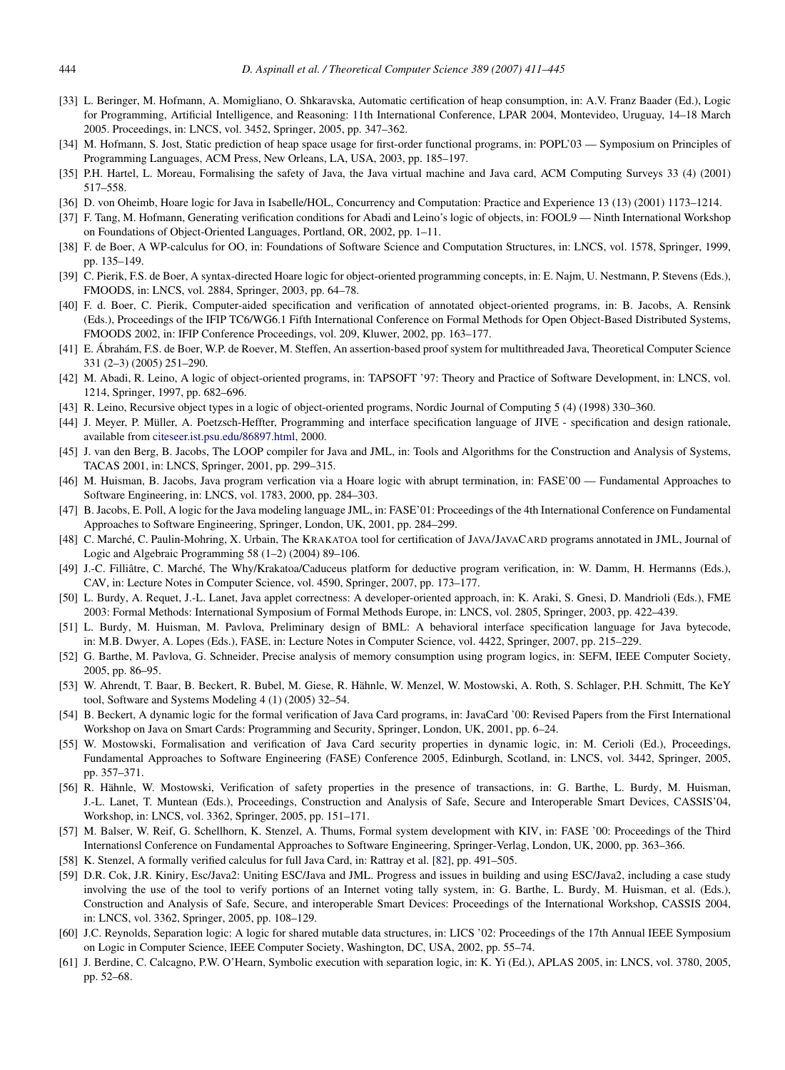[33] L. Beringer, M. Hofmann, A. Momigliano, O. Shkaravska, Automatic certification of heap consumption, in: A.V. Franz Baader (Ed.), Logic for Programming, Artificial Intelligence, and Reasoning: 11th International Conference, LPAR 2004, Montevideo, Uruguay, 14–18 March 2005. Proceedings, in: LNCS, vol. 3452, Springer, 2005, pp. 347–362.

[34] M. Hofmann, S. Jost, Static prediction of heap space usage for first-order functional programs, in: POPL'03 — Symposium on Principles of Programming Languages, ACM Press, New Orleans, LA, USA, 2003, pp. 185–197.

[35] P.H. Hartel, L. Moreau, Formalising the safety of Java, the Java virtual machine and Java card, ACM Computing Surveys 33 (4) (2001) 517–558.

[36] D. von Oheimb, Hoare logic for Java in Isabelle/HOL, Concurrency and Computation: Practice and Experience 13 (13) (2001) 1173–1214.

[37] F. Tang, M. Hofmann, Generating verification conditions for Abadi and Leino's logic of objects, in: FOOL9 — Ninth International Workshop on Foundations of Object-Oriented Languages, Portland, OR, 2002, pp. 1–11.

[38] F. de Boer, A WP-calculus for OO, in: Foundations of Software Science and Computation Structures, in: LNCS, vol. 1578, Springer, 1999, pp. 135–149.

[39] C. Pierik, F.S. de Boer, A syntax-directed Hoare logic for object-oriented programming concepts, in: E. Najm, U. Nestmann, P. Stevens (Eds.), FMOODS, in: LNCS, vol. 2884, Springer, 2003, pp. 64–78.

[40] F. d. Boer, C. Pierik, Computer-aided specification and verification of annotated object-oriented programs, in: B. Jacobs, A. Rensink (Eds.), Proceedings of the IFIP TC6/WG6.1 Fifth International Conference on Formal Methods for Open Object-Based Distributed Systems, FMOODS 2002, in: IFIP Conference Proceedings, vol. 209, Kluwer, 2002, pp. 163–177.

[41] E. Ábrahám, F.S. de Boer, W.P. de Roever, M. Steffen, An assertion-based proof system for multithreaded Java, Theoretical Computer Science 331 (2–3) (2005) 251–290.

[42] M. Abadi, R. Leino, A logic of object-oriented programs, in: TAPSOFT '97: Theory and Practice of Software Development, in: LNCS, vol. 1214, Springer, 1997, pp. 682–696.

[43] R. Leino, Recursive object types in a logic of object-oriented programs, Nordic Journal of Computing 5 (4) (1998) 330–360.

[44] J. Meyer, P. Müller, A. Poetzsch-Heffter, Programming and interface specification language of JIVE - specification and design rationale, available from citeseer.ist.psu.edu/86897.html, 2000.

[45] J. van den Berg, B. Jacobs, The LOOP compiler for Java and JML, in: Tools and Algorithms for the Construction and Analysis of Systems, TACAS 2001, in: LNCS, Springer, 2001, pp. 299–315.

[46] M. Huisman, B. Jacobs, Java program verfication via a Hoare logic with abrupt termination, in: FASE'00 — Fundamental Approaches to Software Engineering, in: LNCS, vol. 1783, 2000, pp. 284–303.

[47] B. Jacobs, E. Poll, A logic for the Java modeling language JML, in: FASE'01: Proceedings of the 4th International Conference on Fundamental Approaches to Software Engineering, Springer, London, UK, 2001, pp. 284–299.

[48] C. Marché, C. Paulin-Mohring, X. Urbain, The KRAKATOA tool for certification of JAVA/JAVACARD programs annotated in JML, Journal of Logic and Algebraic Programming 58 (1–2) (2004) 89–106.

[49] J.-C. Filliâtre, C. Marché, The Why/Krakatoa/Caduceus platform for deductive program verification, in: W. Damm, H. Hermanns (Eds.), CAV, in: Lecture Notes in Computer Science, vol. 4590, Springer, 2007, pp. 173–177.

[50] L. Burdy, A. Requet, J.-L. Lanet, Java applet correctness: A developer-oriented approach, in: K. Araki, S. Gnesi, D. Mandrioli (Eds.), FME 2003: Formal Methods: International Symposium of Formal Methods Europe, in: LNCS, vol. 2805, Springer, 2003, pp. 422–439.

[51] L. Burdy, M. Huisman, M. Pavlova, Preliminary design of BML: A behavioral interface specification language for Java bytecode, in: M.B. Dwyer, A. Lopes (Eds.), FASE, in: Lecture Notes in Computer Science, vol. 4422, Springer, 2007, pp. 215–229.

[52] G. Barthe, M. Pavlova, G. Schneider, Precise analysis of memory consumption using program logics, in: SEFM, IEEE Computer Society, 2005, pp. 86–95.

[53] W. Ahrendt, T. Baar, B. Beckert, R. Bubel, M. Giese, R. Hähnle, W. Menzel, W. Mostowski, A. Roth, S. Schlager, P.H. Schmitt, The KeY tool, Software and Systems Modeling 4 (1) (2005) 32–54.

[54] B. Beckert, A dynamic logic for the formal verification of Java Card programs, in: JavaCard '00: Revised Papers from the First International Workshop on Java on Smart Cards: Programming and Security, Springer, London, UK, 2001, pp. 6–24.

[55] W. Mostowski, Formalisation and verification of Java Card security properties in dynamic logic, in: M. Cerioli (Ed.), Proceedings, Fundamental Approaches to Software Engineering (FASE) Conference 2005, Edinburgh, Scotland, in: LNCS, vol. 3442, Springer, 2005, pp. 357–371.

[56] R. Hähnle, W. Mostowski, Verification of safety properties in the presence of transactions, in: G. Barthe, L. Burdy, M. Huisman, J.-L. Lanet, T. Muntean (Eds.), Proceedings, Construction and Analysis of Safe, Secure and Interoperable Smart Devices, CASSIS'04, Workshop, in: LNCS, vol. 3362, Springer, 2005, pp. 151–171.

[57] M. Balser, W. Reif, G. Schellhorn, K. Stenzel, A. Thums, Formal system development with KIV, in: FASE '00: Proceedings of the Third Internationsl Conference on Fundamental Approaches to Software Engineering, Springer-Verlag, London, UK, 2000, pp. 363–366.

[58] K. Stenzel, A formally verified calculus for full Java Card, in: Rattray et al. [82], pp. 491–505.

[59] D.R. Cok, J.R. Kiniry, Esc/Java2: Uniting ESC/Java and JML. Progress and issues in building and using ESC/Java2, including a case study involving the use of the tool to verify portions of an Internet voting tally system, in: G. Barthe, L. Burdy, M. Huisman, et al. (Eds.), Construction and Analysis of Safe, Secure, and interoperable Smart Devices: Proceedings of the International Workshop, CASSIS 2004, in: LNCS, vol. 3362, Springer, 2005, pp. 108–129.

[60] J.C. Reynolds, Separation logic: A logic for shared mutable data structures, in: LICS '02: Proceedings of the 17th Annual IEEE Symposium on Logic in Computer Science, IEEE Computer Society, Washington, DC, USA, 2002, pp. 55–74.

[61] J. Berdine, C. Calcagno, P.W. O'Hearn, Symbolic execution with separation logic, in: K. Yi (Ed.), APLAS 2005, in: LNCS, vol. 3780, 2005, pp. 52–68.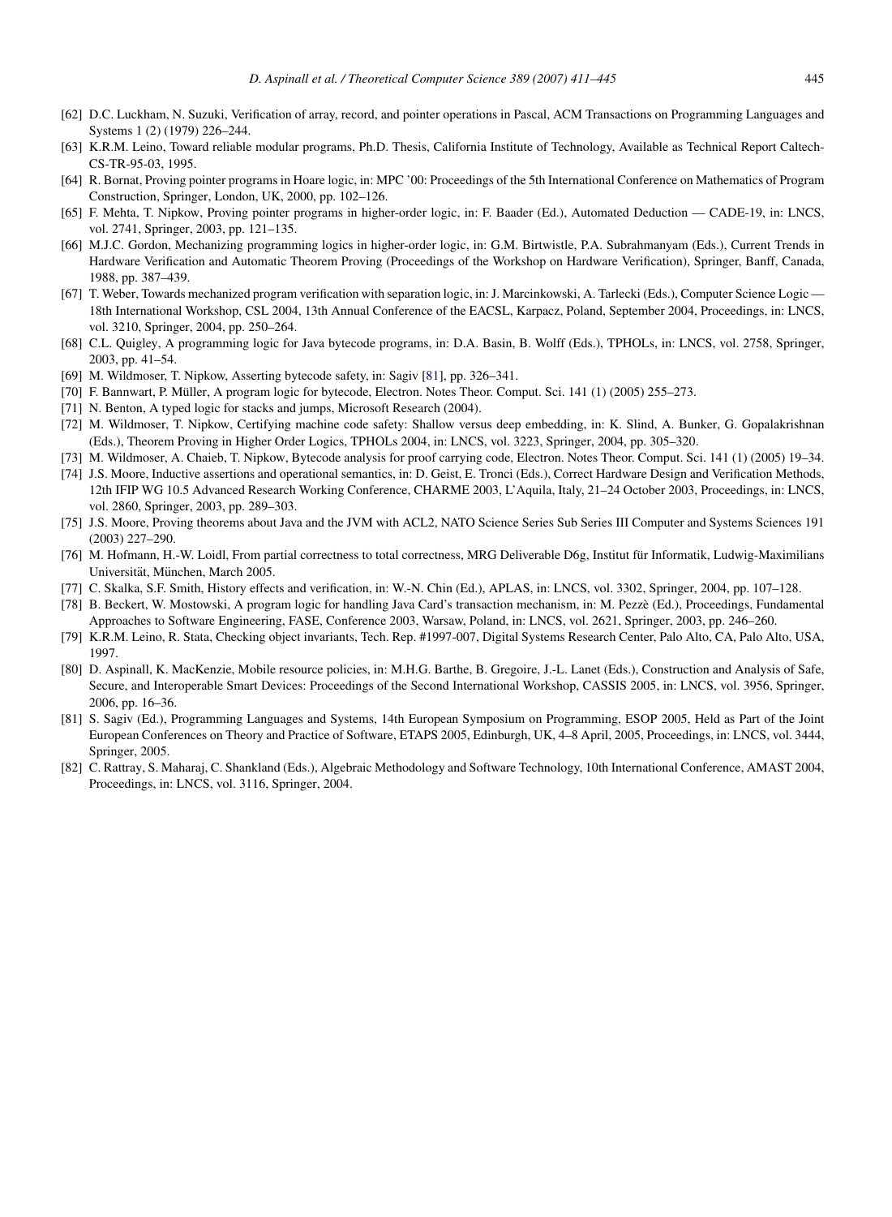[62] D.C. Luckham, N. Suzuki, Verification of array, record, and pointer operations in Pascal, ACM Transactions on Programming Languages and Systems 1 (2) (1979) 226–244.

[63] K.R.M. Leino, Toward reliable modular programs, Ph.D. Thesis, California Institute of Technology, Available as Technical Report Caltech-CS-TR-95-03, 1995.

[64] R. Bornat, Proving pointer programs in Hoare logic, in: MPC '00: Proceedings of the 5th International Conference on Mathematics of Program Construction, Springer, London, UK, 2000, pp. 102–126.

[65] F. Mehta, T. Nipkow, Proving pointer programs in higher-order logic, in: F. Baader (Ed.), Automated Deduction — CADE-19, in: LNCS, vol. 2741, Springer, 2003, pp. 121–135.

[66] M.J.C. Gordon, Mechanizing programming logics in higher-order logic, in: G.M. Birtwistle, P.A. Subrahmanyam (Eds.), Current Trends in Hardware Verification and Automatic Theorem Proving (Proceedings of the Workshop on Hardware Verification), Springer, Banff, Canada, 1988, pp. 387–439.

[67] T. Weber, Towards mechanized program verification with separation logic, in: J. Marcinkowski, A. Tarlecki (Eds.), Computer Science Logic — 18th International Workshop, CSL 2004, 13th Annual Conference of the EACSL, Karpacz, Poland, September 2004, Proceedings, in: LNCS, vol. 3210, Springer, 2004, pp. 250–264.

[68] C.L. Quigley, A programming logic for Java bytecode programs, in: D.A. Basin, B. Wolff (Eds.), TPHOLs, in: LNCS, vol. 2758, Springer, 2003, pp. 41–54.

[69] M. Wildmoser, T. Nipkow, Asserting bytecode safety, in: Sagiv [81], pp. 326–341.

[70] F. Bannwart, P. Müller, A program logic for bytecode, Electron. Notes Theor. Comput. Sci. 141 (1) (2005) 255–273.

[71] N. Benton, A typed logic for stacks and jumps, Microsoft Research (2004).

[72] M. Wildmoser, T. Nipkow, Certifying machine code safety: Shallow versus deep embedding, in: K. Slind, A. Bunker, G. Gopalakrishnan (Eds.), Theorem Proving in Higher Order Logics, TPHOLs 2004, in: LNCS, vol. 3223, Springer, 2004, pp. 305–320.

[73] M. Wildmoser, A. Chaieb, T. Nipkow, Bytecode analysis for proof carrying code, Electron. Notes Theor. Comput. Sci. 141 (1) (2005) 19–34.

[74] J.S. Moore, Inductive assertions and operational semantics, in: D. Geist, E. Tronci (Eds.), Correct Hardware Design and Verification Methods, 12th IFIP WG 10.5 Advanced Research Working Conference, CHARME 2003, L'Aquila, Italy, 21–24 October 2003, Proceedings, in: LNCS, vol. 2860, Springer, 2003, pp. 289–303.

[75] J.S. Moore, Proving theorems about Java and the JVM with ACL2, NATO Science Series Sub Series III Computer and Systems Sciences 191 (2003) 227–290.

[76] M. Hofmann, H.-W. Loidl, From partial correctness to total correctness, MRG Deliverable D6g, Institut für Informatik, Ludwig-Maximilians Universität, München, March 2005.

[77] C. Skalka, S.F. Smith, History effects and verification, in: W.-N. Chin (Ed.), APLAS, in: LNCS, vol. 3302, Springer, 2004, pp. 107–128.

[78] B. Beckert, W. Mostowski, A program logic for handling Java Card's transaction mechanism, in: M. Pezzè (Ed.), Proceedings, Fundamental Approaches to Software Engineering, FASE, Conference 2003, Warsaw, Poland, in: LNCS, vol. 2621, Springer, 2003, pp. 246–260.

[79] K.R.M. Leino, R. Stata, Checking object invariants, Tech. Rep. #1997-007, Digital Systems Research Center, Palo Alto, CA, Palo Alto, USA, 1997.

[80] D. Aspinall, K. MacKenzie, Mobile resource policies, in: M.H.G. Barthe, B. Gregoire, J.-L. Lanet (Eds.), Construction and Analysis of Safe, Secure, and Interoperable Smart Devices: Proceedings of the Second International Workshop, CASSIS 2005, in: LNCS, vol. 3956, Springer, 2006, pp. 16–36.

[81] S. Sagiv (Ed.), Programming Languages and Systems, 14th European Symposium on Programming, ESOP 2005, Held as Part of the Joint European Conferences on Theory and Practice of Software, ETAPS 2005, Edinburgh, UK, 4–8 April, 2005, Proceedings, in: LNCS, vol. 3444, Springer, 2005.

[82] C. Rattray, S. Maharaj, C. Shankland (Eds.), Algebraic Methodology and Software Technology, 10th International Conference, AMAST 2004, Proceedings, in: LNCS, vol. 3116, Springer, 2004.